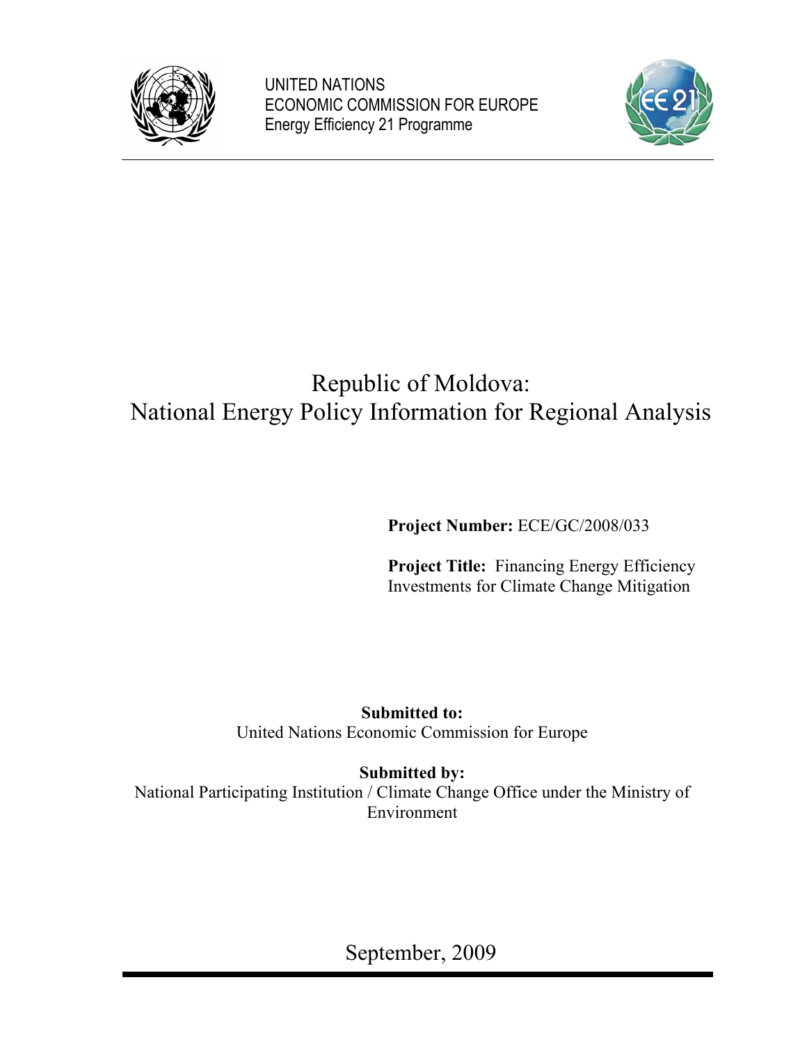UNITED NATIONS
ECONOMIC COMMISSION FOR EUROPE
Energy Efficiency 21 Programme

# Republic of Moldova: National Energy Policy Information for Regional Analysis

**Project Number:** ECE/GC/2008/033

**Project Title:** Financing Energy Efficiency Investments for Climate Change Mitigation

**Submitted to:**
United Nations Economic Commission for Europe

**Submitted by:**
National Participating Institution / Climate Change Office under the Ministry of Environment

September, 2009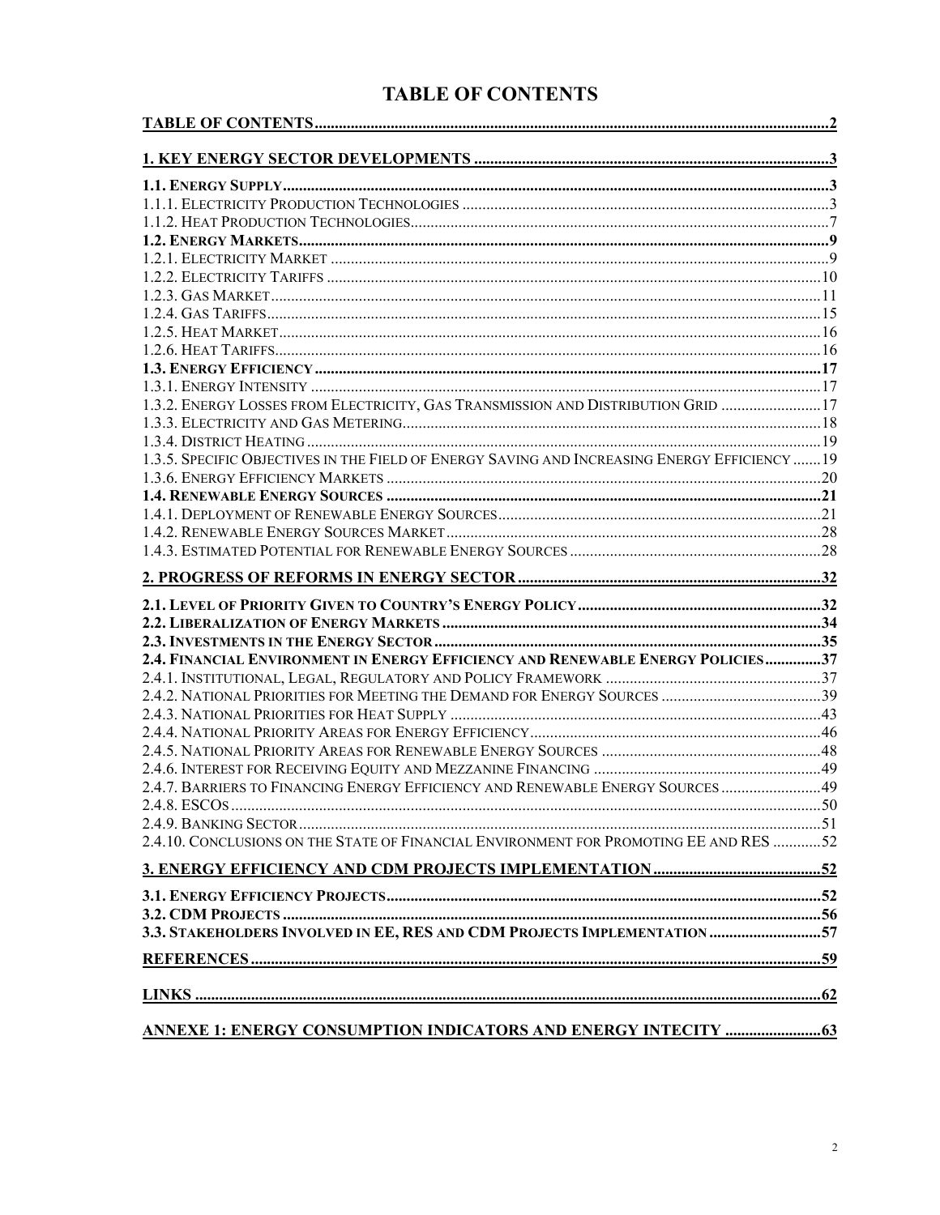# TABLE OF CONTENTS

| | |
|---|---|
| **TABLE OF CONTENTS** | **2** |
| **1. KEY ENERGY SECTOR DEVELOPMENTS** | **3** |
| **1.1. ENERGY SUPPLY** | **3** |
| 1.1.1. ELECTRICITY PRODUCTION TECHNOLOGIES | 3 |
| 1.1.2. HEAT PRODUCTION TECHNOLOGIES | 7 |
| **1.2. ENERGY MARKETS** | **9** |
| 1.2.1. ELECTRICITY MARKET | 9 |
| 1.2.2. ELECTRICITY TARIFFS | 10 |
| 1.2.3. GAS MARKET | 11 |
| 1.2.4. GAS TARIFFS | 15 |
| 1.2.5. HEAT MARKET | 16 |
| 1.2.6. HEAT TARIFFS | 16 |
| **1.3. ENERGY EFFICIENCY** | **17** |
| 1.3.1. ENERGY INTENSITY | 17 |
| 1.3.2. ENERGY LOSSES FROM ELECTRICITY, GAS TRANSMISSION AND DISTRIBUTION GRID | 17 |
| 1.3.3. ELECTRICITY AND GAS METERING | 18 |
| 1.3.4. DISTRICT HEATING | 19 |
| 1.3.5. SPECIFIC OBJECTIVES IN THE FIELD OF ENERGY SAVING AND INCREASING ENERGY EFFICIENCY | 19 |
| 1.3.6. ENERGY EFFICIENCY MARKETS | 20 |
| **1.4. RENEWABLE ENERGY SOURCES** | **21** |
| 1.4.1. DEPLOYMENT OF RENEWABLE ENERGY SOURCES | 21 |
| 1.4.2. RENEWABLE ENERGY SOURCES MARKET | 28 |
| 1.4.3. ESTIMATED POTENTIAL FOR RENEWABLE ENERGY SOURCES | 28 |
| **2. PROGRESS OF REFORMS IN ENERGY SECTOR** | **32** |
| **2.1. LEVEL OF PRIORITY GIVEN TO COUNTRY'S ENERGY POLICY** | **32** |
| **2.2. LIBERALIZATION OF ENERGY MARKETS** | **34** |
| **2.3. INVESTMENTS IN THE ENERGY SECTOR** | **35** |
| **2.4. FINANCIAL ENVIRONMENT IN ENERGY EFFICIENCY AND RENEWABLE ENERGY POLICIES** | **37** |
| 2.4.1. INSTITUTIONAL, LEGAL, REGULATORY AND POLICY FRAMEWORK | 37 |
| 2.4.2. NATIONAL PRIORITIES FOR MEETING THE DEMAND FOR ENERGY SOURCES | 39 |
| 2.4.3. NATIONAL PRIORITIES FOR HEAT SUPPLY | 43 |
| 2.4.4. NATIONAL PRIORITY AREAS FOR ENERGY EFFICIENCY | 46 |
| 2.4.5. NATIONAL PRIORITY AREAS FOR RENEWABLE ENERGY SOURCES | 48 |
| 2.4.6. INTEREST FOR RECEIVING EQUITY AND MEZZANINE FINANCING | 49 |
| 2.4.7. BARRIERS TO FINANCING ENERGY EFFICIENCY AND RENEWABLE ENERGY SOURCES | 49 |
| 2.4.8. ESCOS | 50 |
| 2.4.9. BANKING SECTOR | 51 |
| 2.4.10. CONCLUSIONS ON THE STATE OF FINANCIAL ENVIRONMENT FOR PROMOTING EE AND RES | 52 |
| **3. ENERGY EFFICIENCY AND CDM PROJECTS IMPLEMENTATION** | **52** |
| **3.1. ENERGY EFFICIENCY PROJECTS** | **52** |
| **3.2. CDM PROJECTS** | **56** |
| **3.3. STAKEHOLDERS INVOLVED IN EE, RES AND CDM PROJECTS IMPLEMENTATION** | **57** |
| **REFERENCES** | **59** |
| **LINKS** | **62** |
| **ANNEXE 1: ENERGY CONSUMPTION INDICATORS AND ENERGY INTECITY** | **63** |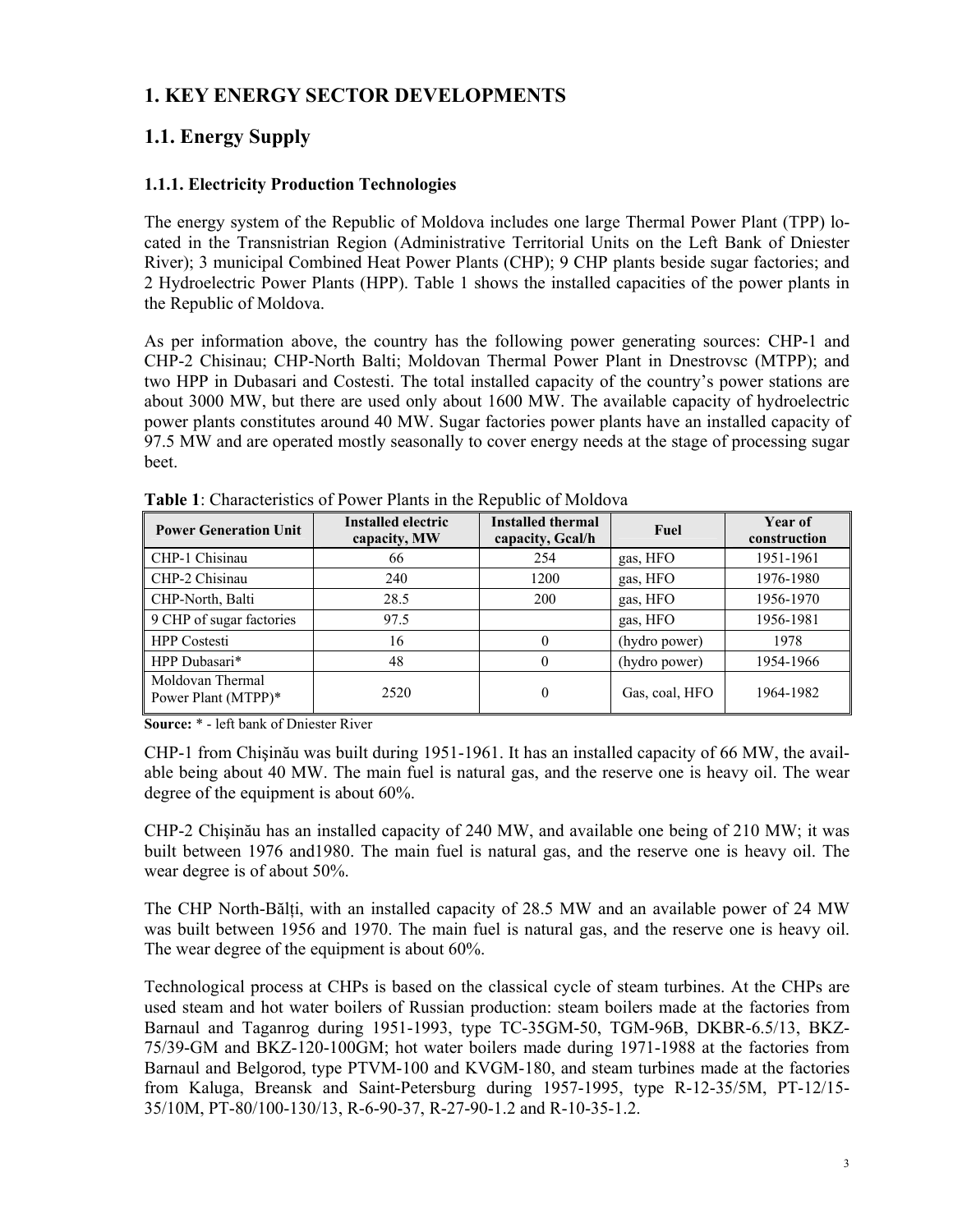# 1. KEY ENERGY SECTOR DEVELOPMENTS

## 1.1. Energy Supply

### 1.1.1. Electricity Production Technologies

The energy system of the Republic of Moldova includes one large Thermal Power Plant (TPP) located in the Transnistrian Region (Administrative Territorial Units on the Left Bank of Dniester River); 3 municipal Combined Heat Power Plants (CHP); 9 CHP plants beside sugar factories; and 2 Hydroelectric Power Plants (HPP). Table 1 shows the installed capacities of the power plants in the Republic of Moldova.

As per information above, the country has the following power generating sources: CHP-1 and CHP-2 Chisinau; CHP-North Balti; Moldovan Thermal Power Plant in Dnestrovsc (MTPP); and two HPP in Dubasari and Costesti. The total installed capacity of the country's power stations are about 3000 MW, but there are used only about 1600 MW. The available capacity of hydroelectric power plants constitutes around 40 MW. Sugar factories power plants have an installed capacity of 97.5 MW and are operated mostly seasonally to cover energy needs at the stage of processing sugar beet.

**Table 1**: Characteristics of Power Plants in the Republic of Moldova

| Power Generation Unit | Installed electric capacity, MW | Installed thermal capacity, Gcal/h | Fuel | Year of construction |
|---|---|---|---|---|
| CHP-1 Chisinau | 66 | 254 | gas, HFO | 1951-1961 |
| CHP-2 Chisinau | 240 | 1200 | gas, HFO | 1976-1980 |
| CHP-North, Balti | 28.5 | 200 | gas, HFO | 1956-1970 |
| 9 CHP of sugar factories | 97.5 | | gas, HFO | 1956-1981 |
| HPP Costesti | 16 | 0 | (hydro power) | 1978 |
| HPP Dubasari* | 48 | 0 | (hydro power) | 1954-1966 |
| Moldovan Thermal Power Plant (MTPP)* | 2520 | 0 | Gas, coal, HFO | 1964-1982 |

**Source:** * - left bank of Dniester River

CHP-1 from Chişinău was built during 1951-1961. It has an installed capacity of 66 MW, the available being about 40 MW. The main fuel is natural gas, and the reserve one is heavy oil. The wear degree of the equipment is about 60%.

CHP-2 Chişinău has an installed capacity of 240 MW, and available one being of 210 MW; it was built between 1976 and1980. The main fuel is natural gas, and the reserve one is heavy oil. The wear degree is of about 50%.

The CHP North-Bălți, with an installed capacity of 28.5 MW and an available power of 24 MW was built between 1956 and 1970. The main fuel is natural gas, and the reserve one is heavy oil. The wear degree of the equipment is about 60%.

Technological process at CHPs is based on the classical cycle of steam turbines. At the CHPs are used steam and hot water boilers of Russian production: steam boilers made at the factories from Barnaul and Taganrog during 1951-1993, type TC-35GM-50, TGM-96B, DKBR-6.5/13, BKZ-75/39-GM and BKZ-120-100GM; hot water boilers made during 1971-1988 at the factories from Barnaul and Belgorod, type PTVM-100 and KVGM-180, and steam turbines made at the factories from Kaluga, Breansk and Saint-Petersburg during 1957-1995, type R-12-35/5M, PT-12/15-35/10M, PT-80/100-130/13, R-6-90-37, R-27-90-1.2 and R-10-35-1.2.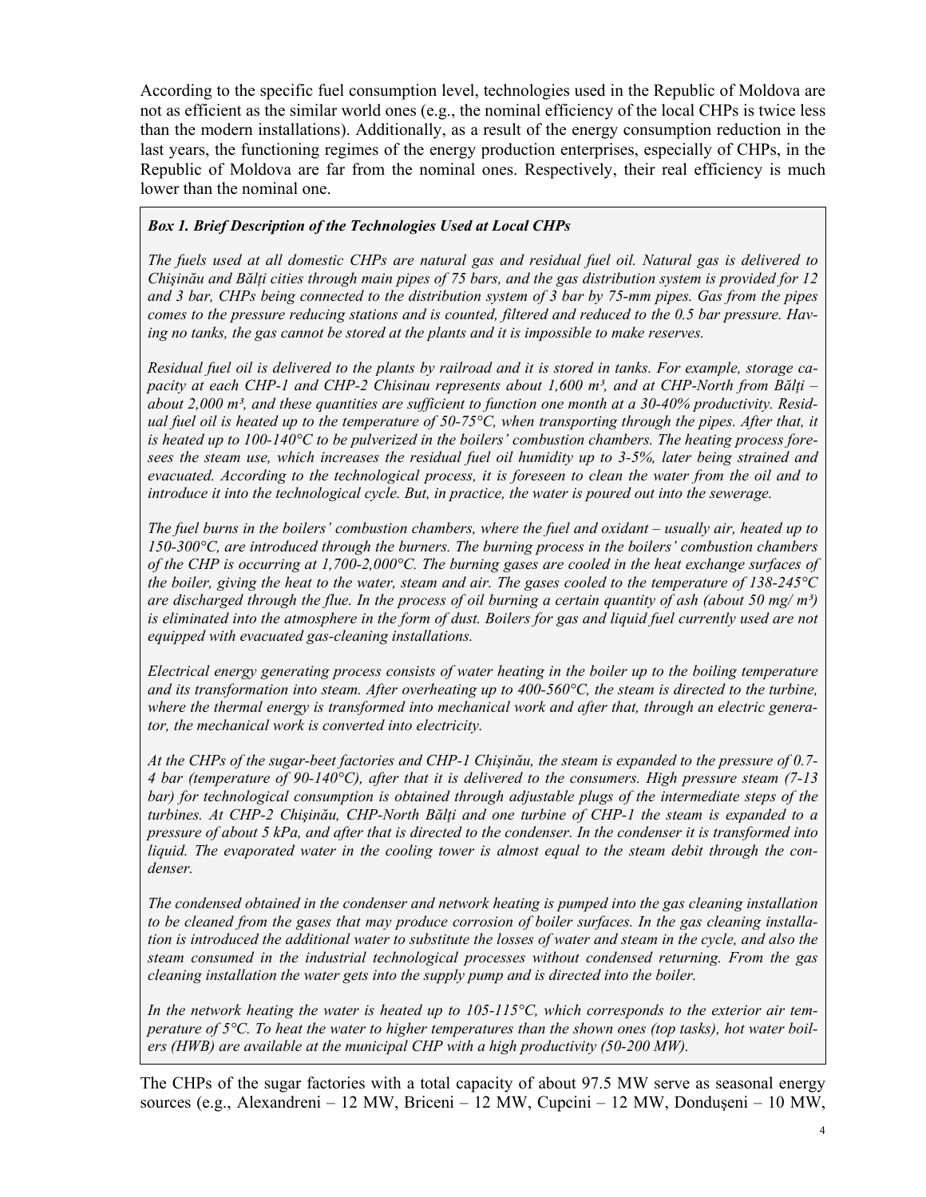According to the specific fuel consumption level, technologies used in the Republic of Moldova are not as efficient as the similar world ones (e.g., the nominal efficiency of the local CHPs is twice less than the modern installations). Additionally, as a result of the energy consumption reduction in the last years, the functioning regimes of the energy production enterprises, especially of CHPs, in the Republic of Moldova are far from the nominal ones. Respectively, their real efficiency is much lower than the nominal one.

> ***Box 1. Brief Description of the Technologies Used at Local CHPs***
>
> *The fuels used at all domestic CHPs are natural gas and residual fuel oil. Natural gas is delivered to Chişinău and Bălţi cities through main pipes of 75 bars, and the gas distribution system is provided for 12 and 3 bar, CHPs being connected to the distribution system of 3 bar by 75-mm pipes. Gas from the pipes comes to the pressure reducing stations and is counted, filtered and reduced to the 0.5 bar pressure. Having no tanks, the gas cannot be stored at the plants and it is impossible to make reserves.*
>
> *Residual fuel oil is delivered to the plants by railroad and it is stored in tanks. For example, storage capacity at each CHP-1 and CHP-2 Chisinau represents about 1,600 m³, and at CHP-North from Bălţi – about 2,000 m³, and these quantities are sufficient to function one month at a 30-40% productivity. Residual fuel oil is heated up to the temperature of 50-75°C, when transporting through the pipes. After that, it is heated up to 100-140°C to be pulverized in the boilers' combustion chambers. The heating process foresees the steam use, which increases the residual fuel oil humidity up to 3-5%, later being strained and evacuated. According to the technological process, it is foreseen to clean the water from the oil and to introduce it into the technological cycle. But, in practice, the water is poured out into the sewerage.*
>
> *The fuel burns in the boilers' combustion chambers, where the fuel and oxidant – usually air, heated up to 150-300°C, are introduced through the burners. The burning process in the boilers' combustion chambers of the CHP is occurring at 1,700-2,000°C. The burning gases are cooled in the heat exchange surfaces of the boiler, giving the heat to the water, steam and air. The gases cooled to the temperature of 138-245°C are discharged through the flue. In the process of oil burning a certain quantity of ash (about 50 mg/ m³) is eliminated into the atmosphere in the form of dust. Boilers for gas and liquid fuel currently used are not equipped with evacuated gas-cleaning installations.*
>
> *Electrical energy generating process consists of water heating in the boiler up to the boiling temperature and its transformation into steam. After overheating up to 400-560°C, the steam is directed to the turbine, where the thermal energy is transformed into mechanical work and after that, through an electric generator, the mechanical work is converted into electricity.*
>
> *At the CHPs of the sugar-beet factories and CHP-1 Chişinău, the steam is expanded to the pressure of 0.7-4 bar (temperature of 90-140°C), after that it is delivered to the consumers. High pressure steam (7-13 bar) for technological consumption is obtained through adjustable plugs of the intermediate steps of the turbines. At CHP-2 Chişinău, CHP-North Bălţi and one turbine of CHP-1 the steam is expanded to a pressure of about 5 kPa, and after that is directed to the condenser. In the condenser it is transformed into liquid. The evaporated water in the cooling tower is almost equal to the steam debit through the condenser.*
>
> *The condensed obtained in the condenser and network heating is pumped into the gas cleaning installation to be cleaned from the gases that may produce corrosion of boiler surfaces. In the gas cleaning installation is introduced the additional water to substitute the losses of water and steam in the cycle, and also the steam consumed in the industrial technological processes without condensed returning. From the gas cleaning installation the water gets into the supply pump and is directed into the boiler.*
>
> *In the network heating the water is heated up to 105-115°C, which corresponds to the exterior air temperature of 5°C. To heat the water to higher temperatures than the shown ones (top tasks), hot water boilers (HWB) are available at the municipal CHP with a high productivity (50-200 MW).*

The CHPs of the sugar factories with a total capacity of about 97.5 MW serve as seasonal energy sources (e.g., Alexandreni – 12 MW, Briceni – 12 MW, Cupcini – 12 MW, Donduşeni – 10 MW,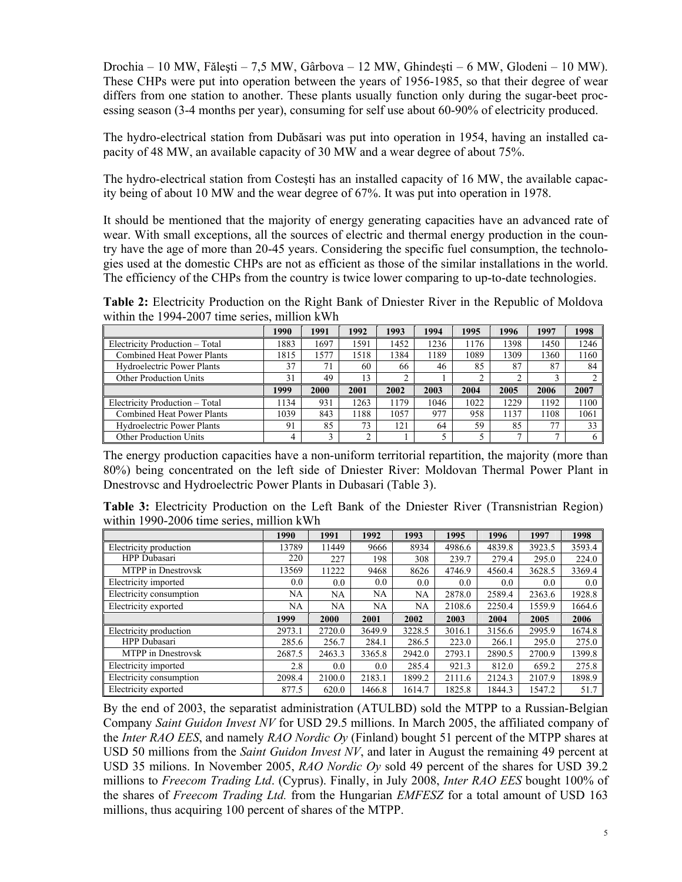Drochia – 10 MW, Făleşti – 7,5 MW, Gârbova – 12 MW, Ghindeşti – 6 MW, Glodeni – 10 MW). These CHPs were put into operation between the years of 1956-1985, so that their degree of wear differs from one station to another. These plants usually function only during the sugar-beet processing season (3-4 months per year), consuming for self use about 60-90% of electricity produced.

The hydro-electrical station from Dubăsari was put into operation in 1954, having an installed capacity of 48 MW, an available capacity of 30 MW and a wear degree of about 75%.

The hydro-electrical station from Costeşti has an installed capacity of 16 MW, the available capacity being of about 10 MW and the wear degree of 67%. It was put into operation in 1978.

It should be mentioned that the majority of energy generating capacities have an advanced rate of wear. With small exceptions, all the sources of electric and thermal energy production in the country have the age of more than 20-45 years. Considering the specific fuel consumption, the technologies used at the domestic CHPs are not as efficient as those of the similar installations in the world. The efficiency of the CHPs from the country is twice lower comparing to up-to-date technologies.

**Table 2:** Electricity Production on the Right Bank of Dniester River in the Republic of Moldova within the 1994-2007 time series, million kWh

| | 1990 | 1991 | 1992 | 1993 | 1994 | 1995 | 1996 | 1997 | 1998 |
|---|---|---|---|---|---|---|---|---|---|
| Electricity Production – Total | 1883 | 1697 | 1591 | 1452 | 1236 | 1176 | 1398 | 1450 | 1246 |
| Combined Heat Power Plants | 1815 | 1577 | 1518 | 1384 | 1189 | 1089 | 1309 | 1360 | 1160 |
| Hydroelectric Power Plants | 37 | 71 | 60 | 66 | 46 | 85 | 87 | 87 | 84 |
| Other Production Units | 31 | 49 | 13 | 2 | 1 | 2 | 2 | 3 | 2 |
| | **1999** | **2000** | **2001** | **2002** | **2003** | **2004** | **2005** | **2006** | **2007** |
| Electricity Production – Total | 1134 | 931 | 1263 | 1179 | 1046 | 1022 | 1229 | 1192 | 1100 |
| Combined Heat Power Plants | 1039 | 843 | 1188 | 1057 | 977 | 958 | 1137 | 1108 | 1061 |
| Hydroelectric Power Plants | 91 | 85 | 73 | 121 | 64 | 59 | 85 | 77 | 33 |
| Other Production Units | 4 | 3 | 2 | 1 | 5 | 5 | 7 | 7 | 6 |

The energy production capacities have a non-uniform territorial repartition, the majority (more than 80%) being concentrated on the left side of Dniester River: Moldovan Thermal Power Plant in Dnestrovsc and Hydroelectric Power Plants in Dubasari (Table 3).

**Table 3:** Electricity Production on the Left Bank of the Dniester River (Transnistrian Region) within 1990-2006 time series, million kWh

| | 1990 | 1991 | 1992 | 1993 | 1995 | 1996 | 1997 | 1998 |
|---|---|---|---|---|---|---|---|---|
| Electricity production | 13789 | 11449 | 9666 | 8934 | 4986.6 | 4839.8 | 3923.5 | 3593.4 |
| HPP Dubasari | 220 | 227 | 198 | 308 | 239.7 | 279.4 | 295.0 | 224.0 |
| MTPP in Dnestrovsk | 13569 | 11222 | 9468 | 8626 | 4746.9 | 4560.4 | 3628.5 | 3369.4 |
| Electricity imported | 0.0 | 0.0 | 0.0 | 0.0 | 0.0 | 0.0 | 0.0 | 0.0 |
| Electricity consumption | NA | NA | NA | NA | 2878.0 | 2589.4 | 2363.6 | 1928.8 |
| Electricity exported | NA | NA | NA | NA | 2108.6 | 2250.4 | 1559.9 | 1664.6 |
| | **1999** | **2000** | **2001** | **2002** | **2003** | **2004** | **2005** | **2006** |
| Electricity production | 2973.1 | 2720.0 | 3649.9 | 3228.5 | 3016.1 | 3156.6 | 2995.9 | 1674.8 |
| HPP Dubasari | 285.6 | 256.7 | 284.1 | 286.5 | 223.0 | 266.1 | 295.0 | 275.0 |
| MTPP in Dnestrovsk | 2687.5 | 2463.3 | 3365.8 | 2942.0 | 2793.1 | 2890.5 | 2700.9 | 1399.8 |
| Electricity imported | 2.8 | 0.0 | 0.0 | 285.4 | 921.3 | 812.0 | 659.2 | 275.8 |
| Electricity consumption | 2098.4 | 2100.0 | 2183.1 | 1899.2 | 2111.6 | 2124.3 | 2107.9 | 1898.9 |
| Electricity exported | 877.5 | 620.0 | 1466.8 | 1614.7 | 1825.8 | 1844.3 | 1547.2 | 51.7 |

By the end of 2003, the separatist administration (ATULBD) sold the MTPP to a Russian-Belgian Company *Saint Guidon Invest NV* for USD 29.5 millions. In March 2005, the affiliated company of the *Inter RAO EES*, and namely *RAO Nordic Oy* (Finland) bought 51 percent of the MTPP shares at USD 50 millions from the *Saint Guidon Invest NV*, and later in August the remaining 49 percent at USD 35 milions. In November 2005, *RAO Nordic Oy* sold 49 percent of the shares for USD 39.2 millions to *Freecom Trading Ltd*. (Cyprus). Finally, in July 2008, *Inter RAO EES* bought 100% of the shares of *Freecom Trading Ltd.* from the Hungarian *EMFESZ* for a total amount of USD 163 millions, thus acquiring 100 percent of shares of the MTPP.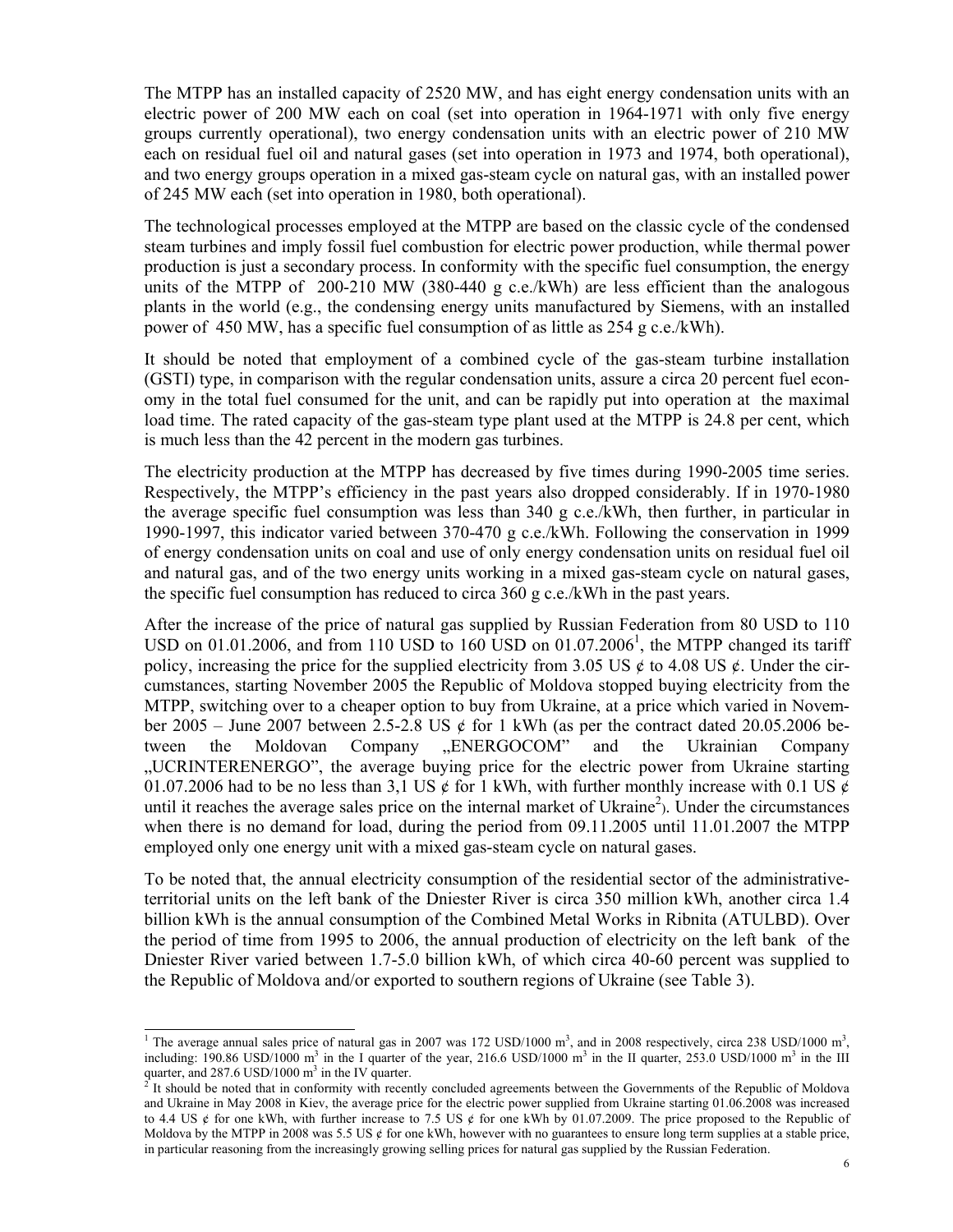The MTPP has an installed capacity of 2520 MW, and has eight energy condensation units with an electric power of 200 MW each on coal (set into operation in 1964-1971 with only five energy groups currently operational), two energy condensation units with an electric power of 210 MW each on residual fuel oil and natural gases (set into operation in 1973 and 1974, both operational), and two energy groups operation in a mixed gas-steam cycle on natural gas, with an installed power of 245 MW each (set into operation in 1980, both operational).

The technological processes employed at the MTPP are based on the classic cycle of the condensed steam turbines and imply fossil fuel combustion for electric power production, while thermal power production is just a secondary process. In conformity with the specific fuel consumption, the energy units of the MTPP of 200-210 MW (380-440 g c.e./kWh) are less efficient than the analogous plants in the world (e.g., the condensing energy units manufactured by Siemens, with an installed power of 450 MW, has a specific fuel consumption of as little as 254 g c.e./kWh).

It should be noted that employment of a combined cycle of the gas-steam turbine installation (GSTI) type, in comparison with the regular condensation units, assure a circa 20 percent fuel economy in the total fuel consumed for the unit, and can be rapidly put into operation at the maximal load time. The rated capacity of the gas-steam type plant used at the MTPP is 24.8 per cent, which is much less than the 42 percent in the modern gas turbines.

The electricity production at the MTPP has decreased by five times during 1990-2005 time series. Respectively, the MTPP's efficiency in the past years also dropped considerably. If in 1970-1980 the average specific fuel consumption was less than 340 g c.e./kWh, then further, in particular in 1990-1997, this indicator varied between 370-470 g c.e./kWh. Following the conservation in 1999 of energy condensation units on coal and use of only energy condensation units on residual fuel oil and natural gas, and of the two energy units working in a mixed gas-steam cycle on natural gases, the specific fuel consumption has reduced to circa 360 g c.e./kWh in the past years.

After the increase of the price of natural gas supplied by Russian Federation from 80 USD to 110 USD on 01.01.2006, and from 110 USD to 160 USD on 01.07.2006[1], the MTPP changed its tariff policy, increasing the price for the supplied electricity from 3.05 US ¢ to 4.08 US ¢. Under the circumstances, starting November 2005 the Republic of Moldova stopped buying electricity from the MTPP, switching over to a cheaper option to buy from Ukraine, at a price which varied in November 2005 – June 2007 between 2.5-2.8 US ¢ for 1 kWh (as per the contract dated 20.05.2006 between the Moldovan Company „ENERGOCOM" and the Ukrainian Company „UCRINTERENERGO", the average buying price for the electric power from Ukraine starting 01.07.2006 had to be no less than 3,1 US ¢ for 1 kWh, with further monthly increase with 0.1 US ¢ until it reaches the average sales price on the internal market of Ukraine[2]). Under the circumstances when there is no demand for load, during the period from 09.11.2005 until 11.01.2007 the MTPP employed only one energy unit with a mixed gas-steam cycle on natural gases.

To be noted that, the annual electricity consumption of the residential sector of the administrative-territorial units on the left bank of the Dniester River is circa 350 million kWh, another circa 1.4 billion kWh is the annual consumption of the Combined Metal Works in Ribnita (ATULBD). Over the period of time from 1995 to 2006, the annual production of electricity on the left bank of the Dniester River varied between 1.7-5.0 billion kWh, of which circa 40-60 percent was supplied to the Republic of Moldova and/or exported to southern regions of Ukraine (see Table 3).

---

[1] The average annual sales price of natural gas in 2007 was 172 USD/1000 $m^3$, and in 2008 respectively, circa 238 USD/1000 $m^3$, including: 190.86 USD/1000 $m^3$ in the I quarter of the year, 216.6 USD/1000 $m^3$ in the II quarter, 253.0 USD/1000 $m^3$ in the III quarter, and 287.6 USD/1000 $m^3$ in the IV quarter.

[2] It should be noted that in conformity with recently concluded agreements between the Governments of the Republic of Moldova and Ukraine in May 2008 in Kiev, the average price for the electric power supplied from Ukraine starting 01.06.2008 was increased to 4.4 US ¢ for one kWh, with further increase to 7.5 US ¢ for one kWh by 01.07.2009. The price proposed to the Republic of Moldova by the MTPP in 2008 was 5.5 US ¢ for one kWh, however with no guarantees to ensure long term supplies at a stable price, in particular reasoning from the increasingly growing selling prices for natural gas supplied by the Russian Federation.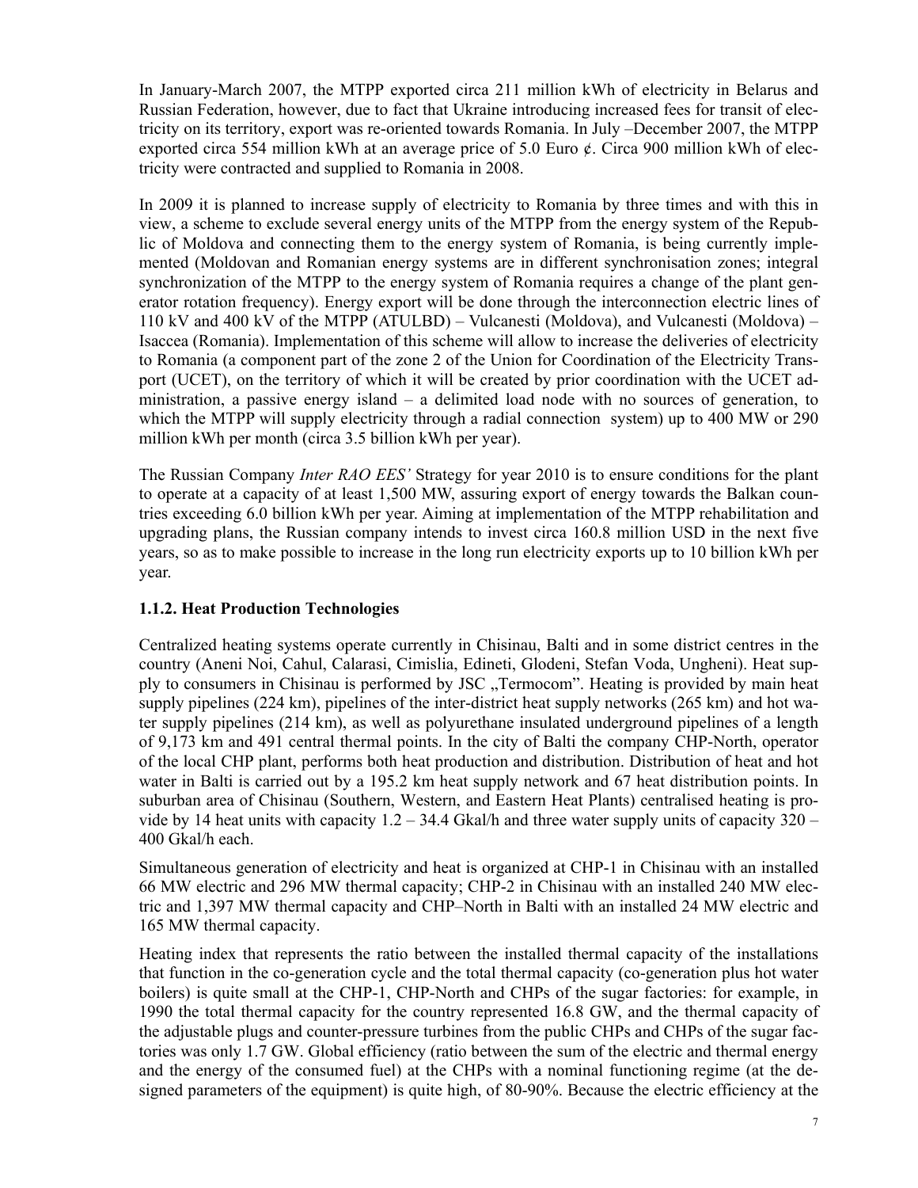In January-March 2007, the MTPP exported circa 211 million kWh of electricity in Belarus and Russian Federation, however, due to fact that Ukraine introducing increased fees for transit of electricity on its territory, export was re-oriented towards Romania. In July –December 2007, the MTPP exported circa 554 million kWh at an average price of 5.0 Euro ¢. Circa 900 million kWh of electricity were contracted and supplied to Romania in 2008.

In 2009 it is planned to increase supply of electricity to Romania by three times and with this in view, a scheme to exclude several energy units of the MTPP from the energy system of the Republic of Moldova and connecting them to the energy system of Romania, is being currently implemented (Moldovan and Romanian energy systems are in different synchronisation zones; integral synchronization of the MTPP to the energy system of Romania requires a change of the plant generator rotation frequency). Energy export will be done through the interconnection electric lines of 110 kV and 400 kV of the MTPP (ATULBD) – Vulcanesti (Moldova), and Vulcanesti (Moldova) – Isaccea (Romania). Implementation of this scheme will allow to increase the deliveries of electricity to Romania (a component part of the zone 2 of the Union for Coordination of the Electricity Transport (UCET), on the territory of which it will be created by prior coordination with the UCET administration, a passive energy island – a delimited load node with no sources of generation, to which the MTPP will supply electricity through a radial connection system) up to 400 MW or 290 million kWh per month (circa 3.5 billion kWh per year).

The Russian Company *Inter RAO EES'* Strategy for year 2010 is to ensure conditions for the plant to operate at a capacity of at least 1,500 MW, assuring export of energy towards the Balkan countries exceeding 6.0 billion kWh per year. Aiming at implementation of the MTPP rehabilitation and upgrading plans, the Russian company intends to invest circa 160.8 million USD in the next five years, so as to make possible to increase in the long run electricity exports up to 10 billion kWh per year.

### 1.1.2. Heat Production Technologies

Centralized heating systems operate currently in Chisinau, Balti and in some district centres in the country (Aneni Noi, Cahul, Calarasi, Cimislia, Edineti, Glodeni, Stefan Voda, Ungheni). Heat supply to consumers in Chisinau is performed by JSC „Termocom". Heating is provided by main heat supply pipelines (224 km), pipelines of the inter-district heat supply networks (265 km) and hot water supply pipelines (214 km), as well as polyurethane insulated underground pipelines of a length of 9,173 km and 491 central thermal points. In the city of Balti the company CHP-North, operator of the local CHP plant, performs both heat production and distribution. Distribution of heat and hot water in Balti is carried out by a 195.2 km heat supply network and 67 heat distribution points. In suburban area of Chisinau (Southern, Western, and Eastern Heat Plants) centralised heating is provide by 14 heat units with capacity 1.2 – 34.4 Gkal/h and three water supply units of capacity 320 – 400 Gkal/h each.

Simultaneous generation of electricity and heat is organized at CHP-1 in Chisinau with an installed 66 MW electric and 296 MW thermal capacity; CHP-2 in Chisinau with an installed 240 MW electric and 1,397 MW thermal capacity and CHP–North in Balti with an installed 24 MW electric and 165 MW thermal capacity.

Heating index that represents the ratio between the installed thermal capacity of the installations that function in the co-generation cycle and the total thermal capacity (co-generation plus hot water boilers) is quite small at the CHP-1, CHP-North and CHPs of the sugar factories: for example, in 1990 the total thermal capacity for the country represented 16.8 GW, and the thermal capacity of the adjustable plugs and counter-pressure turbines from the public CHPs and CHPs of the sugar factories was only 1.7 GW. Global efficiency (ratio between the sum of the electric and thermal energy and the energy of the consumed fuel) at the CHPs with a nominal functioning regime (at the designed parameters of the equipment) is quite high, of 80-90%. Because the electric efficiency at the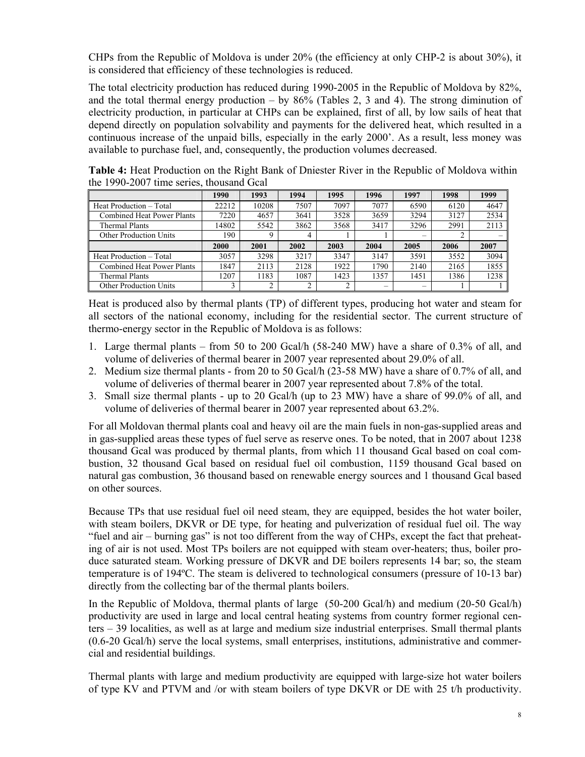CHPs from the Republic of Moldova is under 20% (the efficiency at only CHP-2 is about 30%), it is considered that efficiency of these technologies is reduced.

The total electricity production has reduced during 1990-2005 in the Republic of Moldova by 82%, and the total thermal energy production – by 86% (Tables 2, 3 and 4). The strong diminution of electricity production, in particular at CHPs can be explained, first of all, by low sails of heat that depend directly on population solvability and payments for the delivered heat, which resulted in a continuous increase of the unpaid bills, especially in the early 2000'. As a result, less money was available to purchase fuel, and, consequently, the production volumes decreased.

**Table 4:** Heat Production on the Right Bank of Dniester River in the Republic of Moldova within the 1990-2007 time series, thousand Gcal

| | 1990 | 1993 | 1994 | 1995 | 1996 | 1997 | 1998 | 1999 |
|---|---|---|---|---|---|---|---|---|
| Heat Production – Total | 22212 | 10208 | 7507 | 7097 | 7077 | 6590 | 6120 | 4647 |
| Combined Heat Power Plants | 7220 | 4657 | 3641 | 3528 | 3659 | 3294 | 3127 | 2534 |
| Thermal Plants | 14802 | 5542 | 3862 | 3568 | 3417 | 3296 | 2991 | 2113 |
| Other Production Units | 190 | 9 | 4 | 1 | 1 | – | 2 | – |
| | **2000** | **2001** | **2002** | **2003** | **2004** | **2005** | **2006** | **2007** |
| Heat Production – Total | 3057 | 3298 | 3217 | 3347 | 3147 | 3591 | 3552 | 3094 |
| Combined Heat Power Plants | 1847 | 2113 | 2128 | 1922 | 1790 | 2140 | 2165 | 1855 |
| Thermal Plants | 1207 | 1183 | 1087 | 1423 | 1357 | 1451 | 1386 | 1238 |
| Other Production Units | 3 | 2 | 2 | 2 | – | – | 1 | 1 |

Heat is produced also by thermal plants (TP) of different types, producing hot water and steam for all sectors of the national economy, including for the residential sector. The current structure of thermo-energy sector in the Republic of Moldova is as follows:

1. Large thermal plants – from 50 to 200 Gcal/h (58-240 MW) have a share of 0.3% of all, and volume of deliveries of thermal bearer in 2007 year represented about 29.0% of all.
2. Medium size thermal plants - from 20 to 50 Gcal/h (23-58 MW) have a share of 0.7% of all, and volume of deliveries of thermal bearer in 2007 year represented about 7.8% of the total.
3. Small size thermal plants - up to 20 Gcal/h (up to 23 MW) have a share of 99.0% of all, and volume of deliveries of thermal bearer in 2007 year represented about 63.2%.

For all Moldovan thermal plants coal and heavy oil are the main fuels in non-gas-supplied areas and in gas-supplied areas these types of fuel serve as reserve ones. To be noted, that in 2007 about 1238 thousand Gcal was produced by thermal plants, from which 11 thousand Gcal based on coal combustion, 32 thousand Gcal based on residual fuel oil combustion, 1159 thousand Gcal based on natural gas combustion, 36 thousand based on renewable energy sources and 1 thousand Gcal based on other sources.

Because TPs that use residual fuel oil need steam, they are equipped, besides the hot water boiler, with steam boilers, DKVR or DE type, for heating and pulverization of residual fuel oil. The way "fuel and air – burning gas" is not too different from the way of CHPs, except the fact that preheating of air is not used. Most TPs boilers are not equipped with steam over-heaters; thus, boiler produce saturated steam. Working pressure of DKVR and DE boilers represents 14 bar; so, the steam temperature is of 194ºC. The steam is delivered to technological consumers (pressure of 10-13 bar) directly from the collecting bar of the thermal plants boilers.

In the Republic of Moldova, thermal plants of large (50-200 Gcal/h) and medium (20-50 Gcal/h) productivity are used in large and local central heating systems from country former regional centers – 39 localities, as well as at large and medium size industrial enterprises. Small thermal plants (0.6-20 Gcal/h) serve the local systems, small enterprises, institutions, administrative and commercial and residential buildings.

Thermal plants with large and medium productivity are equipped with large-size hot water boilers of type KV and PTVM and /or with steam boilers of type DKVR or DE with 25 t/h productivity.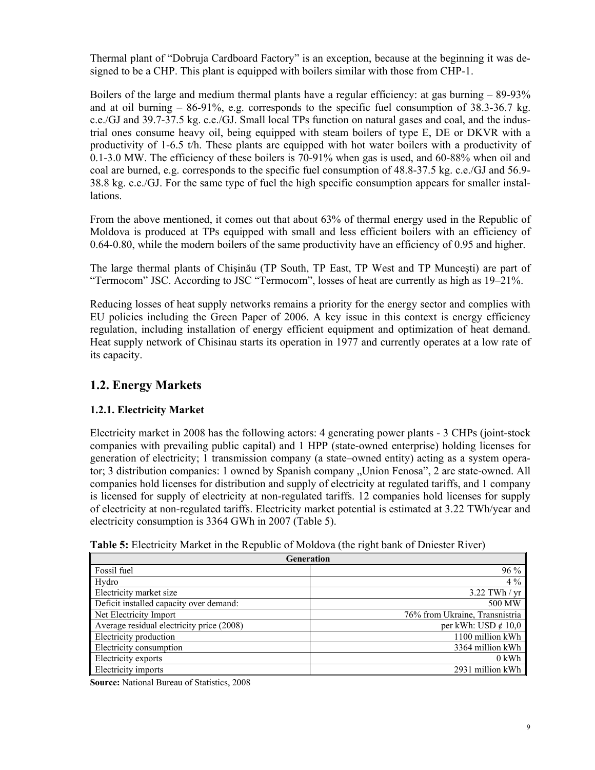Thermal plant of "Dobruja Cardboard Factory" is an exception, because at the beginning it was designed to be a CHP. This plant is equipped with boilers similar with those from CHP-1.

Boilers of the large and medium thermal plants have a regular efficiency: at gas burning – 89-93% and at oil burning – 86-91%, e.g. corresponds to the specific fuel consumption of 38.3-36.7 kg. c.e./GJ and 39.7-37.5 kg. c.e./GJ. Small local TPs function on natural gases and coal, and the industrial ones consume heavy oil, being equipped with steam boilers of type E, DE or DKVR with a productivity of 1-6.5 t/h. These plants are equipped with hot water boilers with a productivity of 0.1-3.0 MW. The efficiency of these boilers is 70-91% when gas is used, and 60-88% when oil and coal are burned, e.g. corresponds to the specific fuel consumption of 48.8-37.5 kg. c.e./GJ and 56.9-38.8 kg. c.e./GJ. For the same type of fuel the high specific consumption appears for smaller installations.

From the above mentioned, it comes out that about 63% of thermal energy used in the Republic of Moldova is produced at TPs equipped with small and less efficient boilers with an efficiency of 0.64-0.80, while the modern boilers of the same productivity have an efficiency of 0.95 and higher.

The large thermal plants of Chişinău (TP South, TP East, TP West and TP Munceşti) are part of "Termocom" JSC. According to JSC "Termocom", losses of heat are currently as high as 19–21%.

Reducing losses of heat supply networks remains a priority for the energy sector and complies with EU policies including the Green Paper of 2006. A key issue in this context is energy efficiency regulation, including installation of energy efficient equipment and optimization of heat demand. Heat supply network of Chisinau starts its operation in 1977 and currently operates at a low rate of its capacity.

## 1.2. Energy Markets

### 1.2.1. Electricity Market

Electricity market in 2008 has the following actors: 4 generating power plants - 3 CHPs (joint-stock companies with prevailing public capital) and 1 HPP (state-owned enterprise) holding licenses for generation of electricity; 1 transmission company (a state–owned entity) acting as a system operator; 3 distribution companies: 1 owned by Spanish company „Union Fenosa", 2 are state-owned. All companies hold licenses for distribution and supply of electricity at regulated tariffs, and 1 company is licensed for supply of electricity at non-regulated tariffs. 12 companies hold licenses for supply of electricity at non-regulated tariffs. Electricity market potential is estimated at 3.22 TWh/year and electricity consumption is 3364 GWh in 2007 (Table 5).

**Table 5:** Electricity Market in the Republic of Moldova (the right bank of Dniester River)

| Generation | |
|---|---|
| Fossil fuel | 96 % |
| Hydro | 4 % |
| Electricity market size | 3.22 TWh / yr |
| Deficit installed capacity over demand: | 500 MW |
| Net Electricity Import | 76% from Ukraine, Transnistria |
| Average residual electricity price (2008) | per kWh: USD ¢ 10,0 |
| Electricity production | 1100 million kWh |
| Electricity consumption | 3364 million kWh |
| Electricity exports | 0 kWh |
| Electricity imports | 2931 million kWh |

**Source:** National Bureau of Statistics, 2008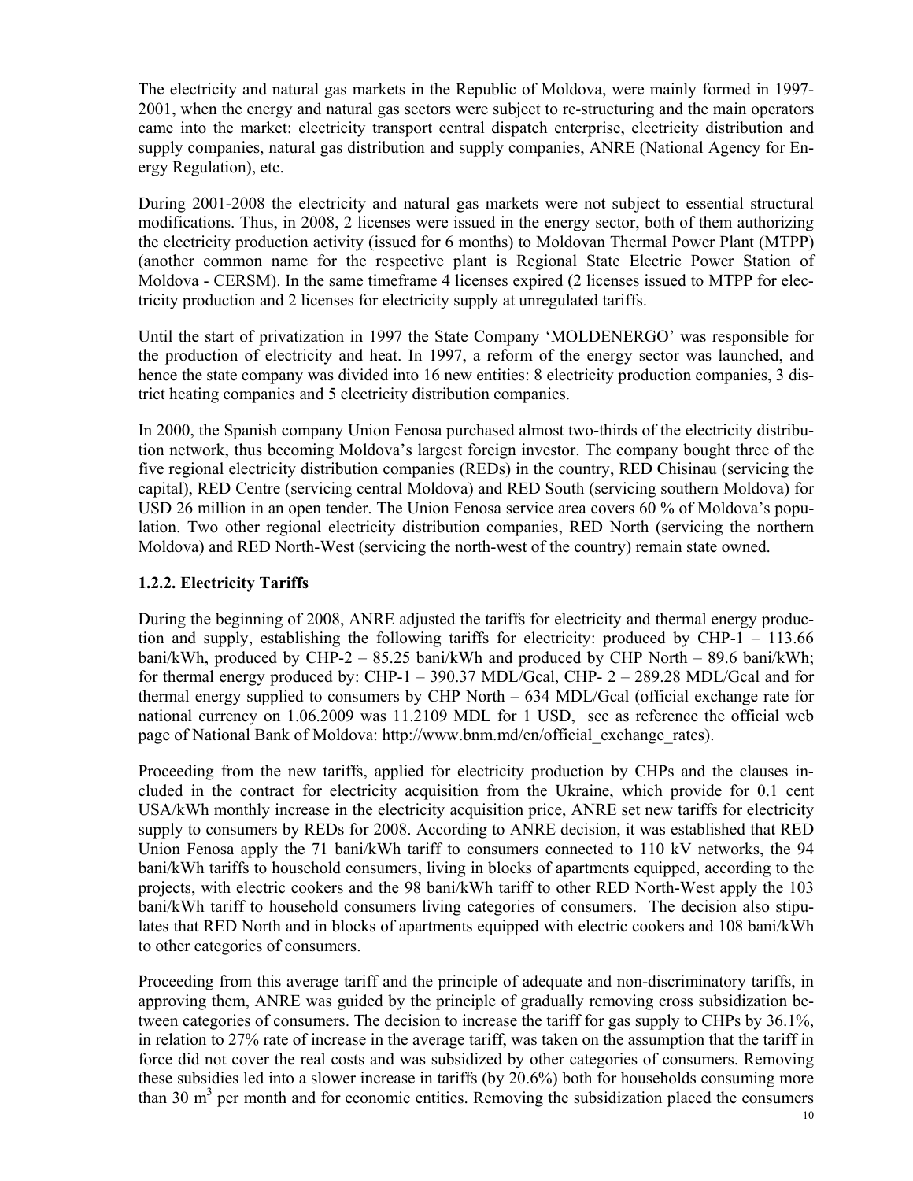The electricity and natural gas markets in the Republic of Moldova, were mainly formed in 1997-2001, when the energy and natural gas sectors were subject to re-structuring and the main operators came into the market: electricity transport central dispatch enterprise, electricity distribution and supply companies, natural gas distribution and supply companies, ANRE (National Agency for Energy Regulation), etc.

During 2001-2008 the electricity and natural gas markets were not subject to essential structural modifications. Thus, in 2008, 2 licenses were issued in the energy sector, both of them authorizing the electricity production activity (issued for 6 months) to Moldovan Thermal Power Plant (MTPP) (another common name for the respective plant is Regional State Electric Power Station of Moldova - CERSM). In the same timeframe 4 licenses expired (2 licenses issued to MTPP for electricity production and 2 licenses for electricity supply at unregulated tariffs.

Until the start of privatization in 1997 the State Company 'MOLDENERGO' was responsible for the production of electricity and heat. In 1997, a reform of the energy sector was launched, and hence the state company was divided into 16 new entities: 8 electricity production companies, 3 district heating companies and 5 electricity distribution companies.

In 2000, the Spanish company Union Fenosa purchased almost two-thirds of the electricity distribution network, thus becoming Moldova's largest foreign investor. The company bought three of the five regional electricity distribution companies (REDs) in the country, RED Chisinau (servicing the capital), RED Centre (servicing central Moldova) and RED South (servicing southern Moldova) for USD 26 million in an open tender. The Union Fenosa service area covers 60 % of Moldova's population. Two other regional electricity distribution companies, RED North (servicing the northern Moldova) and RED North-West (servicing the north-west of the country) remain state owned.

### 1.2.2. Electricity Tariffs

During the beginning of 2008, ANRE adjusted the tariffs for electricity and thermal energy production and supply, establishing the following tariffs for electricity: produced by CHP-1 – 113.66 bani/kWh, produced by CHP-2 – 85.25 bani/kWh and produced by CHP North – 89.6 bani/kWh; for thermal energy produced by: CHP-1 – 390.37 MDL/Gcal, CHP- 2 – 289.28 MDL/Gcal and for thermal energy supplied to consumers by CHP North – 634 MDL/Gcal (official exchange rate for national currency on 1.06.2009 was 11.2109 MDL for 1 USD, see as reference the official web page of National Bank of Moldova: http://www.bnm.md/en/official_exchange_rates).

Proceeding from the new tariffs, applied for electricity production by CHPs and the clauses included in the contract for electricity acquisition from the Ukraine, which provide for 0.1 cent USA/kWh monthly increase in the electricity acquisition price, ANRE set new tariffs for electricity supply to consumers by REDs for 2008. According to ANRE decision, it was established that RED Union Fenosa apply the 71 bani/kWh tariff to consumers connected to 110 kV networks, the 94 bani/kWh tariffs to household consumers, living in blocks of apartments equipped, according to the projects, with electric cookers and the 98 bani/kWh tariff to other RED North-West apply the 103 bani/kWh tariff to household consumers living categories of consumers. The decision also stipulates that RED North and in blocks of apartments equipped with electric cookers and 108 bani/kWh to other categories of consumers.

Proceeding from this average tariff and the principle of adequate and non-discriminatory tariffs, in approving them, ANRE was guided by the principle of gradually removing cross subsidization between categories of consumers. The decision to increase the tariff for gas supply to CHPs by 36.1%, in relation to 27% rate of increase in the average tariff, was taken on the assumption that the tariff in force did not cover the real costs and was subsidized by other categories of consumers. Removing these subsidies led into a slower increase in tariffs (by 20.6%) both for households consuming more than 30 $m^3$ per month and for economic entities. Removing the subsidization placed the consumers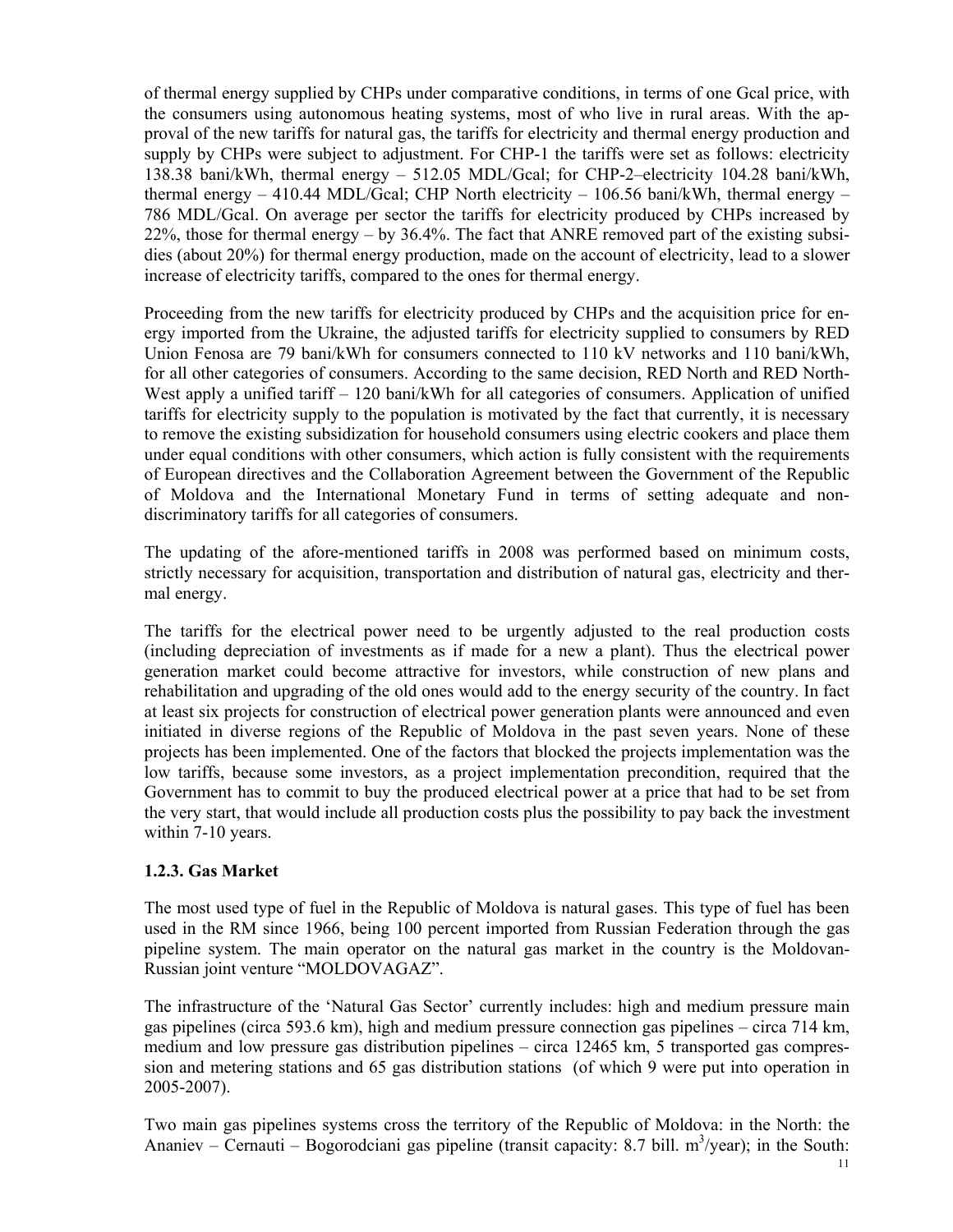of thermal energy supplied by CHPs under comparative conditions, in terms of one Gcal price, with the consumers using autonomous heating systems, most of who live in rural areas. With the approval of the new tariffs for natural gas, the tariffs for electricity and thermal energy production and supply by CHPs were subject to adjustment. For CHP-1 the tariffs were set as follows: electricity 138.38 bani/kWh, thermal energy – 512.05 MDL/Gcal; for CHP-2–electricity 104.28 bani/kWh, thermal energy – 410.44 MDL/Gcal; CHP North electricity – 106.56 bani/kWh, thermal energy – 786 MDL/Gcal. On average per sector the tariffs for electricity produced by CHPs increased by 22%, those for thermal energy – by 36.4%. The fact that ANRE removed part of the existing subsidies (about 20%) for thermal energy production, made on the account of electricity, lead to a slower increase of electricity tariffs, compared to the ones for thermal energy.

Proceeding from the new tariffs for electricity produced by CHPs and the acquisition price for energy imported from the Ukraine, the adjusted tariffs for electricity supplied to consumers by RED Union Fenosa are 79 bani/kWh for consumers connected to 110 kV networks and 110 bani/kWh, for all other categories of consumers. According to the same decision, RED North and RED North-West apply a unified tariff – 120 bani/kWh for all categories of consumers. Application of unified tariffs for electricity supply to the population is motivated by the fact that currently, it is necessary to remove the existing subsidization for household consumers using electric cookers and place them under equal conditions with other consumers, which action is fully consistent with the requirements of European directives and the Collaboration Agreement between the Government of the Republic of Moldova and the International Monetary Fund in terms of setting adequate and non-discriminatory tariffs for all categories of consumers.

The updating of the afore-mentioned tariffs in 2008 was performed based on minimum costs, strictly necessary for acquisition, transportation and distribution of natural gas, electricity and thermal energy.

The tariffs for the electrical power need to be urgently adjusted to the real production costs (including depreciation of investments as if made for a new a plant). Thus the electrical power generation market could become attractive for investors, while construction of new plans and rehabilitation and upgrading of the old ones would add to the energy security of the country. In fact at least six projects for construction of electrical power generation plants were announced and even initiated in diverse regions of the Republic of Moldova in the past seven years. None of these projects has been implemented. One of the factors that blocked the projects implementation was the low tariffs, because some investors, as a project implementation precondition, required that the Government has to commit to buy the produced electrical power at a price that had to be set from the very start, that would include all production costs plus the possibility to pay back the investment within 7-10 years.

### 1.2.3. Gas Market

The most used type of fuel in the Republic of Moldova is natural gases. This type of fuel has been used in the RM since 1966, being 100 percent imported from Russian Federation through the gas pipeline system. The main operator on the natural gas market in the country is the Moldovan-Russian joint venture "MOLDOVAGAZ".

The infrastructure of the 'Natural Gas Sector' currently includes: high and medium pressure main gas pipelines (circa 593.6 km), high and medium pressure connection gas pipelines – circa 714 km, medium and low pressure gas distribution pipelines – circa 12465 km, 5 transported gas compression and metering stations and 65 gas distribution stations (of which 9 were put into operation in 2005-2007).

Two main gas pipelines systems cross the territory of the Republic of Moldova: in the North: the Ananiev – Cernauti – Bogorodciani gas pipeline (transit capacity: 8.7 bill. $m^3$/year); in the South: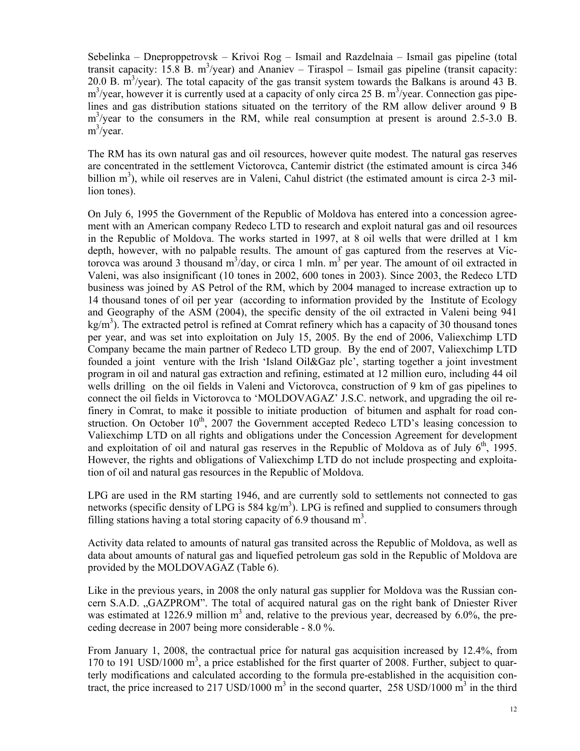Sebelinka – Dneproppetrovsk – Krivoi Rog – Ismail and Razdelnaia – Ismail gas pipeline (total transit capacity: 15.8 B. $m^3$/year) and Ananiev – Tiraspol – Ismail gas pipeline (transit capacity: 20.0 B. $m^3$/year). The total capacity of the gas transit system towards the Balkans is around 43 B. $m^3$/year, however it is currently used at a capacity of only circa 25 B. $m^3$/year. Connection gas pipelines and gas distribution stations situated on the territory of the RM allow deliver around 9 B $m^3$/year to the consumers in the RM, while real consumption at present is around 2.5-3.0 B. $m^3$/year.

The RM has its own natural gas and oil resources, however quite modest. The natural gas reserves are concentrated in the settlement Victorovca, Cantemir district (the estimated amount is circa 346 billion $m^3$), while oil reserves are in Valeni, Cahul district (the estimated amount is circa 2-3 million tones).

On July 6, 1995 the Government of the Republic of Moldova has entered into a concession agreement with an American company Redeco LTD to research and exploit natural gas and oil resources in the Republic of Moldova. The works started in 1997, at 8 oil wells that were drilled at 1 km depth, however, with no palpable results. The amount of gas captured from the reserves at Victorovca was around 3 thousand $m^3$/day, or circa 1 mln. $m^3$ per year. The amount of oil extracted in Valeni, was also insignificant (10 tones in 2002, 600 tones in 2003). Since 2003, the Redeco LTD business was joined by AS Petrol of the RM, which by 2004 managed to increase extraction up to 14 thousand tones of oil per year (according to information provided by the Institute of Ecology and Geography of the ASM (2004), the specific density of the oil extracted in Valeni being 941 $kg/m^3$). The extracted petrol is refined at Comrat refinery which has a capacity of 30 thousand tones per year, and was set into exploitation on July 15, 2005. By the end of 2006, Valiexchimp LTD Company became the main partner of Redeco LTD group. By the end of 2007, Valiexchimp LTD founded a joint venture with the Irish 'Island Oil&Gaz plc', starting together a joint investment program in oil and natural gas extraction and refining, estimated at 12 million euro, including 44 oil wells drilling on the oil fields in Valeni and Victorovca, construction of 9 km of gas pipelines to connect the oil fields in Victorovca to 'MOLDOVAGAZ' J.S.C. network, and upgrading the oil refinery in Comrat, to make it possible to initiate production of bitumen and asphalt for road construction. On October 10th, 2007 the Government accepted Redeco LTD's leasing concession to Valiexchimp LTD on all rights and obligations under the Concession Agreement for development and exploitation of oil and natural gas reserves in the Republic of Moldova as of July 6th, 1995. However, the rights and obligations of Valiexchimp LTD do not include prospecting and exploitation of oil and natural gas resources in the Republic of Moldova.

LPG are used in the RM starting 1946, and are currently sold to settlements not connected to gas networks (specific density of LPG is 584 $kg/m^3$). LPG is refined and supplied to consumers through filling stations having a total storing capacity of 6.9 thousand $m^3$.

Activity data related to amounts of natural gas transited across the Republic of Moldova, as well as data about amounts of natural gas and liquefied petroleum gas sold in the Republic of Moldova are provided by the MOLDOVAGAZ (Table 6).

Like in the previous years, in 2008 the only natural gas supplier for Moldova was the Russian concern S.A.D. „GAZPROM". The total of acquired natural gas on the right bank of Dniester River was estimated at 1226.9 million $m^3$ and, relative to the previous year, decreased by 6.0%, the preceding decrease in 2007 being more considerable - 8.0 %.

From January 1, 2008, the contractual price for natural gas acquisition increased by 12.4%, from 170 to 191 USD/1000 $m^3$, a price established for the first quarter of 2008. Further, subject to quarterly modifications and calculated according to the formula pre-established in the acquisition contract, the price increased to 217 USD/1000 $m^3$ in the second quarter, 258 USD/1000 $m^3$ in the third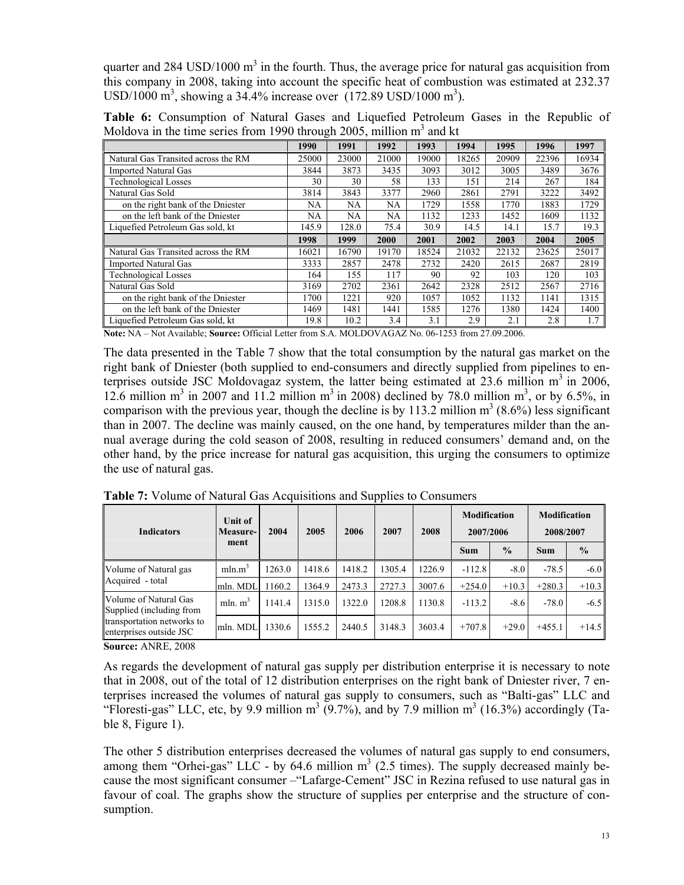quarter and 284 USD/1000 m$^3$ in the fourth. Thus, the average price for natural gas acquisition from this company in 2008, taking into account the specific heat of combustion was estimated at 232.37 USD/1000 m$^3$, showing a 34.4% increase over (172.89 USD/1000 m$^3$).

**Table 6:** Consumption of Natural Gases and Liquefied Petroleum Gases in the Republic of Moldova in the time series from 1990 through 2005, million m$^3$ and kt

| | 1990 | 1991 | 1992 | 1993 | 1994 | 1995 | 1996 | 1997 |
|---|---|---|---|---|---|---|---|---|
| Natural Gas Transited across the RM | 25000 | 23000 | 21000 | 19000 | 18265 | 20909 | 22396 | 16934 |
| Imported Natural Gas | 3844 | 3873 | 3435 | 3093 | 3012 | 3005 | 3489 | 3676 |
| Technological Losses | 30 | 30 | 58 | 133 | 151 | 214 | 267 | 184 |
| Natural Gas Sold | 3814 | 3843 | 3377 | 2960 | 2861 | 2791 | 3222 | 3492 |
| on the right bank of the Dniester | NA | NA | NA | 1729 | 1558 | 1770 | 1883 | 1729 |
| on the left bank of the Dniester | NA | NA | NA | 1132 | 1233 | 1452 | 1609 | 1132 |
| Liquefied Petroleum Gas sold, kt | 145.9 | 128.0 | 75.4 | 30.9 | 14.5 | 14.1 | 15.7 | 19.3 |
| | **1998** | **1999** | **2000** | **2001** | **2002** | **2003** | **2004** | **2005** |
| Natural Gas Transited across the RM | 16021 | 16790 | 19170 | 18524 | 21032 | 22132 | 23625 | 25017 |
| Imported Natural Gas | 3333 | 2857 | 2478 | 2732 | 2420 | 2615 | 2687 | 2819 |
| Technological Losses | 164 | 155 | 117 | 90 | 92 | 103 | 120 | 103 |
| Natural Gas Sold | 3169 | 2702 | 2361 | 2642 | 2328 | 2512 | 2567 | 2716 |
| on the right bank of the Dniester | 1700 | 1221 | 920 | 1057 | 1052 | 1132 | 1141 | 1315 |
| on the left bank of the Dniester | 1469 | 1481 | 1441 | 1585 | 1276 | 1380 | 1424 | 1400 |
| Liquefied Petroleum Gas sold, kt | 19.8 | 10.2 | 3.4 | 3.1 | 2.9 | 2.1 | 2.8 | 1.7 |

**Note:** NA – Not Available; **Source:** Official Letter from S.A. MOLDOVAGAZ No. 06-1253 from 27.09.2006.

The data presented in the Table 7 show that the total consumption by the natural gas market on the right bank of Dniester (both supplied to end-consumers and directly supplied from pipelines to enterprises outside JSC Moldovagaz system, the latter being estimated at 23.6 million m$^3$ in 2006, 12.6 million m$^3$ in 2007 and 11.2 million m$^3$ in 2008) declined by 78.0 million m$^3$, or by 6.5%, in comparison with the previous year, though the decline is by 113.2 million m$^3$ (8.6%) less significant than in 2007. The decline was mainly caused, on the one hand, by temperatures milder than the annual average during the cold season of 2008, resulting in reduced consumers' demand and, on the other hand, by the price increase for natural gas acquisition, this urging the consumers to optimize the use of natural gas.

**Table 7:** Volume of Natural Gas Acquisitions and Supplies to Consumers

| Indicators | Unit of Measurement | 2004 | 2005 | 2006 | 2007 | 2008 | Modification 2007/2006 | | Modification 2008/2007 | |
|---|---|---|---|---|---|---|---|---|---|---|
| | | | | | | | Sum | % | Sum | % |
| Volume of Natural gas Acquired - total | mln.m$^3$ | 1263.0 | 1418.6 | 1418.2 | 1305.4 | 1226.9 | -112.8 | -8.0 | -78.5 | -6.0 |
| | mln. MDL | 1160.2 | 1364.9 | 2473.3 | 2727.3 | 3007.6 | +254.0 | +10.3 | +280.3 | +10.3 |
| Volume of Natural Gas Supplied (including from transportation networks to enterprises outside JSC | mln. m$^3$ | 1141.4 | 1315.0 | 1322.0 | 1208.8 | 1130.8 | -113.2 | -8.6 | -78.0 | -6.5 |
| | mln. MDL | 1330.6 | 1555.2 | 2440.5 | 3148.3 | 3603.4 | +707.8 | +29.0 | +455.1 | +14.5 |

**Source:** ANRE, 2008

As regards the development of natural gas supply per distribution enterprise it is necessary to note that in 2008, out of the total of 12 distribution enterprises on the right bank of Dniester river, 7 enterprises increased the volumes of natural gas supply to consumers, such as "Balti-gas" LLC and "Floresti-gas" LLC, etc, by 9.9 million m$^3$ (9.7%), and by 7.9 million m$^3$ (16.3%) accordingly (Table 8, Figure 1).

The other 5 distribution enterprises decreased the volumes of natural gas supply to end consumers, among them "Orhei-gas" LLC - by 64.6 million m$^3$ (2.5 times). The supply decreased mainly because the most significant consumer –"Lafarge-Cement" JSC in Rezina refused to use natural gas in favour of coal. The graphs show the structure of supplies per enterprise and the structure of consumption.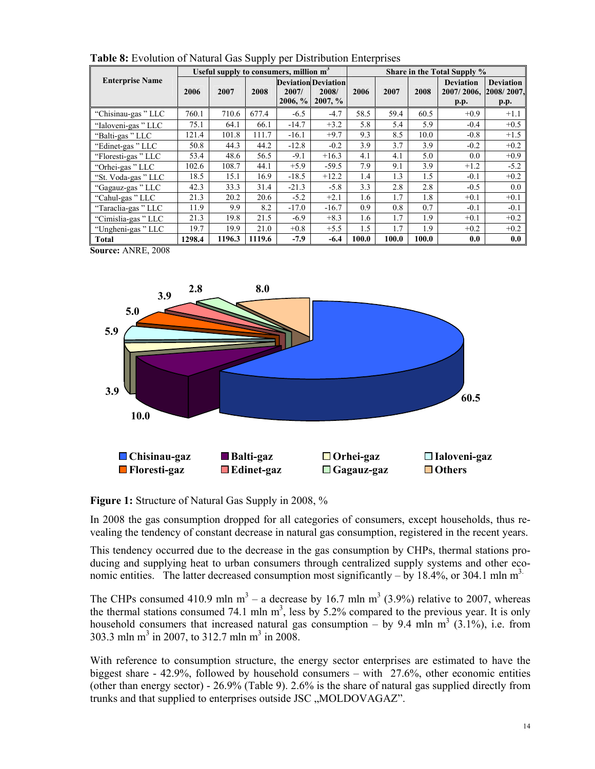**Table 8:** Evolution of Natural Gas Supply per Distribution Enterprises

| Enterprise Name | Useful supply to consumers, million $m^3$ | | | | | Share in the Total Supply % | | | | |
|---|---|---|---|---|---|---|---|---|---|---|
| | 2006 | 2007 | 2008 | Deviation 2007/ 2006, % | Deviation 2008/ 2007, % | 2006 | 2007 | 2008 | Deviation 2007/ 2006, p.p. | Deviation 2008/ 2007, p.p. |
| "Chisinau-gas" LLC | 760.1 | 710.6 | 677.4 | -6.5 | -4.7 | 58.5 | 59.4 | 60.5 | +0.9 | +1.1 |
| "Ialoveni-gas" LLC | 75.1 | 64.1 | 66.1 | -14.7 | +3.2 | 5.8 | 5.4 | 5.9 | -0.4 | +0.5 |
| "Balti-gas" LLC | 121.4 | 101.8 | 111.7 | -16.1 | +9.7 | 9.3 | 8.5 | 10.0 | -0.8 | +1.5 |
| "Edinet-gas" LLC | 50.8 | 44.3 | 44.2 | -12.8 | -0.2 | 3.9 | 3.7 | 3.9 | -0.2 | +0.2 |
| "Floresti-gas" LLC | 53.4 | 48.6 | 56.5 | -9.1 | +16.3 | 4.1 | 4.1 | 5.0 | 0.0 | +0.9 |
| "Orhei-gas" LLC | 102.6 | 108.7 | 44.1 | +5.9 | -59.5 | 7.9 | 9.1 | 3.9 | +1.2 | -5.2 |
| "St. Voda-gas" LLC | 18.5 | 15.1 | 16.9 | -18.5 | +12.2 | 1.4 | 1.3 | 1.5 | -0.1 | +0.2 |
| "Gagauz-gas" LLC | 42.3 | 33.3 | 31.4 | -21.3 | -5.8 | 3.3 | 2.8 | 2.8 | -0.5 | 0.0 |
| "Cahul-gas" LLC | 21.3 | 20.2 | 20.6 | -5.2 | +2.1 | 1.6 | 1.7 | 1.8 | +0.1 | +0.1 |
| "Taraclia-gas" LLC | 11.9 | 9.9 | 8.2 | -17.0 | -16.7 | 0.9 | 0.8 | 0.7 | -0.1 | -0.1 |
| "Cimislia-gas" LLC | 21.3 | 19.8 | 21.5 | -6.9 | +8.3 | 1.6 | 1.7 | 1.9 | +0.1 | +0.2 |
| "Ungheni-gas" LLC | 19.7 | 19.9 | 21.0 | +0.8 | +5.5 | 1.5 | 1.7 | 1.9 | +0.2 | +0.2 |
| **Total** | **1298.4** | **1196.3** | **1119.6** | **-7.9** | **-6.4** | **100.0** | **100.0** | **100.0** | **0.0** | **0.0** |

**Source:** ANRE, 2008

**Figure 1:** Structure of Natural Gas Supply in 2008, %

In 2008 the gas consumption dropped for all categories of consumers, except households, thus revealing the tendency of constant decrease in natural gas consumption, registered in the recent years.

This tendency occurred due to the decrease in the gas consumption by CHPs, thermal stations producing and supplying heat to urban consumers through centralized supply systems and other economic entities. The latter decreased consumption most significantly – by 18.4%, or 304.1 mln $m^3$.

The CHPs consumed 410.9 mln $m^3$ – a decrease by 16.7 mln $m^3$ (3.9%) relative to 2007, whereas the thermal stations consumed 74.1 mln $m^3$, less by 5.2% compared to the previous year. It is only household consumers that increased natural gas consumption – by 9.4 mln $m^3$ (3.1%), i.e. from 303.3 mln $m^3$ in 2007, to 312.7 mln $m^3$ in 2008.

With reference to consumption structure, the energy sector enterprises are estimated to have the biggest share - 42.9%, followed by household consumers – with 27.6%, other economic entities (other than energy sector) - 26.9% (Table 9). 2.6% is the share of natural gas supplied directly from trunks and that supplied to enterprises outside JSC „MOLDOVAGAZ".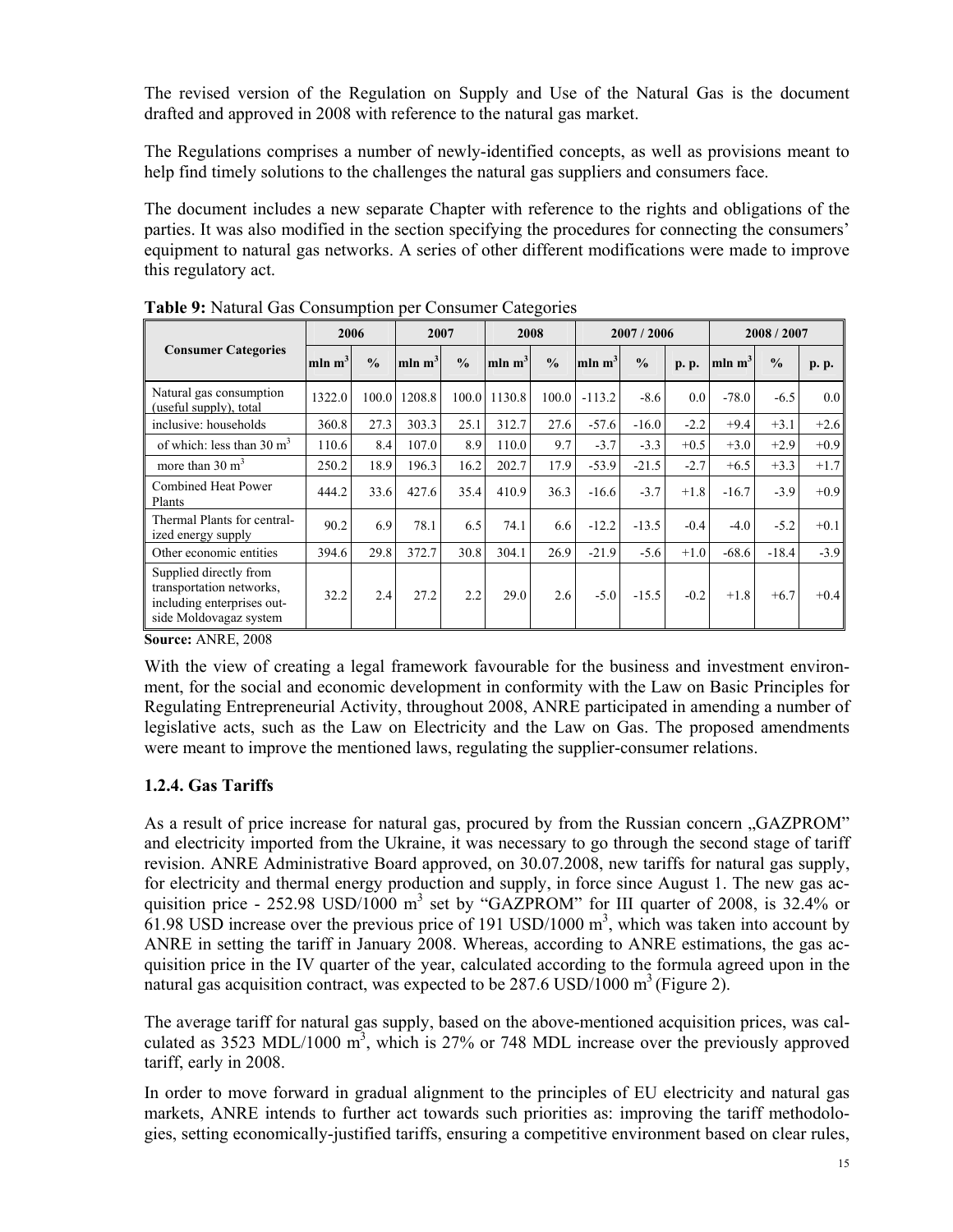The revised version of the Regulation on Supply and Use of the Natural Gas is the document drafted and approved in 2008 with reference to the natural gas market.

The Regulations comprises a number of newly-identified concepts, as well as provisions meant to help find timely solutions to the challenges the natural gas suppliers and consumers face.

The document includes a new separate Chapter with reference to the rights and obligations of the parties. It was also modified in the section specifying the procedures for connecting the consumers' equipment to natural gas networks. A series of other different modifications were made to improve this regulatory act.

**Table 9:** Natural Gas Consumption per Consumer Categories

| Consumer Categories | 2006 | | 2007 | | 2008 | | 2007 / 2006 | | | 2008 / 2007 | | |
|---|---|---|---|---|---|---|---|---|---|---|---|---|
| | mln $m^3$ | % | mln $m^3$ | % | mln $m^3$ | % | mln $m^3$ | % | p. p. | mln $m^3$ | % | p. p. |
| Natural gas consumption (useful supply), total | 1322.0 | 100.0 | 1208.8 | 100.0 | 1130.8 | 100.0 | -113.2 | -8.6 | 0.0 | -78.0 | -6.5 | 0.0 |
| inclusive: households | 360.8 | 27.3 | 303.3 | 25.1 | 312.7 | 27.6 | -57.6 | -16.0 | -2.2 | +9.4 | +3.1 | +2.6 |
| of which: less than 30 $m^3$ | 110.6 | 8.4 | 107.0 | 8.9 | 110.0 | 9.7 | -3.7 | -3.3 | +0.5 | +3.0 | +2.9 | +0.9 |
| more than 30 $m^3$ | 250.2 | 18.9 | 196.3 | 16.2 | 202.7 | 17.9 | -53.9 | -21.5 | -2.7 | +6.5 | +3.3 | +1.7 |
| Combined Heat Power Plants | 444.2 | 33.6 | 427.6 | 35.4 | 410.9 | 36.3 | -16.6 | -3.7 | +1.8 | -16.7 | -3.9 | +0.9 |
| Thermal Plants for centralized energy supply | 90.2 | 6.9 | 78.1 | 6.5 | 74.1 | 6.6 | -12.2 | -13.5 | -0.4 | -4.0 | -5.2 | +0.1 |
| Other economic entities | 394.6 | 29.8 | 372.7 | 30.8 | 304.1 | 26.9 | -21.9 | -5.6 | +1.0 | -68.6 | -18.4 | -3.9 |
| Supplied directly from transportation networks, including enterprises outside Moldovagaz system | 32.2 | 2.4 | 27.2 | 2.2 | 29.0 | 2.6 | -5.0 | -15.5 | -0.2 | +1.8 | +6.7 | +0.4 |

**Source:** ANRE, 2008

With the view of creating a legal framework favourable for the business and investment environment, for the social and economic development in conformity with the Law on Basic Principles for Regulating Entrepreneurial Activity, throughout 2008, ANRE participated in amending a number of legislative acts, such as the Law on Electricity and the Law on Gas. The proposed amendments were meant to improve the mentioned laws, regulating the supplier-consumer relations.

### 1.2.4. Gas Tariffs

As a result of price increase for natural gas, procured by from the Russian concern „GAZPROM" and electricity imported from the Ukraine, it was necessary to go through the second stage of tariff revision. ANRE Administrative Board approved, on 30.07.2008, new tariffs for natural gas supply, for electricity and thermal energy production and supply, in force since August 1. The new gas acquisition price - 252.98 USD/1000 $m^3$ set by "GAZPROM" for III quarter of 2008, is 32.4% or 61.98 USD increase over the previous price of 191 USD/1000 $m^3$, which was taken into account by ANRE in setting the tariff in January 2008. Whereas, according to ANRE estimations, the gas acquisition price in the IV quarter of the year, calculated according to the formula agreed upon in the natural gas acquisition contract, was expected to be 287.6 USD/1000 $m^3$ (Figure 2).

The average tariff for natural gas supply, based on the above-mentioned acquisition prices, was calculated as 3523 MDL/1000 $m^3$, which is 27% or 748 MDL increase over the previously approved tariff, early in 2008.

In order to move forward in gradual alignment to the principles of EU electricity and natural gas markets, ANRE intends to further act towards such priorities as: improving the tariff methodologies, setting economically-justified tariffs, ensuring a competitive environment based on clear rules,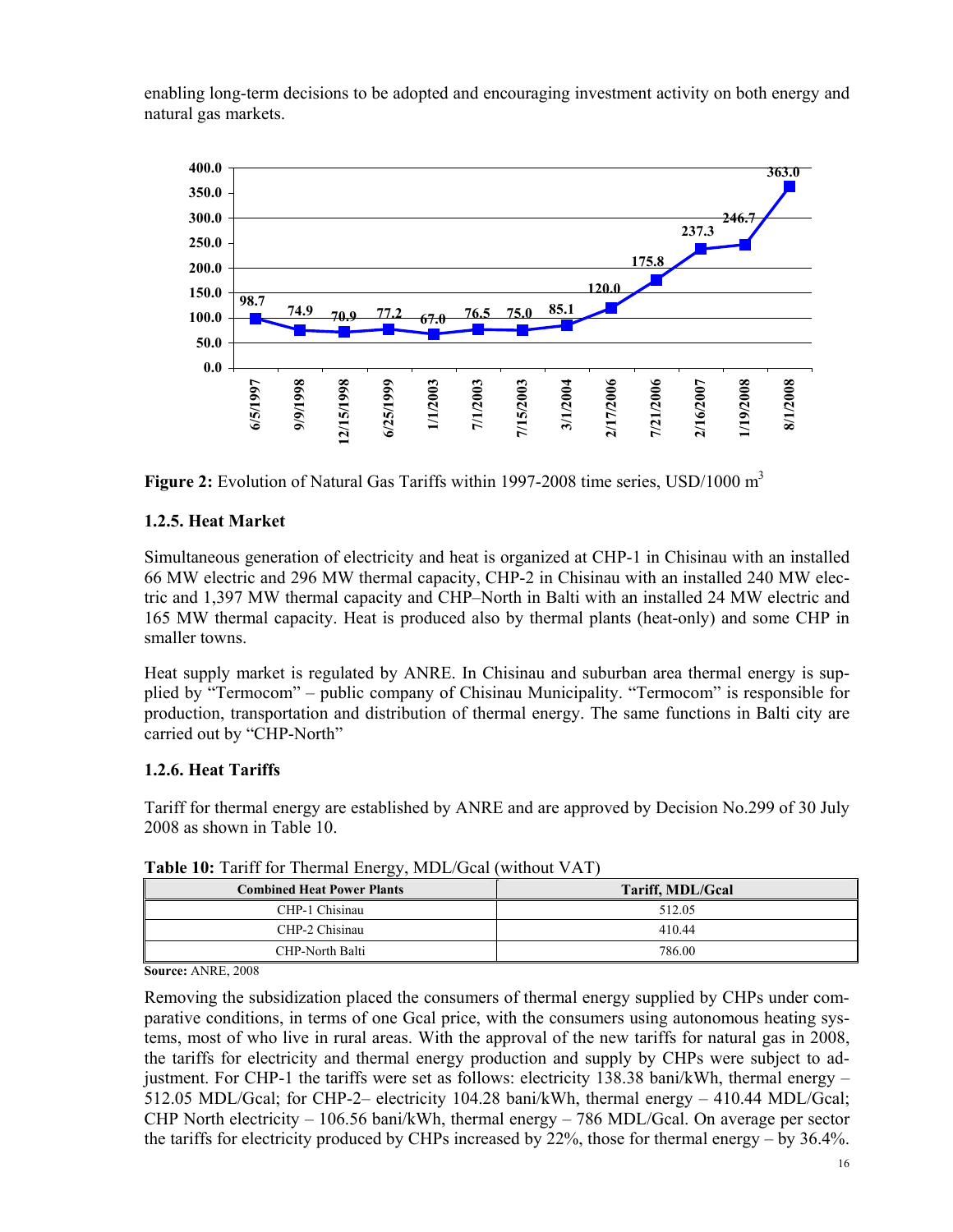enabling long-term decisions to be adopted and encouraging investment activity on both energy and natural gas markets.

**Figure 2:** Evolution of Natural Gas Tariffs within 1997-2008 time series, USD/1000 $m^3$

### 1.2.5. Heat Market

Simultaneous generation of electricity and heat is organized at CHP-1 in Chisinau with an installed 66 MW electric and 296 MW thermal capacity, CHP-2 in Chisinau with an installed 240 MW electric and 1,397 MW thermal capacity and CHP–North in Balti with an installed 24 MW electric and 165 MW thermal capacity. Heat is produced also by thermal plants (heat-only) and some CHP in smaller towns.

Heat supply market is regulated by ANRE. In Chisinau and suburban area thermal energy is supplied by "Termocom" – public company of Chisinau Municipality. "Termocom" is responsible for production, transportation and distribution of thermal energy. The same functions in Balti city are carried out by "CHP-North"

### 1.2.6. Heat Tariffs

Tariff for thermal energy are established by ANRE and are approved by Decision No.299 of 30 July 2008 as shown in Table 10.

**Table 10:** Tariff for Thermal Energy, MDL/Gcal (without VAT)

| Combined Heat Power Plants | Tariff, MDL/Gcal |
|---|---|
| CHP-1 Chisinau | 512.05 |
| CHP-2 Chisinau | 410.44 |
| CHP-North Balti | 786.00 |

**Source:** ANRE, 2008

Removing the subsidization placed the consumers of thermal energy supplied by CHPs under comparative conditions, in terms of one Gcal price, with the consumers using autonomous heating systems, most of who live in rural areas. With the approval of the new tariffs for natural gas in 2008, the tariffs for electricity and thermal energy production and supply by CHPs were subject to adjustment. For CHP-1 the tariffs were set as follows: electricity 138.38 bani/kWh, thermal energy – 512.05 MDL/Gcal; for CHP-2– electricity 104.28 bani/kWh, thermal energy – 410.44 MDL/Gcal; CHP North electricity – 106.56 bani/kWh, thermal energy – 786 MDL/Gcal. On average per sector the tariffs for electricity produced by CHPs increased by 22%, those for thermal energy – by 36.4%.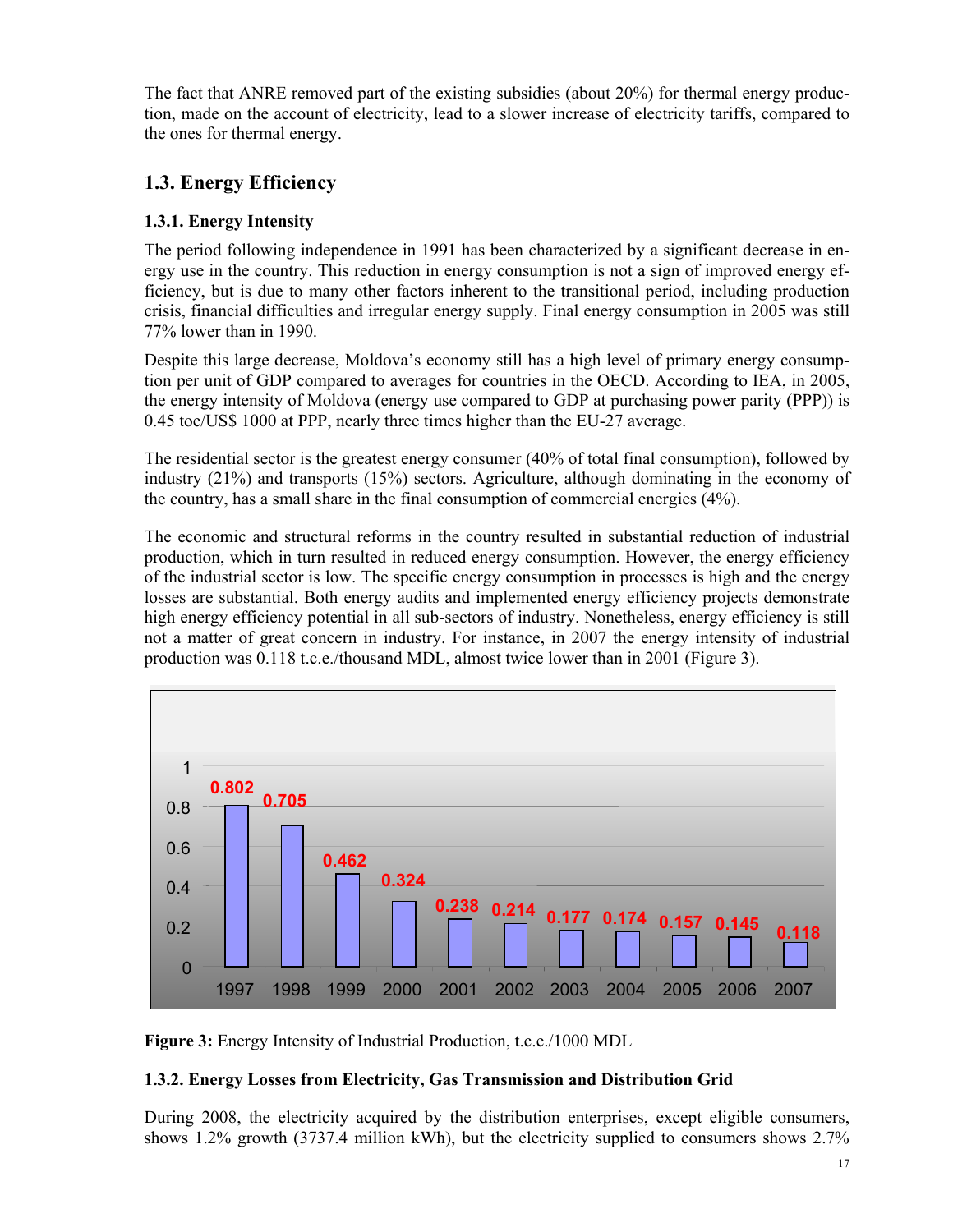The fact that ANRE removed part of the existing subsidies (about 20%) for thermal energy production, made on the account of electricity, lead to a slower increase of electricity tariffs, compared to the ones for thermal energy.

## 1.3. Energy Efficiency

### 1.3.1. Energy Intensity

The period following independence in 1991 has been characterized by a significant decrease in energy use in the country. This reduction in energy consumption is not a sign of improved energy efficiency, but is due to many other factors inherent to the transitional period, including production crisis, financial difficulties and irregular energy supply. Final energy consumption in 2005 was still 77% lower than in 1990.

Despite this large decrease, Moldova's economy still has a high level of primary energy consumption per unit of GDP compared to averages for countries in the OECD. According to IEA, in 2005, the energy intensity of Moldova (energy use compared to GDP at purchasing power parity (PPP)) is 0.45 toe/US$ 1000 at PPP, nearly three times higher than the EU-27 average.

The residential sector is the greatest energy consumer (40% of total final consumption), followed by industry (21%) and transports (15%) sectors. Agriculture, although dominating in the economy of the country, has a small share in the final consumption of commercial energies (4%).

The economic and structural reforms in the country resulted in substantial reduction of industrial production, which in turn resulted in reduced energy consumption. However, the energy efficiency of the industrial sector is low. The specific energy consumption in processes is high and the energy losses are substantial. Both energy audits and implemented energy efficiency projects demonstrate high energy efficiency potential in all sub-sectors of industry. Nonetheless, energy efficiency is still not a matter of great concern in industry. For instance, in 2007 the energy intensity of industrial production was 0.118 t.c.e./thousand MDL, almost twice lower than in 2001 (Figure 3).

| Year | 1997 | 1998 | 1999 | 2000 | 2001 | 2002 | 2003 | 2004 | 2005 | 2006 | 2007 |
|---|---|---|---|---|---|---|---|---|---|---|---|
| t.c.e./1000 MDL | 0.802 | 0.705 | 0.462 | 0.324 | 0.238 | 0.214 | 0.177 | 0.174 | 0.157 | 0.145 | 0.118 |

**Figure 3:** Energy Intensity of Industrial Production, t.c.e./1000 MDL

### 1.3.2. Energy Losses from Electricity, Gas Transmission and Distribution Grid

During 2008, the electricity acquired by the distribution enterprises, except eligible consumers, shows 1.2% growth (3737.4 million kWh), but the electricity supplied to consumers shows 2.7%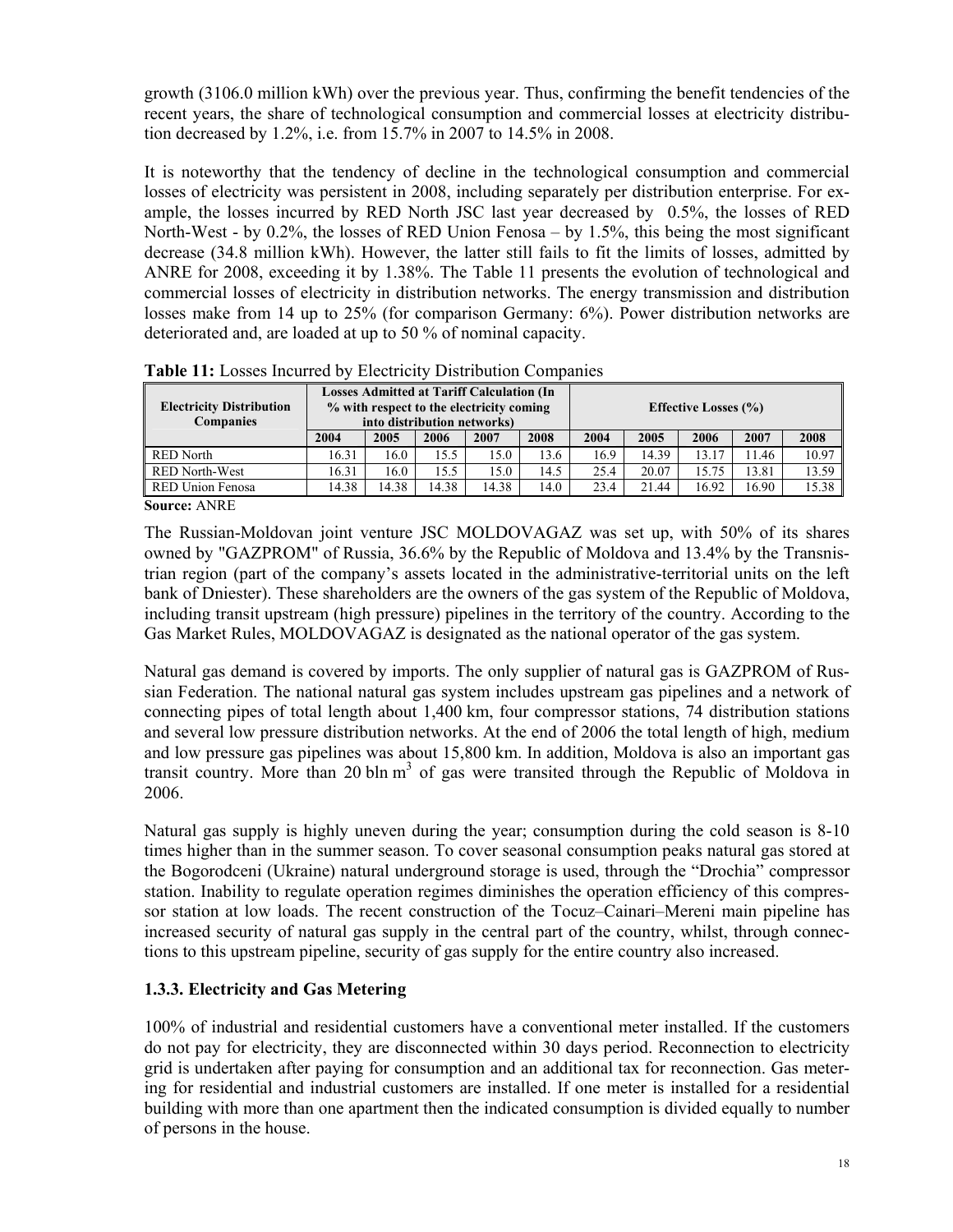growth (3106.0 million kWh) over the previous year. Thus, confirming the benefit tendencies of the recent years, the share of technological consumption and commercial losses at electricity distribution decreased by 1.2%, i.e. from 15.7% in 2007 to 14.5% in 2008.

It is noteworthy that the tendency of decline in the technological consumption and commercial losses of electricity was persistent in 2008, including separately per distribution enterprise. For example, the losses incurred by RED North JSC last year decreased by 0.5%, the losses of RED North-West - by 0.2%, the losses of RED Union Fenosa – by 1.5%, this being the most significant decrease (34.8 million kWh). However, the latter still fails to fit the limits of losses, admitted by ANRE for 2008, exceeding it by 1.38%. The Table 11 presents the evolution of technological and commercial losses of electricity in distribution networks. The energy transmission and distribution losses make from 14 up to 25% (for comparison Germany: 6%). Power distribution networks are deteriorated and, are loaded at up to 50 % of nominal capacity.

**Table 11:** Losses Incurred by Electricity Distribution Companies

| Electricity Distribution Companies | Losses Admitted at Tariff Calculation (In % with respect to the electricity coming into distribution networks) | | | | | Effective Losses (%) | | | | |
|---|---|---|---|---|---|---|---|---|---|---|
| | 2004 | 2005 | 2006 | 2007 | 2008 | 2004 | 2005 | 2006 | 2007 | 2008 |
| RED North | 16.31 | 16.0 | 15.5 | 15.0 | 13.6 | 16.9 | 14.39 | 13.17 | 11.46 | 10.97 |
| RED North-West | 16.31 | 16.0 | 15.5 | 15.0 | 14.5 | 25.4 | 20.07 | 15.75 | 13.81 | 13.59 |
| RED Union Fenosa | 14.38 | 14.38 | 14.38 | 14.38 | 14.0 | 23.4 | 21.44 | 16.92 | 16.90 | 15.38 |

**Source:** ANRE

The Russian-Moldovan joint venture JSC MOLDOVAGAZ was set up, with 50% of its shares owned by "GAZPROM" of Russia, 36.6% by the Republic of Moldova and 13.4% by the Transnistrian region (part of the company's assets located in the administrative-territorial units on the left bank of Dniester). These shareholders are the owners of the gas system of the Republic of Moldova, including transit upstream (high pressure) pipelines in the territory of the country. According to the Gas Market Rules, MOLDOVAGAZ is designated as the national operator of the gas system.

Natural gas demand is covered by imports. The only supplier of natural gas is GAZPROM of Russian Federation. The national natural gas system includes upstream gas pipelines and a network of connecting pipes of total length about 1,400 km, four compressor stations, 74 distribution stations and several low pressure distribution networks. At the end of 2006 the total length of high, medium and low pressure gas pipelines was about 15,800 km. In addition, Moldova is also an important gas transit country. More than 20 bln $m^3$ of gas were transited through the Republic of Moldova in 2006.

Natural gas supply is highly uneven during the year; consumption during the cold season is 8-10 times higher than in the summer season. To cover seasonal consumption peaks natural gas stored at the Bogorodceni (Ukraine) natural underground storage is used, through the "Drochia" compressor station. Inability to regulate operation regimes diminishes the operation efficiency of this compressor station at low loads. The recent construction of the Tocuz–Cainari–Mereni main pipeline has increased security of natural gas supply in the central part of the country, whilst, through connections to this upstream pipeline, security of gas supply for the entire country also increased.

### 1.3.3. Electricity and Gas Metering

100% of industrial and residential customers have a conventional meter installed. If the customers do not pay for electricity, they are disconnected within 30 days period. Reconnection to electricity grid is undertaken after paying for consumption and an additional tax for reconnection. Gas metering for residential and industrial customers are installed. If one meter is installed for a residential building with more than one apartment then the indicated consumption is divided equally to number of persons in the house.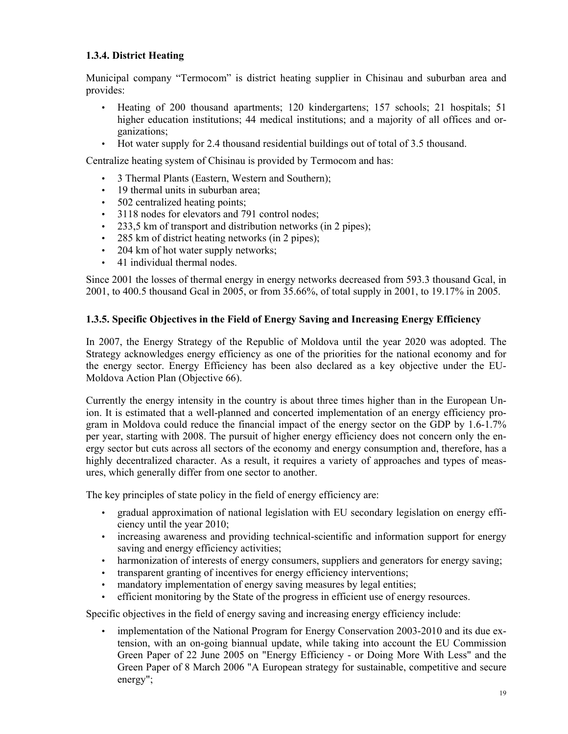### 1.3.4. District Heating

Municipal company "Termocom" is district heating supplier in Chisinau and suburban area and provides:

- Heating of 200 thousand apartments; 120 kindergartens; 157 schools; 21 hospitals; 51 higher education institutions; 44 medical institutions; and a majority of all offices and organizations;
- Hot water supply for 2.4 thousand residential buildings out of total of 3.5 thousand.

Centralize heating system of Chisinau is provided by Termocom and has:

- 3 Thermal Plants (Eastern, Western and Southern);
- 19 thermal units in suburban area;
- 502 centralized heating points;
- 3118 nodes for elevators and 791 control nodes;
- 233,5 km of transport and distribution networks (in 2 pipes);
- 285 km of district heating networks (in 2 pipes);
- 204 km of hot water supply networks;
- 41 individual thermal nodes.

Since 2001 the losses of thermal energy in energy networks decreased from 593.3 thousand Gcal, in 2001, to 400.5 thousand Gcal in 2005, or from 35.66%, of total supply in 2001, to 19.17% in 2005.

### 1.3.5. Specific Objectives in the Field of Energy Saving and Increasing Energy Efficiency

In 2007, the Energy Strategy of the Republic of Moldova until the year 2020 was adopted. The Strategy acknowledges energy efficiency as one of the priorities for the national economy and for the energy sector. Energy Efficiency has been also declared as a key objective under the EU-Moldova Action Plan (Objective 66).

Currently the energy intensity in the country is about three times higher than in the European Union. It is estimated that a well-planned and concerted implementation of an energy efficiency program in Moldova could reduce the financial impact of the energy sector on the GDP by 1.6-1.7% per year, starting with 2008. The pursuit of higher energy efficiency does not concern only the energy sector but cuts across all sectors of the economy and energy consumption and, therefore, has a highly decentralized character. As a result, it requires a variety of approaches and types of measures, which generally differ from one sector to another.

The key principles of state policy in the field of energy efficiency are:

- gradual approximation of national legislation with EU secondary legislation on energy efficiency until the year 2010;
- increasing awareness and providing technical-scientific and information support for energy saving and energy efficiency activities;
- harmonization of interests of energy consumers, suppliers and generators for energy saving;
- transparent granting of incentives for energy efficiency interventions;
- mandatory implementation of energy saving measures by legal entities;
- efficient monitoring by the State of the progress in efficient use of energy resources.

Specific objectives in the field of energy saving and increasing energy efficiency include:

- implementation of the National Program for Energy Conservation 2003-2010 and its due extension, with an on-going biannual update, while taking into account the EU Commission Green Paper of 22 June 2005 on "Energy Efficiency - or Doing More With Less" and the Green Paper of 8 March 2006 "A European strategy for sustainable, competitive and secure energy";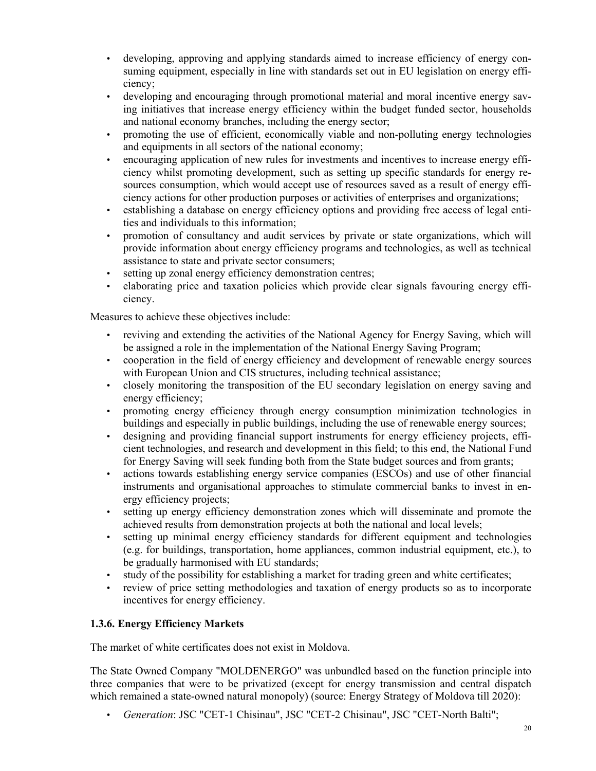- developing, approving and applying standards aimed to increase efficiency of energy consuming equipment, especially in line with standards set out in EU legislation on energy efficiency;
- developing and encouraging through promotional material and moral incentive energy saving initiatives that increase energy efficiency within the budget funded sector, households and national economy branches, including the energy sector;
- promoting the use of efficient, economically viable and non-polluting energy technologies and equipments in all sectors of the national economy;
- encouraging application of new rules for investments and incentives to increase energy efficiency whilst promoting development, such as setting up specific standards for energy resources consumption, which would accept use of resources saved as a result of energy efficiency actions for other production purposes or activities of enterprises and organizations;
- establishing a database on energy efficiency options and providing free access of legal entities and individuals to this information;
- promotion of consultancy and audit services by private or state organizations, which will provide information about energy efficiency programs and technologies, as well as technical assistance to state and private sector consumers;
- setting up zonal energy efficiency demonstration centres;
- elaborating price and taxation policies which provide clear signals favouring energy efficiency.

Measures to achieve these objectives include:

- reviving and extending the activities of the National Agency for Energy Saving, which will be assigned a role in the implementation of the National Energy Saving Program;
- cooperation in the field of energy efficiency and development of renewable energy sources with European Union and CIS structures, including technical assistance;
- closely monitoring the transposition of the EU secondary legislation on energy saving and energy efficiency;
- promoting energy efficiency through energy consumption minimization technologies in buildings and especially in public buildings, including the use of renewable energy sources;
- designing and providing financial support instruments for energy efficiency projects, efficient technologies, and research and development in this field; to this end, the National Fund for Energy Saving will seek funding both from the State budget sources and from grants;
- actions towards establishing energy service companies (ESCOs) and use of other financial instruments and organisational approaches to stimulate commercial banks to invest in energy efficiency projects;
- setting up energy efficiency demonstration zones which will disseminate and promote the achieved results from demonstration projects at both the national and local levels;
- setting up minimal energy efficiency standards for different equipment and technologies (e.g. for buildings, transportation, home appliances, common industrial equipment, etc.), to be gradually harmonised with EU standards;
- study of the possibility for establishing a market for trading green and white certificates;
- review of price setting methodologies and taxation of energy products so as to incorporate incentives for energy efficiency.

### 1.3.6. Energy Efficiency Markets

The market of white certificates does not exist in Moldova.

The State Owned Company "MOLDENERGO" was unbundled based on the function principle into three companies that were to be privatized (except for energy transmission and central dispatch which remained a state-owned natural monopoly) (source: Energy Strategy of Moldova till 2020):

- *Generation*: JSC "CET-1 Chisinau", JSC "CET-2 Chisinau", JSC "CET-North Balti";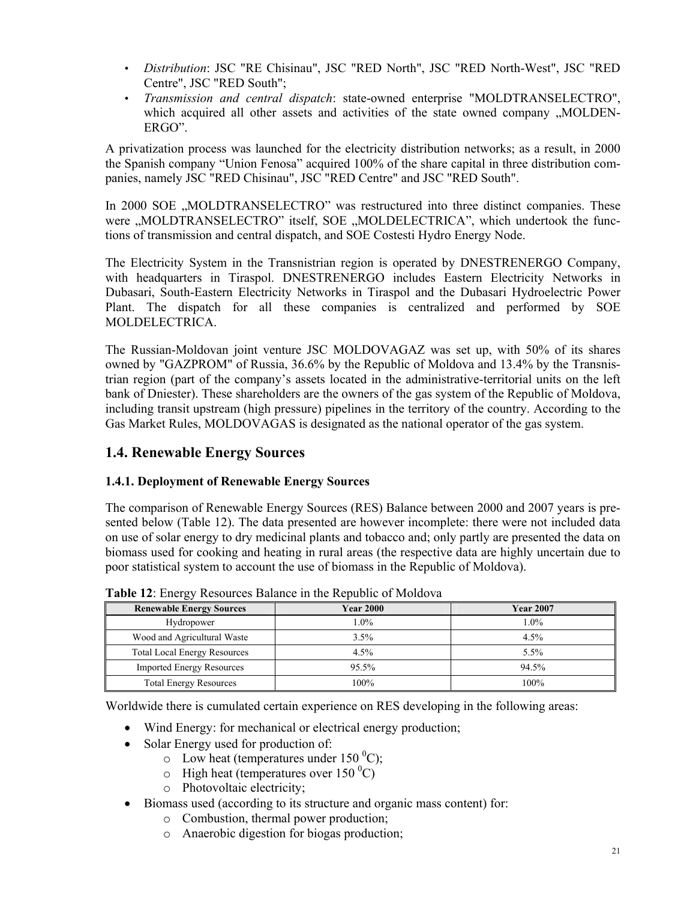- *Distribution*: JSC "RE Chisinau", JSC "RED North", JSC "RED North-West", JSC "RED Centre", JSC "RED South";
- *Transmission and central dispatch*: state-owned enterprise "MOLDTRANSELECTRO", which acquired all other assets and activities of the state owned company „MOLDENERGO".

A privatization process was launched for the electricity distribution networks; as a result, in 2000 the Spanish company "Union Fenosa" acquired 100% of the share capital in three distribution companies, namely JSC "RED Chisinau", JSC "RED Centre" and JSC "RED South".

In 2000 SOE „MOLDTRANSELECTRO" was restructured into three distinct companies. These were „MOLDTRANSELECTRO" itself, SOE „MOLDELECTRICA", which undertook the functions of transmission and central dispatch, and SOE Costesti Hydro Energy Node.

The Electricity System in the Transnistrian region is operated by DNESTRENERGO Company, with headquarters in Tiraspol. DNESTRENERGO includes Eastern Electricity Networks in Dubasari, South-Eastern Electricity Networks in Tiraspol and the Dubasari Hydroelectric Power Plant. The dispatch for all these companies is centralized and performed by SOE MOLDELECTRICA.

The Russian-Moldovan joint venture JSC MOLDOVAGAZ was set up, with 50% of its shares owned by "GAZPROM" of Russia, 36.6% by the Republic of Moldova and 13.4% by the Transnistrian region (part of the company's assets located in the administrative-territorial units on the left bank of Dniester). These shareholders are the owners of the gas system of the Republic of Moldova, including transit upstream (high pressure) pipelines in the territory of the country. According to the Gas Market Rules, MOLDOVAGAS is designated as the national operator of the gas system.

## 1.4. Renewable Energy Sources

### 1.4.1. Deployment of Renewable Energy Sources

The comparison of Renewable Energy Sources (RES) Balance between 2000 and 2007 years is presented below (Table 12). The data presented are however incomplete: there were not included data on use of solar energy to dry medicinal plants and tobacco and; only partly are presented the data on biomass used for cooking and heating in rural areas (the respective data are highly uncertain due to poor statistical system to account the use of biomass in the Republic of Moldova).

**Table 12**: Energy Resources Balance in the Republic of Moldova

| Renewable Energy Sources | Year 2000 | Year 2007 |
|---|---|---|
| Hydropower | 1.0% | 1.0% |
| Wood and Agricultural Waste | 3.5% | 4.5% |
| Total Local Energy Resources | 4.5% | 5.5% |
| Imported Energy Resources | 95.5% | 94.5% |
| Total Energy Resources | 100% | 100% |

Worldwide there is cumulated certain experience on RES developing in the following areas:

- Wind Energy: for mechanical or electrical energy production;
- Solar Energy used for production of:
  - Low heat (temperatures under 150 $^0$C);
  - High heat (temperatures over 150 $^0$C)
  - Photovoltaic electricity;
- Biomass used (according to its structure and organic mass content) for:
  - Combustion, thermal power production;
  - Anaerobic digestion for biogas production;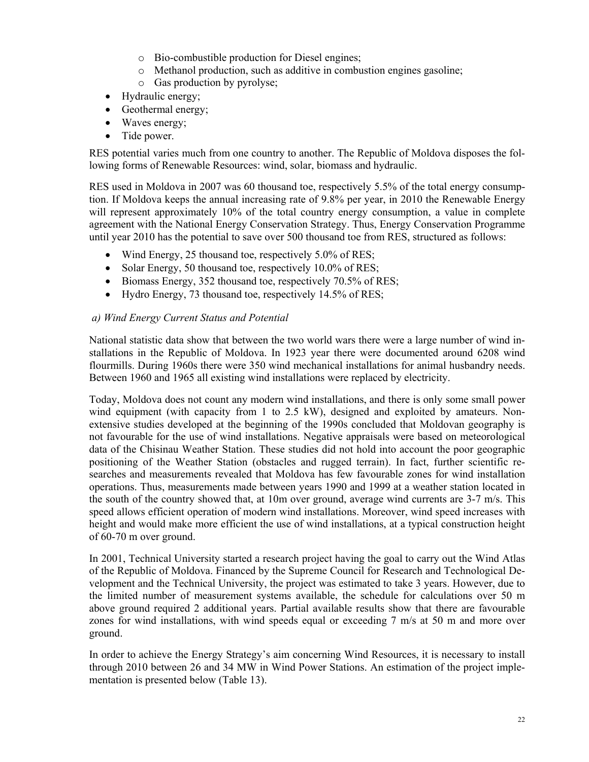- Bio-combustible production for Diesel engines;
  - Methanol production, such as additive in combustion engines gasoline;
  - Gas production by pyrolyse;
- Hydraulic energy;
- Geothermal energy;
- Waves energy;
- Tide power.

RES potential varies much from one country to another. The Republic of Moldova disposes the following forms of Renewable Resources: wind, solar, biomass and hydraulic.

RES used in Moldova in 2007 was 60 thousand toe, respectively 5.5% of the total energy consumption. If Moldova keeps the annual increasing rate of 9.8% per year, in 2010 the Renewable Energy will represent approximately 10% of the total country energy consumption, a value in complete agreement with the National Energy Conservation Strategy. Thus, Energy Conservation Programme until year 2010 has the potential to save over 500 thousand toe from RES, structured as follows:

- Wind Energy, 25 thousand toe, respectively 5.0% of RES;
- Solar Energy, 50 thousand toe, respectively 10.0% of RES;
- Biomass Energy, 352 thousand toe, respectively 70.5% of RES;
- Hydro Energy, 73 thousand toe, respectively 14.5% of RES;

*a) Wind Energy Current Status and Potential*

National statistic data show that between the two world wars there were a large number of wind installations in the Republic of Moldova. In 1923 year there were documented around 6208 wind flourmills. During 1960s there were 350 wind mechanical installations for animal husbandry needs. Between 1960 and 1965 all existing wind installations were replaced by electricity.

Today, Moldova does not count any modern wind installations, and there is only some small power wind equipment (with capacity from 1 to 2.5 kW), designed and exploited by amateurs. Non-extensive studies developed at the beginning of the 1990s concluded that Moldovan geography is not favourable for the use of wind installations. Negative appraisals were based on meteorological data of the Chisinau Weather Station. These studies did not hold into account the poor geographic positioning of the Weather Station (obstacles and rugged terrain). In fact, further scientific researches and measurements revealed that Moldova has few favourable zones for wind installation operations. Thus, measurements made between years 1990 and 1999 at a weather station located in the south of the country showed that, at 10m over ground, average wind currents are 3-7 m/s. This speed allows efficient operation of modern wind installations. Moreover, wind speed increases with height and would make more efficient the use of wind installations, at a typical construction height of 60-70 m over ground.

In 2001, Technical University started a research project having the goal to carry out the Wind Atlas of the Republic of Moldova. Financed by the Supreme Council for Research and Technological Development and the Technical University, the project was estimated to take 3 years. However, due to the limited number of measurement systems available, the schedule for calculations over 50 m above ground required 2 additional years. Partial available results show that there are favourable zones for wind installations, with wind speeds equal or exceeding 7 m/s at 50 m and more over ground.

In order to achieve the Energy Strategy's aim concerning Wind Resources, it is necessary to install through 2010 between 26 and 34 MW in Wind Power Stations. An estimation of the project implementation is presented below (Table 13).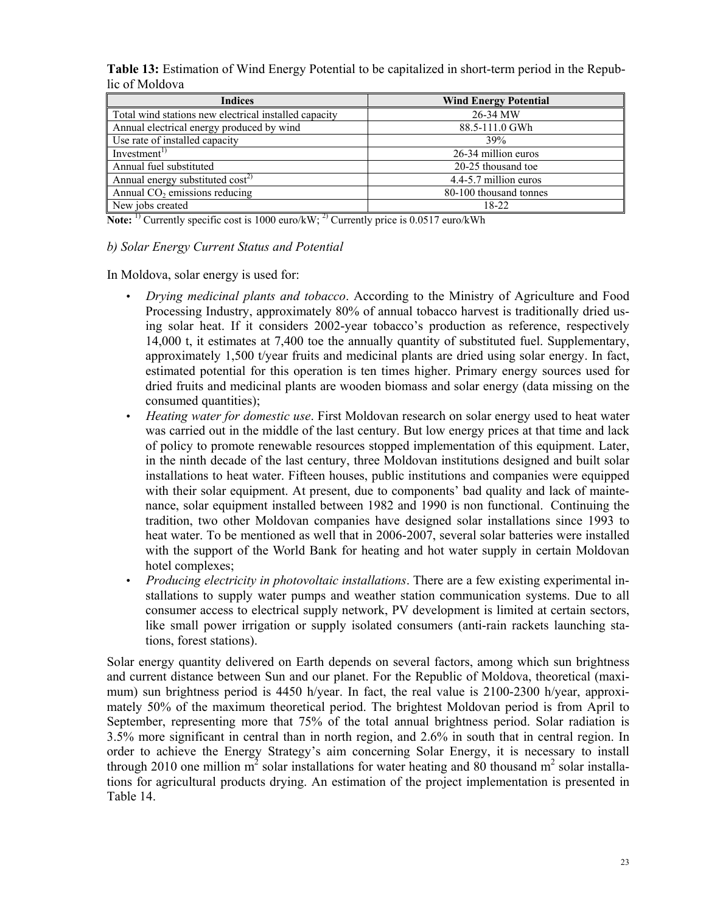**Table 13:** Estimation of Wind Energy Potential to be capitalized in short-term period in the Republic of Moldova

| Indices | Wind Energy Potential |
|---|---|
| Total wind stations new electrical installed capacity | 26-34 MW |
| Annual electrical energy produced by wind | 88.5-111.0 GWh |
| Use rate of installed capacity | 39% |
| Investment[1)] | 26-34 million euros |
| Annual fuel substituted | 20-25 thousand toe |
| Annual energy substituted cost[2)] | 4.4-5.7 million euros |
| Annual $CO_2$ emissions reducing | 80-100 thousand tonnes |
| New jobs created | 18-22 |

**Note:** [1)] Currently specific cost is 1000 euro/kW; [2)] Currently price is 0.0517 euro/kWh

*b) Solar Energy Current Status and Potential*

In Moldova, solar energy is used for:

- *Drying medicinal plants and tobacco*. According to the Ministry of Agriculture and Food Processing Industry, approximately 80% of annual tobacco harvest is traditionally dried using solar heat. If it considers 2002-year tobacco's production as reference, respectively 14,000 t, it estimates at 7,400 toe the annually quantity of substituted fuel. Supplementary, approximately 1,500 t/year fruits and medicinal plants are dried using solar energy. In fact, estimated potential for this operation is ten times higher. Primary energy sources used for dried fruits and medicinal plants are wooden biomass and solar energy (data missing on the consumed quantities);
- *Heating water for domestic use*. First Moldovan research on solar energy used to heat water was carried out in the middle of the last century. But low energy prices at that time and lack of policy to promote renewable resources stopped implementation of this equipment. Later, in the ninth decade of the last century, three Moldovan institutions designed and built solar installations to heat water. Fifteen houses, public institutions and companies were equipped with their solar equipment. At present, due to components' bad quality and lack of maintenance, solar equipment installed between 1982 and 1990 is non functional. Continuing the tradition, two other Moldovan companies have designed solar installations since 1993 to heat water. To be mentioned as well that in 2006-2007, several solar batteries were installed with the support of the World Bank for heating and hot water supply in certain Moldovan hotel complexes;
- *Producing electricity in photovoltaic installations*. There are a few existing experimental installations to supply water pumps and weather station communication systems. Due to all consumer access to electrical supply network, PV development is limited at certain sectors, like small power irrigation or supply isolated consumers (anti-rain rackets launching stations, forest stations).

Solar energy quantity delivered on Earth depends on several factors, among which sun brightness and current distance between Sun and our planet. For the Republic of Moldova, theoretical (maximum) sun brightness period is 4450 h/year. In fact, the real value is 2100-2300 h/year, approximately 50% of the maximum theoretical period. The brightest Moldovan period is from April to September, representing more that 75% of the total annual brightness period. Solar radiation is 3.5% more significant in central than in north region, and 2.6% in south that in central region. In order to achieve the Energy Strategy's aim concerning Solar Energy, it is necessary to install through 2010 one million $m^2$ solar installations for water heating and 80 thousand $m^2$ solar installations for agricultural products drying. An estimation of the project implementation is presented in Table 14.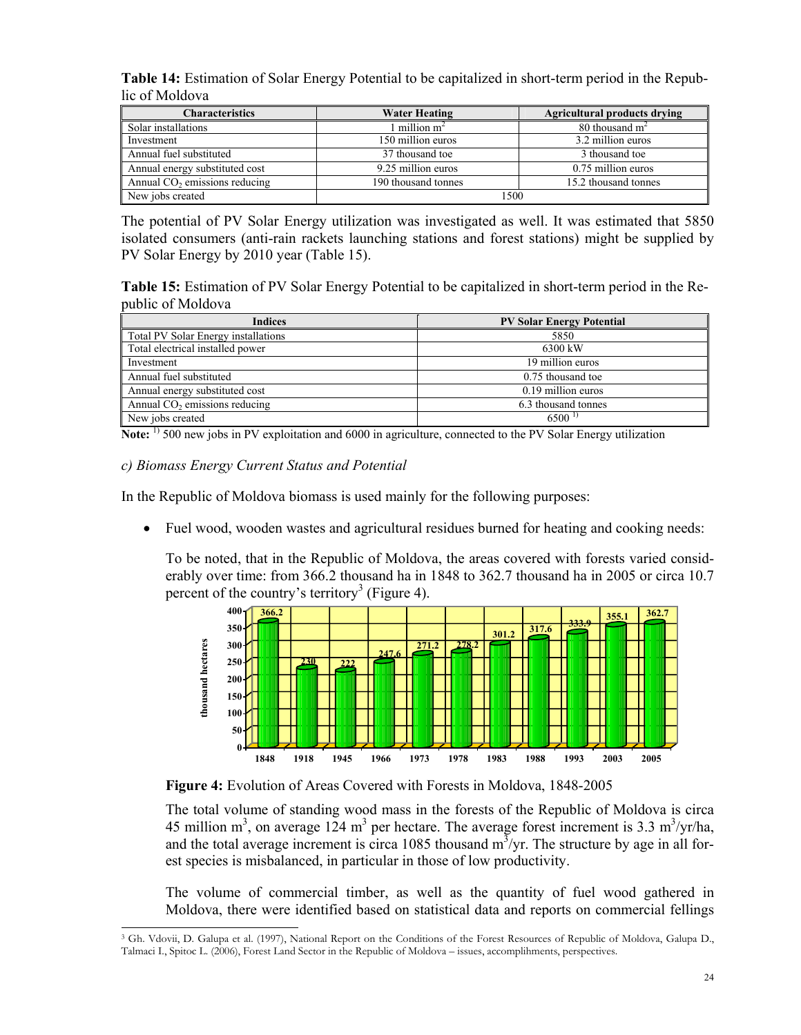**Table 14:** Estimation of Solar Energy Potential to be capitalized in short-term period in the Republic of Moldova

| Characteristics | Water Heating | Agricultural products drying |
|---|---|---|
| Solar installations | 1 million $m^2$ | 80 thousand $m^2$ |
| Investment | 150 million euros | 3.2 million euros |
| Annual fuel substituted | 37 thousand toe | 3 thousand toe |
| Annual energy substituted cost | 9.25 million euros | 0.75 million euros |
| Annual $CO_2$ emissions reducing | 190 thousand tonnes | 15.2 thousand tonnes |
| New jobs created | 1500 | |

The potential of PV Solar Energy utilization was investigated as well. It was estimated that 5850 isolated consumers (anti-rain rackets launching stations and forest stations) might be supplied by PV Solar Energy by 2010 year (Table 15).

**Table 15:** Estimation of PV Solar Energy Potential to be capitalized in short-term period in the Republic of Moldova

| Indices | PV Solar Energy Potential |
|---|---|
| Total PV Solar Energy installations | 5850 |
| Total electrical installed power | 6300 kW |
| Investment | 19 million euros |
| Annual fuel substituted | 0.75 thousand toe |
| Annual energy substituted cost | 0.19 million euros |
| Annual $CO_2$ emissions reducing | 6.3 thousand tonnes |
| New jobs created | 6500 [1)] |

**Note:** [1)] 500 new jobs in PV exploitation and 6000 in agriculture, connected to the PV Solar Energy utilization

*c) Biomass Energy Current Status and Potential*

In the Republic of Moldova biomass is used mainly for the following purposes:

- Fuel wood, wooden wastes and agricultural residues burned for heating and cooking needs:

  To be noted, that in the Republic of Moldova, the areas covered with forests varied considerably over time: from 366.2 thousand ha in 1848 to 362.7 thousand ha in 2005 or circa 10.7 percent of the country's territory[3] (Figure 4).

  | Year | 1848 | 1918 | 1945 | 1966 | 1973 | 1978 | 1983 | 1988 | 1993 | 2003 | 2005 |
  |---|---|---|---|---|---|---|---|---|---|---|---|
  | thousand hectares | 366.2 | 230 | 222 | 247.6 | 271.2 | 278.2 | 301.2 | 317.6 | 333.9 | 355.1 | 362.7 |

  **Figure 4:** Evolution of Areas Covered with Forests in Moldova, 1848-2005

  The total volume of standing wood mass in the forests of the Republic of Moldova is circa 45 million $m^3$, on average 124 $m^3$ per hectare. The average forest increment is 3.3 $m^3$/yr/ha, and the total average increment is circa 1085 thousand $m^3$/yr. The structure by age in all forest species is misbalanced, in particular in those of low productivity.

  The volume of commercial timber, as well as the quantity of fuel wood gathered in Moldova, there were identified based on statistical data and reports on commercial fellings

[3] Gh. Vdovii, D. Galupa et al. (1997), National Report on the Conditions of the Forest Resources of Republic of Moldova, Galupa D., Talmaci I., Spitoc L. (2006), Forest Land Sector in the Republic of Moldova – issues, accomplihments, perspectives.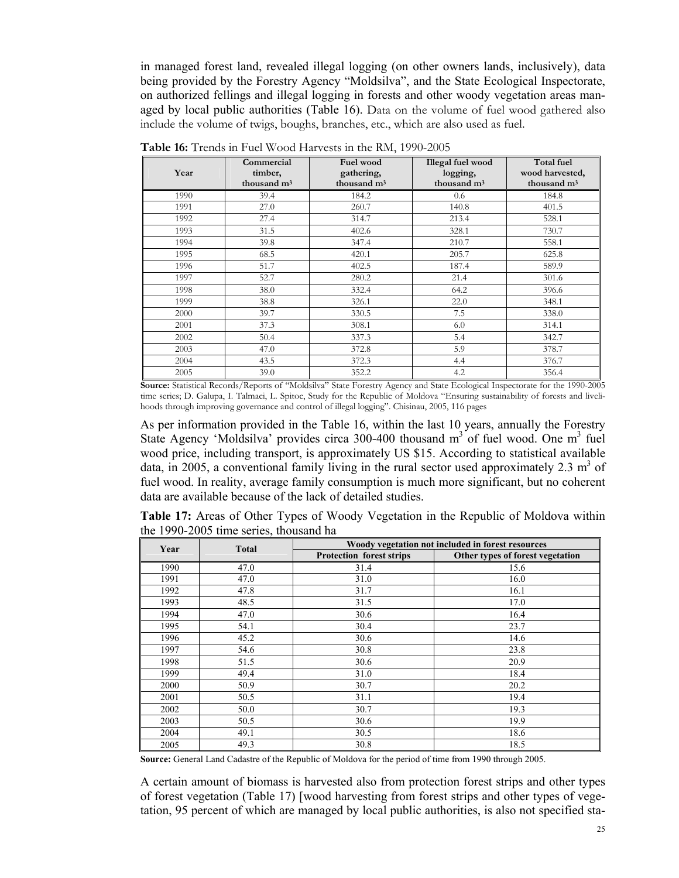in managed forest land, revealed illegal logging (on other owners lands, inclusively), data being provided by the Forestry Agency "Moldsilva", and the State Ecological Inspectorate, on authorized fellings and illegal logging in forests and other woody vegetation areas managed by local public authorities (Table 16). Data on the volume of fuel wood gathered also include the volume of twigs, boughs, branches, etc., which are also used as fuel.

**Table 16:** Trends in Fuel Wood Harvests in the RM, 1990-2005

| Year | Commercial timber, thousand m³ | Fuel wood gathering, thousand m³ | Illegal fuel wood logging, thousand m³ | Total fuel wood harvested, thousand m³ |
|---|---|---|---|---|
| 1990 | 39.4 | 184.2 | 0.6 | 184.8 |
| 1991 | 27.0 | 260.7 | 140.8 | 401.5 |
| 1992 | 27.4 | 314.7 | 213.4 | 528.1 |
| 1993 | 31.5 | 402.6 | 328.1 | 730.7 |
| 1994 | 39.8 | 347.4 | 210.7 | 558.1 |
| 1995 | 68.5 | 420.1 | 205.7 | 625.8 |
| 1996 | 51.7 | 402.5 | 187.4 | 589.9 |
| 1997 | 52.7 | 280.2 | 21.4 | 301.6 |
| 1998 | 38.0 | 332.4 | 64.2 | 396.6 |
| 1999 | 38.8 | 326.1 | 22.0 | 348.1 |
| 2000 | 39.7 | 330.5 | 7.5 | 338.0 |
| 2001 | 37.3 | 308.1 | 6.0 | 314.1 |
| 2002 | 50.4 | 337.3 | 5.4 | 342.7 |
| 2003 | 47.0 | 372.8 | 5.9 | 378.7 |
| 2004 | 43.5 | 372.3 | 4.4 | 376.7 |
| 2005 | 39.0 | 352.2 | 4.2 | 356.4 |

**Source:** Statistical Records/Reports of "Moldsilva" State Forestry Agency and State Ecological Inspectorate for the 1990-2005 time series; D. Galupa, I. Talmaci, L. Spitoc, Study for the Republic of Moldova "Ensuring sustainability of forests and livelihoods through improving governance and control of illegal logging". Chisinau, 2005, 116 pages

As per information provided in the Table 16, within the last 10 years, annually the Forestry State Agency 'Moldsilva' provides circa 300-400 thousand m³ of fuel wood. One m³ fuel wood price, including transport, is approximately US $15. According to statistical available data, in 2005, a conventional family living in the rural sector used approximately 2.3 m³ of fuel wood. In reality, average family consumption is much more significant, but no coherent data are available because of the lack of detailed studies.

**Table 17:** Areas of Other Types of Woody Vegetation in the Republic of Moldova within the 1990-2005 time series, thousand ha

| Year | Total | Woody vegetation not included in forest resources | |
|---|---|---|---|
| | | Protection forest strips | Other types of forest vegetation |
| 1990 | 47.0 | 31.4 | 15.6 |
| 1991 | 47.0 | 31.0 | 16.0 |
| 1992 | 47.8 | 31.7 | 16.1 |
| 1993 | 48.5 | 31.5 | 17.0 |
| 1994 | 47.0 | 30.6 | 16.4 |
| 1995 | 54.1 | 30.4 | 23.7 |
| 1996 | 45.2 | 30.6 | 14.6 |
| 1997 | 54.6 | 30.8 | 23.8 |
| 1998 | 51.5 | 30.6 | 20.9 |
| 1999 | 49.4 | 31.0 | 18.4 |
| 2000 | 50.9 | 30.7 | 20.2 |
| 2001 | 50.5 | 31.1 | 19.4 |
| 2002 | 50.0 | 30.7 | 19.3 |
| 2003 | 50.5 | 30.6 | 19.9 |
| 2004 | 49.1 | 30.5 | 18.6 |
| 2005 | 49.3 | 30.8 | 18.5 |

**Source:** General Land Cadastre of the Republic of Moldova for the period of time from 1990 through 2005.

A certain amount of biomass is harvested also from protection forest strips and other types of forest vegetation (Table 17) [wood harvesting from forest strips and other types of vegetation, 95 percent of which are managed by local public authorities, is also not specified sta-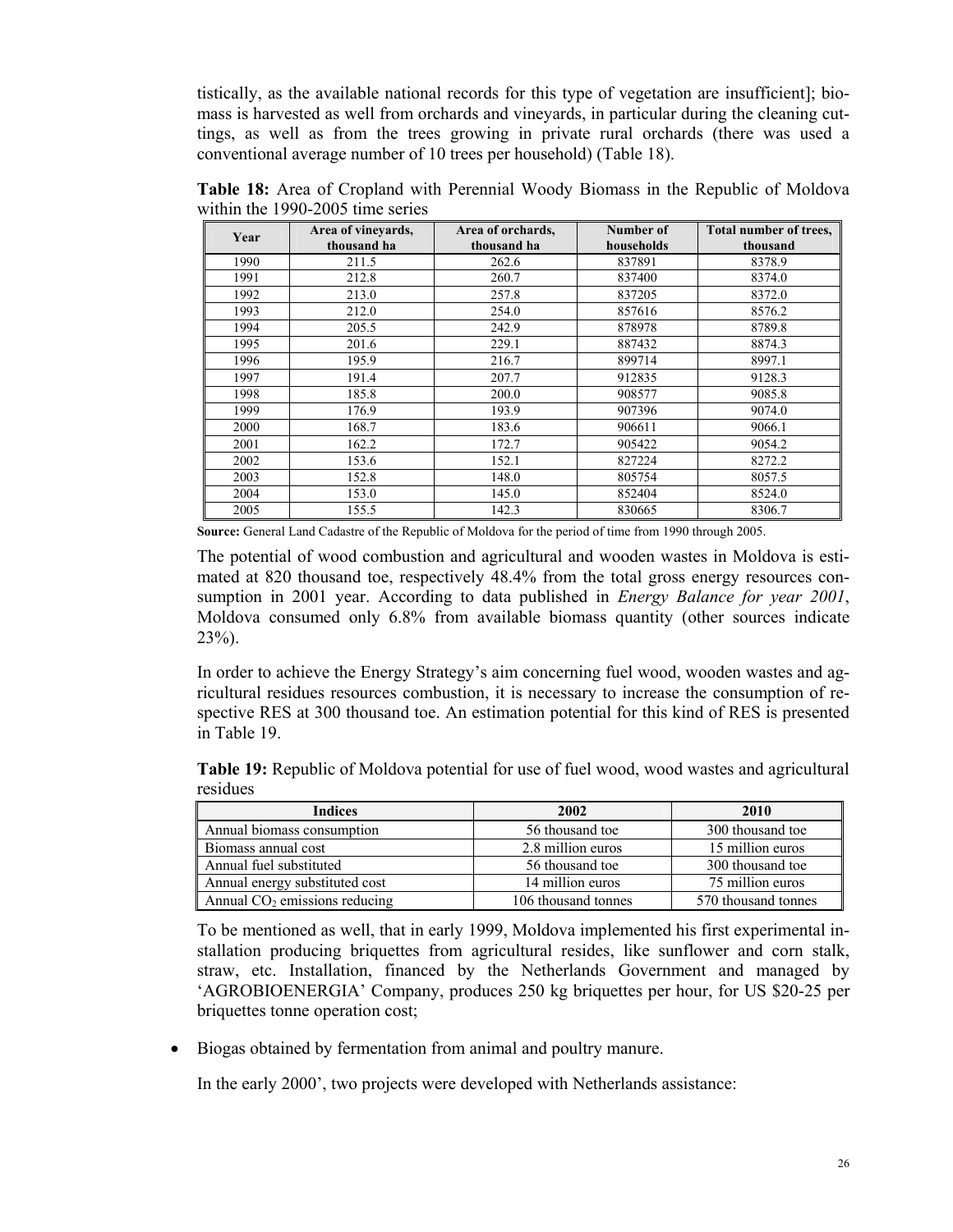tistically, as the available national records for this type of vegetation are insufficient]; biomass is harvested as well from orchards and vineyards, in particular during the cleaning cuttings, as well as from the trees growing in private rural orchards (there was used a conventional average number of 10 trees per household) (Table 18).

**Table 18:** Area of Cropland with Perennial Woody Biomass in the Republic of Moldova within the 1990-2005 time series

| Year | Area of vineyards, thousand ha | Area of orchards, thousand ha | Number of households | Total number of trees, thousand |
|---|---|---|---|---|
| 1990 | 211.5 | 262.6 | 837891 | 8378.9 |
| 1991 | 212.8 | 260.7 | 837400 | 8374.0 |
| 1992 | 213.0 | 257.8 | 837205 | 8372.0 |
| 1993 | 212.0 | 254.0 | 857616 | 8576.2 |
| 1994 | 205.5 | 242.9 | 878978 | 8789.8 |
| 1995 | 201.6 | 229.1 | 887432 | 8874.3 |
| 1996 | 195.9 | 216.7 | 899714 | 8997.1 |
| 1997 | 191.4 | 207.7 | 912835 | 9128.3 |
| 1998 | 185.8 | 200.0 | 908577 | 9085.8 |
| 1999 | 176.9 | 193.9 | 907396 | 9074.0 |
| 2000 | 168.7 | 183.6 | 906611 | 9066.1 |
| 2001 | 162.2 | 172.7 | 905422 | 9054.2 |
| 2002 | 153.6 | 152.1 | 827224 | 8272.2 |
| 2003 | 152.8 | 148.0 | 805754 | 8057.5 |
| 2004 | 153.0 | 145.0 | 852404 | 8524.0 |
| 2005 | 155.5 | 142.3 | 830665 | 8306.7 |

**Source:** General Land Cadastre of the Republic of Moldova for the period of time from 1990 through 2005.

The potential of wood combustion and agricultural and wooden wastes in Moldova is estimated at 820 thousand toe, respectively 48.4% from the total gross energy resources consumption in 2001 year. According to data published in *Energy Balance for year 2001*, Moldova consumed only 6.8% from available biomass quantity (other sources indicate 23%).

In order to achieve the Energy Strategy's aim concerning fuel wood, wooden wastes and agricultural residues resources combustion, it is necessary to increase the consumption of respective RES at 300 thousand toe. An estimation potential for this kind of RES is presented in Table 19.

**Table 19:** Republic of Moldova potential for use of fuel wood, wood wastes and agricultural residues

| Indices | 2002 | 2010 |
|---|---|---|
| Annual biomass consumption | 56 thousand toe | 300 thousand toe |
| Biomass annual cost | 2.8 million euros | 15 million euros |
| Annual fuel substituted | 56 thousand toe | 300 thousand toe |
| Annual energy substituted cost | 14 million euros | 75 million euros |
| Annual $CO_2$ emissions reducing | 106 thousand tonnes | 570 thousand tonnes |

To be mentioned as well, that in early 1999, Moldova implemented his first experimental installation producing briquettes from agricultural resides, like sunflower and corn stalk, straw, etc. Installation, financed by the Netherlands Government and managed by 'AGROBIOENERGIA' Company, produces 250 kg briquettes per hour, for US $20-25 per briquettes tonne operation cost;

- Biogas obtained by fermentation from animal and poultry manure.

  In the early 2000', two projects were developed with Netherlands assistance: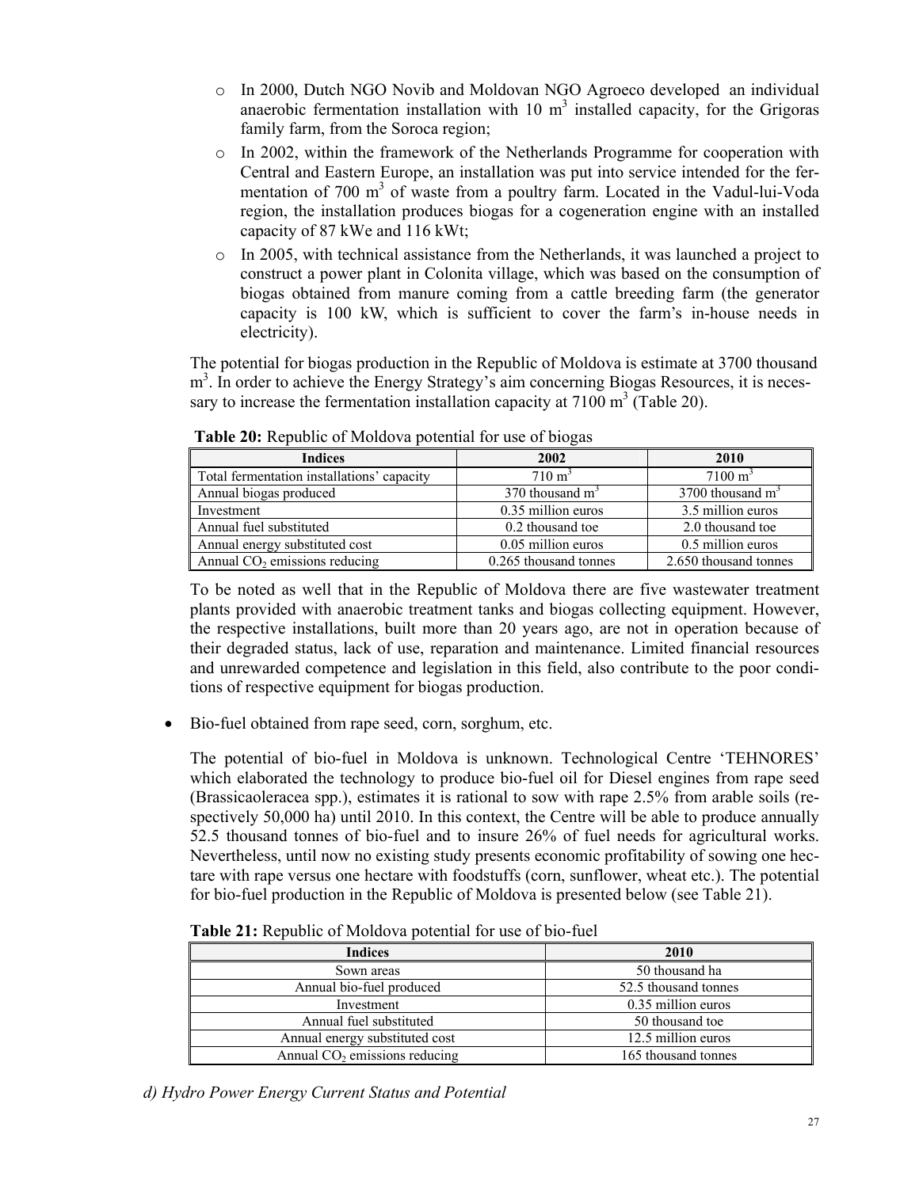- In 2000, Dutch NGO Novib and Moldovan NGO Agroeco developed an individual anaerobic fermentation installation with 10 $m^3$ installed capacity, for the Grigoras family farm, from the Soroca region;
- In 2002, within the framework of the Netherlands Programme for cooperation with Central and Eastern Europe, an installation was put into service intended for the fermentation of 700 $m^3$ of waste from a poultry farm. Located in the Vadul-lui-Voda region, the installation produces biogas for a cogeneration engine with an installed capacity of 87 kWe and 116 kWt;
- In 2005, with technical assistance from the Netherlands, it was launched a project to construct a power plant in Colonita village, which was based on the consumption of biogas obtained from manure coming from a cattle breeding farm (the generator capacity is 100 kW, which is sufficient to cover the farm's in-house needs in electricity).

The potential for biogas production in the Republic of Moldova is estimate at 3700 thousand $m^3$. In order to achieve the Energy Strategy's aim concerning Biogas Resources, it is necessary to increase the fermentation installation capacity at 7100 $m^3$ (Table 20).

**Table 20:** Republic of Moldova potential for use of biogas

| Indices | 2002 | 2010 |
|---|---|---|
| Total fermentation installations' capacity | 710 $m^3$ | 7100 $m^3$ |
| Annual biogas produced | 370 thousand $m^3$ | 3700 thousand $m^3$ |
| Investment | 0.35 million euros | 3.5 million euros |
| Annual fuel substituted | 0.2 thousand toe | 2.0 thousand toe |
| Annual energy substituted cost | 0.05 million euros | 0.5 million euros |
| Annual $CO_2$ emissions reducing | 0.265 thousand tonnes | 2.650 thousand tonnes |

To be noted as well that in the Republic of Moldova there are five wastewater treatment plants provided with anaerobic treatment tanks and biogas collecting equipment. However, the respective installations, built more than 20 years ago, are not in operation because of their degraded status, lack of use, reparation and maintenance. Limited financial resources and unrewarded competence and legislation in this field, also contribute to the poor conditions of respective equipment for biogas production.

- Bio-fuel obtained from rape seed, corn, sorghum, etc.

The potential of bio-fuel in Moldova is unknown. Technological Centre 'TEHNORES' which elaborated the technology to produce bio-fuel oil for Diesel engines from rape seed (Brassicaoleracea spp.), estimates it is rational to sow with rape 2.5% from arable soils (respectively 50,000 ha) until 2010. In this context, the Centre will be able to produce annually 52.5 thousand tonnes of bio-fuel and to insure 26% of fuel needs for agricultural works. Nevertheless, until now no existing study presents economic profitability of sowing one hectare with rape versus one hectare with foodstuffs (corn, sunflower, wheat etc.). The potential for bio-fuel production in the Republic of Moldova is presented below (see Table 21).

**Table 21:** Republic of Moldova potential for use of bio-fuel

| Indices | 2010 |
|---|---|
| Sown areas | 50 thousand ha |
| Annual bio-fuel produced | 52.5 thousand tonnes |
| Investment | 0.35 million euros |
| Annual fuel substituted | 50 thousand toe |
| Annual energy substituted cost | 12.5 million euros |
| Annual $CO_2$ emissions reducing | 165 thousand tonnes |

*d) Hydro Power Energy Current Status and Potential*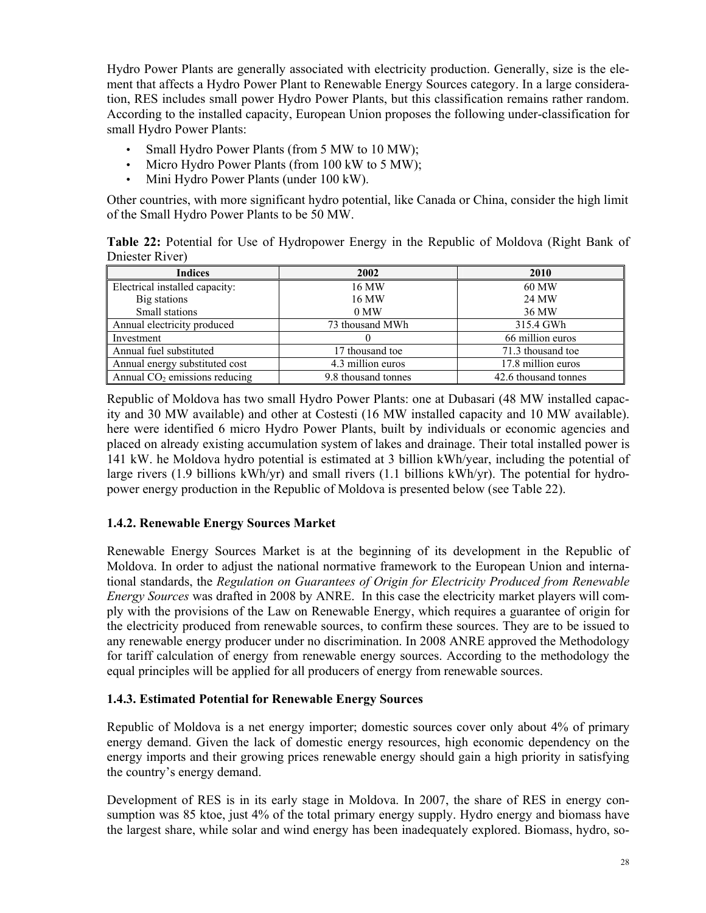Hydro Power Plants are generally associated with electricity production. Generally, size is the element that affects a Hydro Power Plant to Renewable Energy Sources category. In a large consideration, RES includes small power Hydro Power Plants, but this classification remains rather random. According to the installed capacity, European Union proposes the following under-classification for small Hydro Power Plants:

- Small Hydro Power Plants (from 5 MW to 10 MW);
- Micro Hydro Power Plants (from 100 kW to 5 MW);
- Mini Hydro Power Plants (under 100 kW).

Other countries, with more significant hydro potential, like Canada or China, consider the high limit of the Small Hydro Power Plants to be 50 MW.

**Table 22:** Potential for Use of Hydropower Energy in the Republic of Moldova (Right Bank of Dniester River)

| Indices | 2002 | 2010 |
|---|---|---|
| Electrical installed capacity: | 16 MW | 60 MW |
| Big stations | 16 MW | 24 MW |
| Small stations | 0 MW | 36 MW |
| Annual electricity produced | 73 thousand MWh | 315.4 GWh |
| Investment | 0 | 66 million euros |
| Annual fuel substituted | 17 thousand toe | 71.3 thousand toe |
| Annual energy substituted cost | 4.3 million euros | 17.8 million euros |
| Annual $CO_2$ emissions reducing | 9.8 thousand tonnes | 42.6 thousand tonnes |

Republic of Moldova has two small Hydro Power Plants: one at Dubasari (48 MW installed capacity and 30 MW available) and other at Costesti (16 MW installed capacity and 10 MW available). here were identified 6 micro Hydro Power Plants, built by individuals or economic agencies and placed on already existing accumulation system of lakes and drainage. Their total installed power is 141 kW. he Moldova hydro potential is estimated at 3 billion kWh/year, including the potential of large rivers (1.9 billions kWh/yr) and small rivers (1.1 billions kWh/yr). The potential for hydropower energy production in the Republic of Moldova is presented below (see Table 22).

### 1.4.2. Renewable Energy Sources Market

Renewable Energy Sources Market is at the beginning of its development in the Republic of Moldova. In order to adjust the national normative framework to the European Union and international standards, the *Regulation on Guarantees of Origin for Electricity Produced from Renewable Energy Sources* was drafted in 2008 by ANRE. In this case the electricity market players will comply with the provisions of the Law on Renewable Energy, which requires a guarantee of origin for the electricity produced from renewable sources, to confirm these sources. They are to be issued to any renewable energy producer under no discrimination. In 2008 ANRE approved the Methodology for tariff calculation of energy from renewable energy sources. According to the methodology the equal principles will be applied for all producers of energy from renewable sources.

### 1.4.3. Estimated Potential for Renewable Energy Sources

Republic of Moldova is a net energy importer; domestic sources cover only about 4% of primary energy demand. Given the lack of domestic energy resources, high economic dependency on the energy imports and their growing prices renewable energy should gain a high priority in satisfying the country's energy demand.

Development of RES is in its early stage in Moldova. In 2007, the share of RES in energy consumption was 85 ktoe, just 4% of the total primary energy supply. Hydro energy and biomass have the largest share, while solar and wind energy has been inadequately explored. Biomass, hydro, so-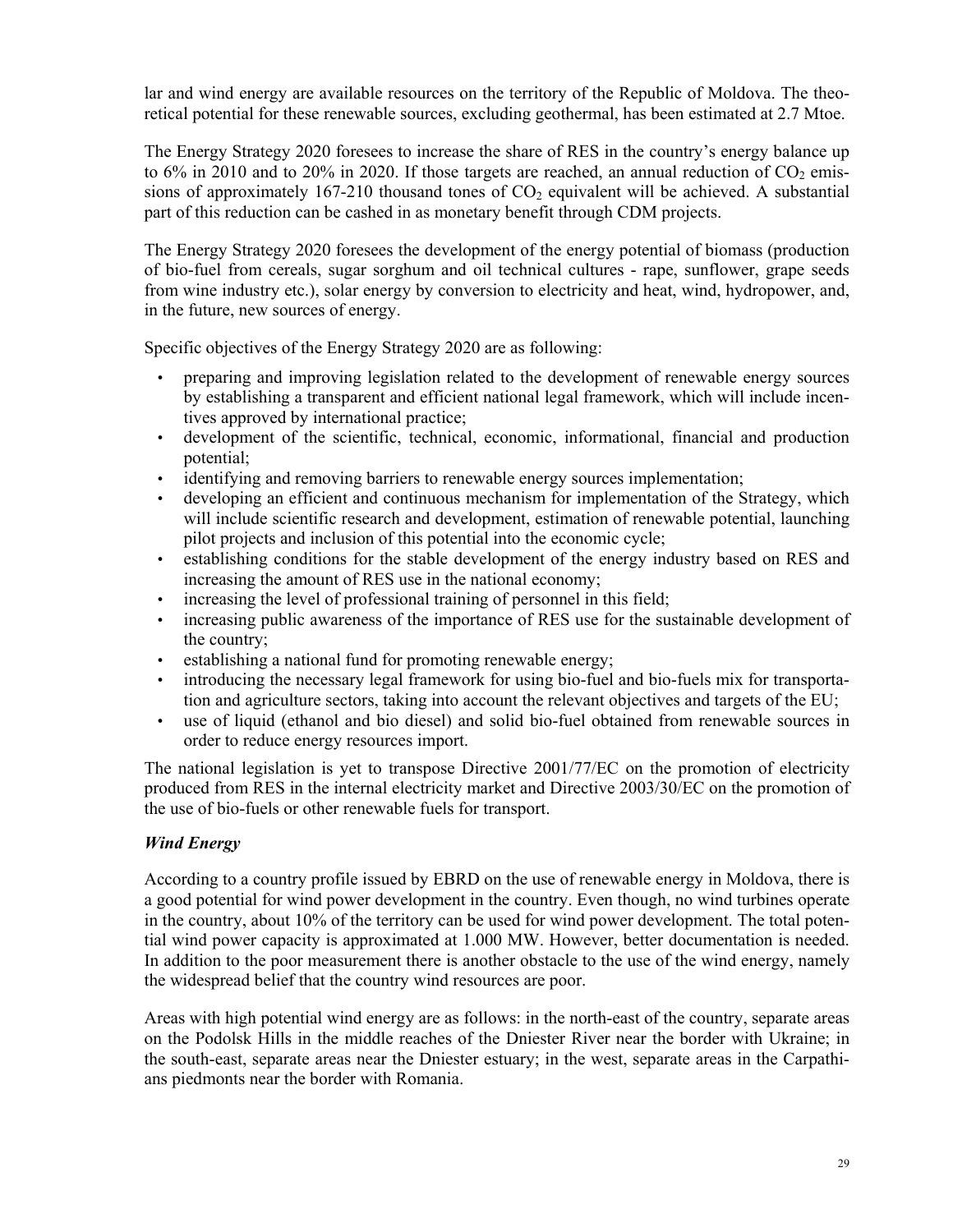lar and wind energy are available resources on the territory of the Republic of Moldova. The theoretical potential for these renewable sources, excluding geothermal, has been estimated at 2.7 Mtoe.

The Energy Strategy 2020 foresees to increase the share of RES in the country's energy balance up to 6% in 2010 and to 20% in 2020. If those targets are reached, an annual reduction of $CO_2$ emissions of approximately 167-210 thousand tones of $CO_2$ equivalent will be achieved. A substantial part of this reduction can be cashed in as monetary benefit through CDM projects.

The Energy Strategy 2020 foresees the development of the energy potential of biomass (production of bio-fuel from cereals, sugar sorghum and oil technical cultures - rape, sunflower, grape seeds from wine industry etc.), solar energy by conversion to electricity and heat, wind, hydropower, and, in the future, new sources of energy.

Specific objectives of the Energy Strategy 2020 are as following:

- preparing and improving legislation related to the development of renewable energy sources by establishing a transparent and efficient national legal framework, which will include incentives approved by international practice;
- development of the scientific, technical, economic, informational, financial and production potential;
- identifying and removing barriers to renewable energy sources implementation;
- developing an efficient and continuous mechanism for implementation of the Strategy, which will include scientific research and development, estimation of renewable potential, launching pilot projects and inclusion of this potential into the economic cycle;
- establishing conditions for the stable development of the energy industry based on RES and increasing the amount of RES use in the national economy;
- increasing the level of professional training of personnel in this field;
- increasing public awareness of the importance of RES use for the sustainable development of the country;
- establishing a national fund for promoting renewable energy;
- introducing the necessary legal framework for using bio-fuel and bio-fuels mix for transportation and agriculture sectors, taking into account the relevant objectives and targets of the EU;
- use of liquid (ethanol and bio diesel) and solid bio-fuel obtained from renewable sources in order to reduce energy resources import.

The national legislation is yet to transpose Directive 2001/77/EC on the promotion of electricity produced from RES in the internal electricity market and Directive 2003/30/EC on the promotion of the use of bio-fuels or other renewable fuels for transport.

### *Wind Energy*

According to a country profile issued by EBRD on the use of renewable energy in Moldova, there is a good potential for wind power development in the country. Even though, no wind turbines operate in the country, about 10% of the territory can be used for wind power development. The total potential wind power capacity is approximated at 1.000 MW. However, better documentation is needed. In addition to the poor measurement there is another obstacle to the use of the wind energy, namely the widespread belief that the country wind resources are poor.

Areas with high potential wind energy are as follows: in the north-east of the country, separate areas on the Podolsk Hills in the middle reaches of the Dniester River near the border with Ukraine; in the south-east, separate areas near the Dniester estuary; in the west, separate areas in the Carpathians piedmonts near the border with Romania.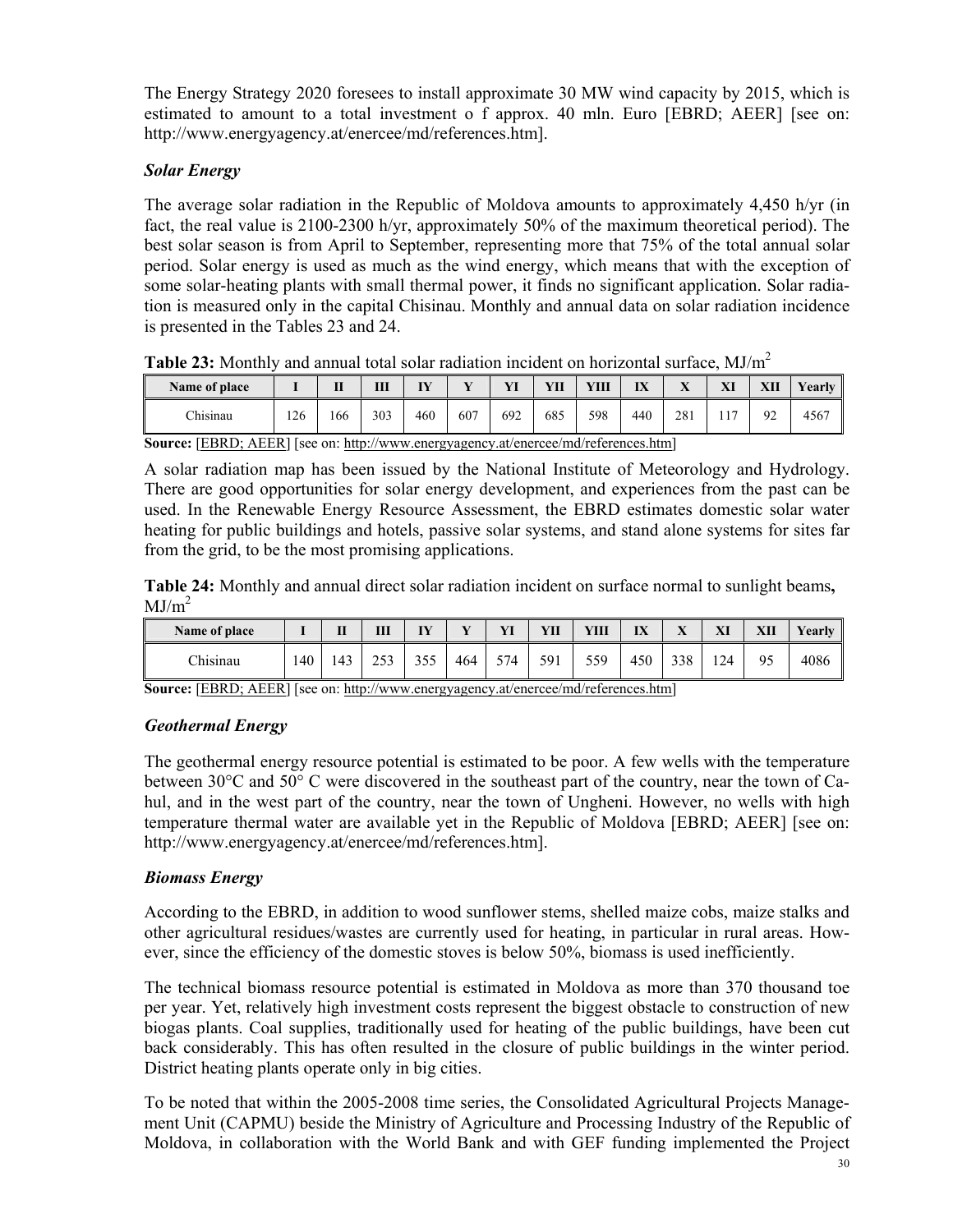The Energy Strategy 2020 foresees to install approximate 30 MW wind capacity by 2015, which is estimated to amount to a total investment o f approx. 40 mln. Euro [EBRD; AEER] [see on: http://www.energyagency.at/enercee/md/references.htm].

### *Solar Energy*

The average solar radiation in the Republic of Moldova amounts to approximately 4,450 h/yr (in fact, the real value is 2100-2300 h/yr, approximately 50% of the maximum theoretical period). The best solar season is from April to September, representing more that 75% of the total annual solar period. Solar energy is used as much as the wind energy, which means that with the exception of some solar-heating plants with small thermal power, it finds no significant application. Solar radiation is measured only in the capital Chisinau. Monthly and annual data on solar radiation incidence is presented in the Tables 23 and 24.

**Table 23:** Monthly and annual total solar radiation incident on horizontal surface, MJ/m$^2$

| Name of place | I | II | III | IY | Y | YI | YII | YIII | IX | X | XI | XII | Yearly |
|---|---|---|---|---|---|---|---|---|---|---|---|---|---|
| Chisinau | 126 | 166 | 303 | 460 | 607 | 692 | 685 | 598 | 440 | 281 | 117 | 92 | 4567 |

**Source:** [EBRD; AEER] [see on: http://www.energyagency.at/enercee/md/references.htm]

A solar radiation map has been issued by the National Institute of Meteorology and Hydrology. There are good opportunities for solar energy development, and experiences from the past can be used. In the Renewable Energy Resource Assessment, the EBRD estimates domestic solar water heating for public buildings and hotels, passive solar systems, and stand alone systems for sites far from the grid, to be the most promising applications.

**Table 24:** Monthly and annual direct solar radiation incident on surface normal to sunlight beams**,** MJ/m$^2$

| Name of place | I | II | III | IY | Y | YI | YII | YIII | IX | X | XI | XII | Yearly |
|---|---|---|---|---|---|---|---|---|---|---|---|---|---|
| Chisinau | 140 | 143 | 253 | 355 | 464 | 574 | 591 | 559 | 450 | 338 | 124 | 95 | 4086 |

**Source:** [EBRD; AEER] [see on: http://www.energyagency.at/enercee/md/references.htm]

### *Geothermal Energy*

The geothermal energy resource potential is estimated to be poor. A few wells with the temperature between 30°C and 50° C were discovered in the southeast part of the country, near the town of Cahul, and in the west part of the country, near the town of Ungheni. However, no wells with high temperature thermal water are available yet in the Republic of Moldova [EBRD; AEER] [see on: http://www.energyagency.at/enercee/md/references.htm].

### *Biomass Energy*

According to the EBRD, in addition to wood sunflower stems, shelled maize cobs, maize stalks and other agricultural residues/wastes are currently used for heating, in particular in rural areas. However, since the efficiency of the domestic stoves is below 50%, biomass is used inefficiently.

The technical biomass resource potential is estimated in Moldova as more than 370 thousand toe per year. Yet, relatively high investment costs represent the biggest obstacle to construction of new biogas plants. Coal supplies, traditionally used for heating of the public buildings, have been cut back considerably. This has often resulted in the closure of public buildings in the winter period. District heating plants operate only in big cities.

To be noted that within the 2005-2008 time series, the Consolidated Agricultural Projects Management Unit (CAPMU) beside the Ministry of Agriculture and Processing Industry of the Republic of Moldova, in collaboration with the World Bank and with GEF funding implemented the Project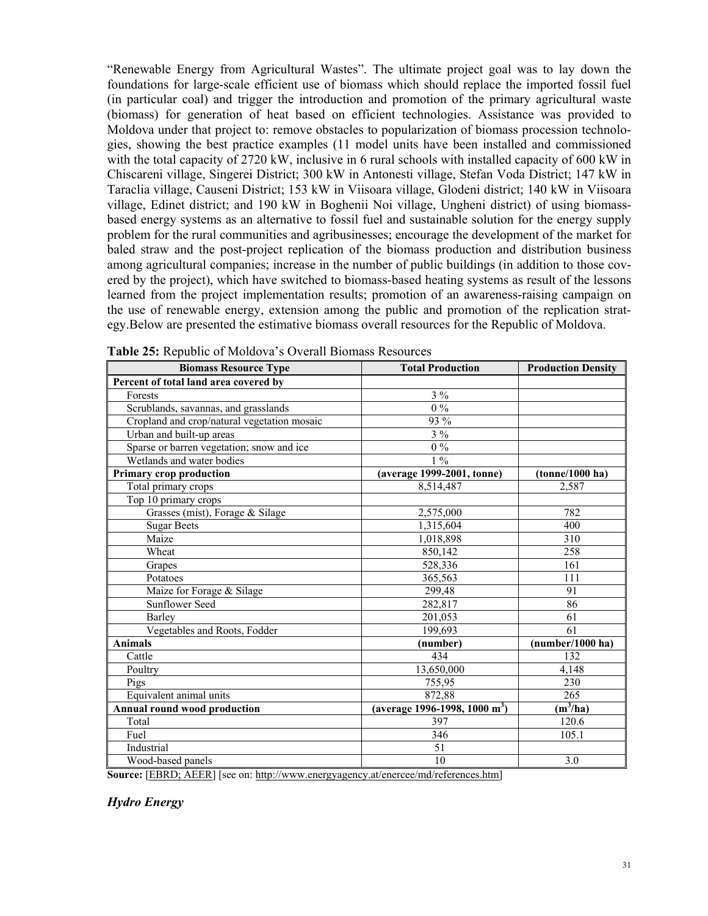"Renewable Energy from Agricultural Wastes". The ultimate project goal was to lay down the foundations for large-scale efficient use of biomass which should replace the imported fossil fuel (in particular coal) and trigger the introduction and promotion of the primary agricultural waste (biomass) for generation of heat based on efficient technologies. Assistance was provided to Moldova under that project to: remove obstacles to popularization of biomass procession technologies, showing the best practice examples (11 model units have been installed and commissioned with the total capacity of 2720 kW, inclusive in 6 rural schools with installed capacity of 600 kW in Chiscareni village, Singerei District; 300 kW in Antonesti village, Stefan Voda District; 147 kW in Taraclia village, Causeni District; 153 kW in Viisoara village, Glodeni district; 140 kW in Viisoara village, Edinet district; and 190 kW in Boghenii Noi village, Ungheni district) of using biomass-based energy systems as an alternative to fossil fuel and sustainable solution for the energy supply problem for the rural communities and agribusinesses; encourage the development of the market for baled straw and the post-project replication of the biomass production and distribution business among agricultural companies; increase in the number of public buildings (in addition to those covered by the project), which have switched to biomass-based heating systems as result of the lessons learned from the project implementation results; promotion of an awareness-raising campaign on the use of renewable energy, extension among the public and promotion of the replication strategy.Below are presented the estimative biomass overall resources for the Republic of Moldova.

**Table 25:** Republic of Moldova's Overall Biomass Resources

| Biomass Resource Type | Total Production | Production Density |
|---|---|---|
| **Percent of total land area covered by** | | |
| Forests | 3 % | |
| Scrublands, savannas, and grasslands | 0 % | |
| Cropland and crop/natural vegetation mosaic | 93 % | |
| Urban and built-up areas | 3 % | |
| Sparse or barren vegetation; snow and ice | 0 % | |
| Wetlands and water bodies | 1 % | |
| **Primary crop production** | **(average 1999-2001, tonne)** | **(tonne/1000 ha)** |
| Total primary crops | 8,514,487 | 2,587 |
| Top 10 primary crops | | |
| Grasses (mist), Forage & Silage | 2,575,000 | 782 |
| Sugar Beets | 1,315,604 | 400 |
| Maize | 1,018,898 | 310 |
| Wheat | 850,142 | 258 |
| Grapes | 528,336 | 161 |
| Potatoes | 365,563 | 111 |
| Maize for Forage & Silage | 299,48 | 91 |
| Sunflower Seed | 282,817 | 86 |
| Barley | 201,053 | 61 |
| Vegetables and Roots, Fodder | 199,693 | 61 |
| **Animals** | **(number)** | **(number/1000 ha)** |
| Cattle | 434 | 132 |
| Poultry | 13,650,000 | 4,148 |
| Pigs | 755,95 | 230 |
| Equivalent animal units | 872,88 | 265 |
| **Annual round wood production** | **(average 1996-1998, 1000 $m^3$)** | **($m^3$/ha)** |
| Total | 397 | 120.6 |
| Fuel | 346 | 105.1 |
| Industrial | 51 | |
| Wood-based panels | 10 | 3.0 |

**Source:** [EBRD; AEER] [see on: http://www.energyagency.at/enercee/md/references.htm]

### *Hydro Energy*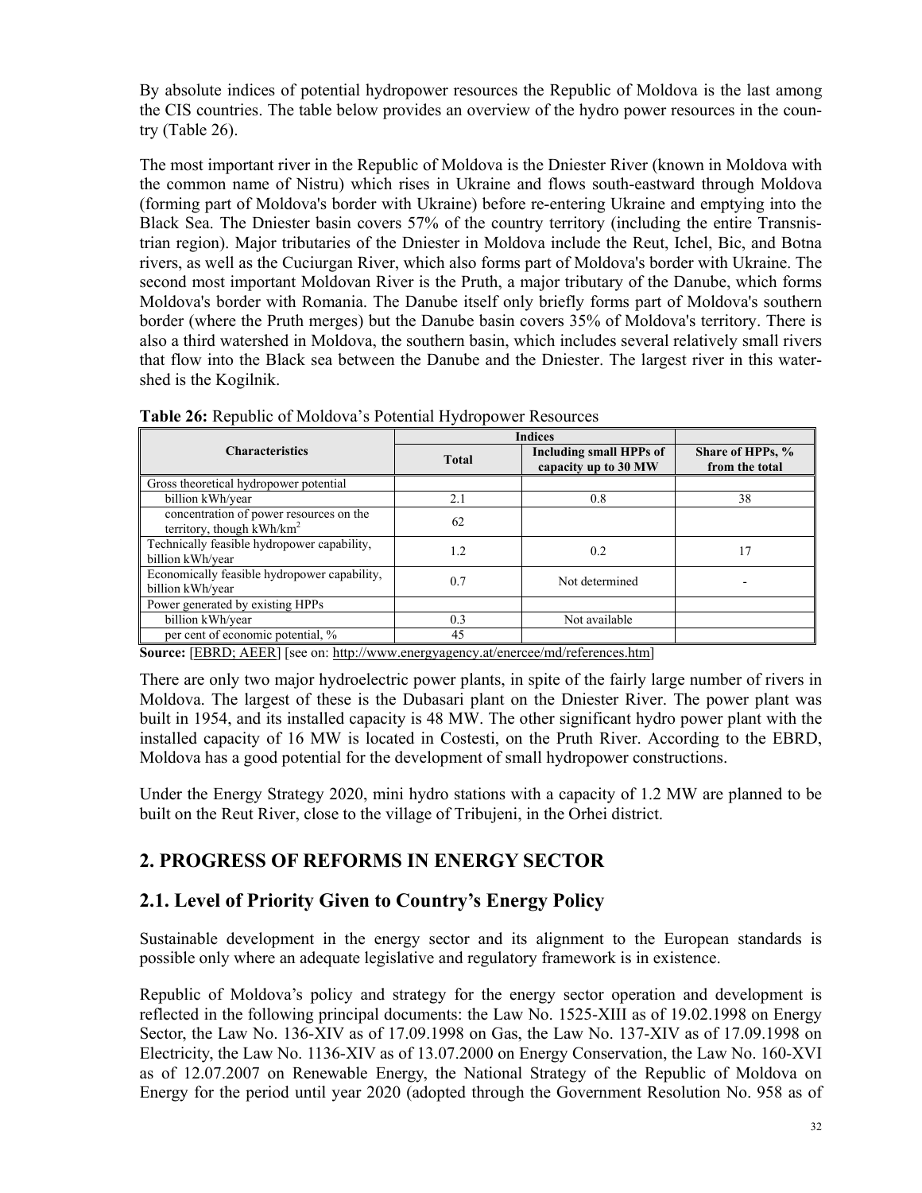By absolute indices of potential hydropower resources the Republic of Moldova is the last among the CIS countries. The table below provides an overview of the hydro power resources in the country (Table 26).

The most important river in the Republic of Moldova is the Dniester River (known in Moldova with the common name of Nistru) which rises in Ukraine and flows south-eastward through Moldova (forming part of Moldova's border with Ukraine) before re-entering Ukraine and emptying into the Black Sea. The Dniester basin covers 57% of the country territory (including the entire Transnistrian region). Major tributaries of the Dniester in Moldova include the Reut, Ichel, Bic, and Botna rivers, as well as the Cuciurgan River, which also forms part of Moldova's border with Ukraine. The second most important Moldovan River is the Pruth, a major tributary of the Danube, which forms Moldova's border with Romania. The Danube itself only briefly forms part of Moldova's southern border (where the Pruth merges) but the Danube basin covers 35% of Moldova's territory. There is also a third watershed in Moldova, the southern basin, which includes several relatively small rivers that flow into the Black sea between the Danube and the Dniester. The largest river in this watershed is the Kogilnik.

**Table 26:** Republic of Moldova's Potential Hydropower Resources

| Characteristics | Indices | | |
|---|---|---|---|
| | **Total** | **Including small HPPs of capacity up to 30 MW** | **Share of HPPs, % from the total** |
| Gross theoretical hydropower potential | | | |
| billion kWh/year | 2.1 | 0.8 | 38 |
| concentration of power resources on the territory, though kWh/km$^2$ | 62 | | |
| Technically feasible hydropower capability, billion kWh/year | 1.2 | 0.2 | 17 |
| Economically feasible hydropower capability, billion kWh/year | 0.7 | Not determined | - |
| Power generated by existing HPPs | | | |
| billion kWh/year | 0.3 | Not available | |
| per cent of economic potential, % | 45 | | |

**Source:** [EBRD; AEER] [see on: http://www.energyagency.at/enercee/md/references.htm]

There are only two major hydroelectric power plants, in spite of the fairly large number of rivers in Moldova. The largest of these is the Dubasari plant on the Dniester River. The power plant was built in 1954, and its installed capacity is 48 MW. The other significant hydro power plant with the installed capacity of 16 MW is located in Costesti, on the Pruth River. According to the EBRD, Moldova has a good potential for the development of small hydropower constructions.

Under the Energy Strategy 2020, mini hydro stations with a capacity of 1.2 MW are planned to be built on the Reut River, close to the village of Tribujeni, in the Orhei district.

## 2. PROGRESS OF REFORMS IN ENERGY SECTOR

## 2.1. Level of Priority Given to Country's Energy Policy

Sustainable development in the energy sector and its alignment to the European standards is possible only where an adequate legislative and regulatory framework is in existence.

Republic of Moldova's policy and strategy for the energy sector operation and development is reflected in the following principal documents: the Law No. 1525-XIII as of 19.02.1998 on Energy Sector, the Law No. 136-XIV as of 17.09.1998 on Gas, the Law No. 137-XIV as of 17.09.1998 on Electricity, the Law No. 1136-XIV as of 13.07.2000 on Energy Conservation, the Law No. 160-XVI as of 12.07.2007 on Renewable Energy, the National Strategy of the Republic of Moldova on Energy for the period until year 2020 (adopted through the Government Resolution No. 958 as of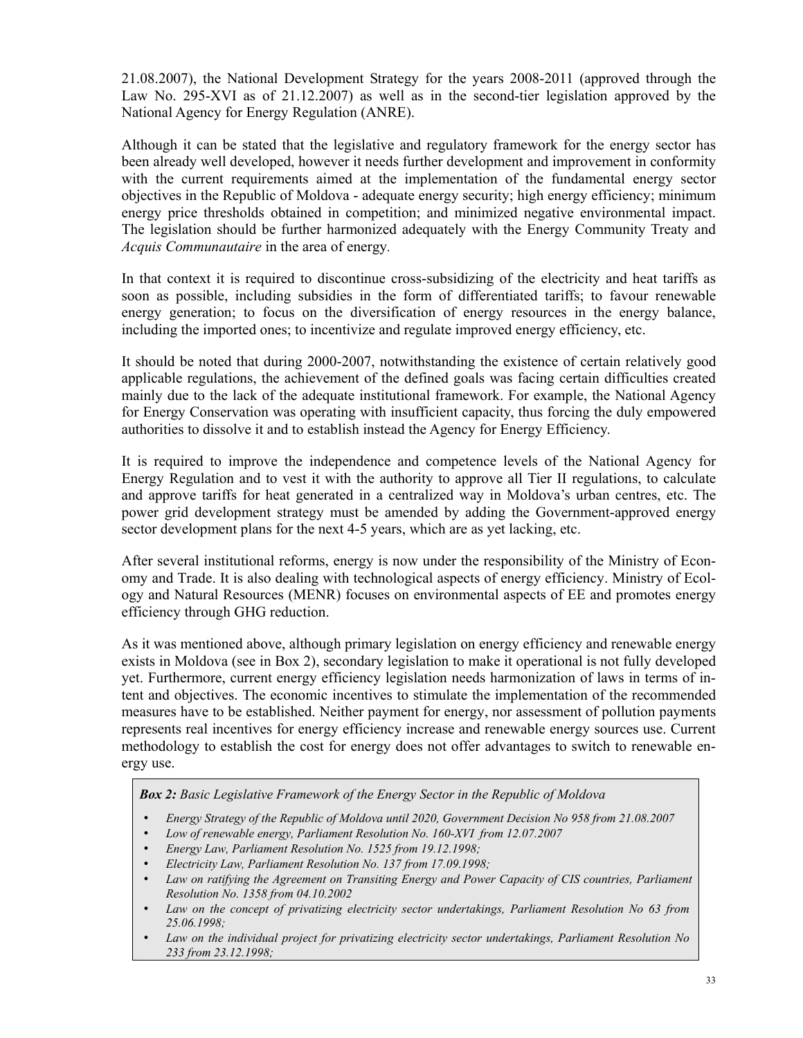21.08.2007), the National Development Strategy for the years 2008-2011 (approved through the Law No. 295-XVI as of 21.12.2007) as well as in the second-tier legislation approved by the National Agency for Energy Regulation (ANRE).

Although it can be stated that the legislative and regulatory framework for the energy sector has been already well developed, however it needs further development and improvement in conformity with the current requirements aimed at the implementation of the fundamental energy sector objectives in the Republic of Moldova - adequate energy security; high energy efficiency; minimum energy price thresholds obtained in competition; and minimized negative environmental impact. The legislation should be further harmonized adequately with the Energy Community Treaty and *Acquis Communautaire* in the area of energy.

In that context it is required to discontinue cross-subsidizing of the electricity and heat tariffs as soon as possible, including subsidies in the form of differentiated tariffs; to favour renewable energy generation; to focus on the diversification of energy resources in the energy balance, including the imported ones; to incentivize and regulate improved energy efficiency, etc.

It should be noted that during 2000-2007, notwithstanding the existence of certain relatively good applicable regulations, the achievement of the defined goals was facing certain difficulties created mainly due to the lack of the adequate institutional framework. For example, the National Agency for Energy Conservation was operating with insufficient capacity, thus forcing the duly empowered authorities to dissolve it and to establish instead the Agency for Energy Efficiency.

It is required to improve the independence and competence levels of the National Agency for Energy Regulation and to vest it with the authority to approve all Tier II regulations, to calculate and approve tariffs for heat generated in a centralized way in Moldova's urban centres, etc. The power grid development strategy must be amended by adding the Government-approved energy sector development plans for the next 4-5 years, which are as yet lacking, etc.

After several institutional reforms, energy is now under the responsibility of the Ministry of Economy and Trade. It is also dealing with technological aspects of energy efficiency. Ministry of Ecology and Natural Resources (MENR) focuses on environmental aspects of EE and promotes energy efficiency through GHG reduction.

As it was mentioned above, although primary legislation on energy efficiency and renewable energy exists in Moldova (see in Box 2), secondary legislation to make it operational is not fully developed yet. Furthermore, current energy efficiency legislation needs harmonization of laws in terms of intent and objectives. The economic incentives to stimulate the implementation of the recommended measures have to be established. Neither payment for energy, nor assessment of pollution payments represents real incentives for energy efficiency increase and renewable energy sources use. Current methodology to establish the cost for energy does not offer advantages to switch to renewable energy use.

***Box 2:** Basic Legislative Framework of the Energy Sector in the Republic of Moldova*

- *Energy Strategy of the Republic of Moldova until 2020, Government Decision No 958 from 21.08.2007*
- *Low of renewable energy, Parliament Resolution No. 160-XVI from 12.07.2007*
- *Energy Law, Parliament Resolution No. 1525 from 19.12.1998;*
- *Electricity Law, Parliament Resolution No. 137 from 17.09.1998;*
- *Law on ratifying the Agreement on Transiting Energy and Power Capacity of CIS countries, Parliament Resolution No. 1358 from 04.10.2002*
- *Law on the concept of privatizing electricity sector undertakings, Parliament Resolution No 63 from 25.06.1998;*
- *Law on the individual project for privatizing electricity sector undertakings, Parliament Resolution No 233 from 23.12.1998;*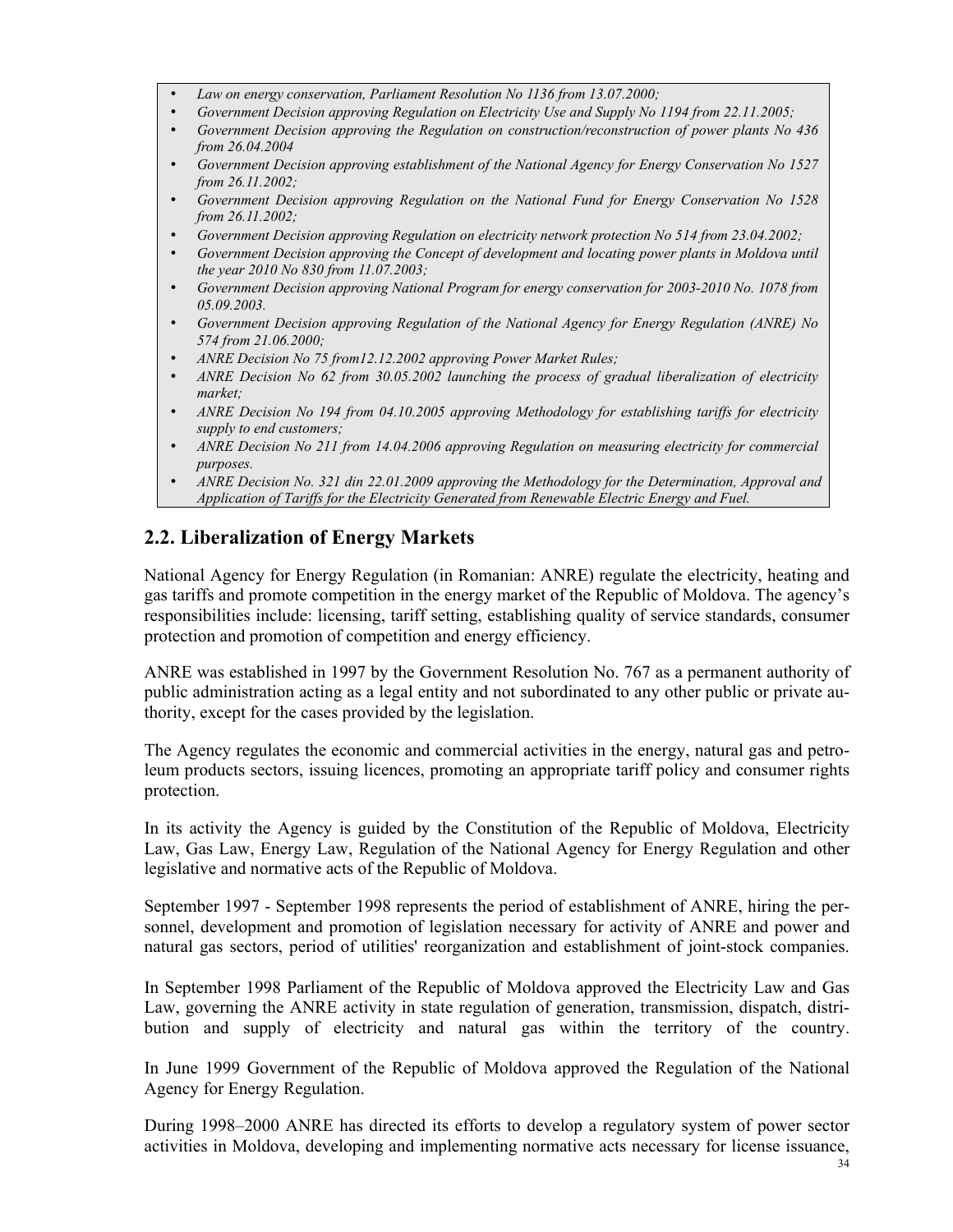- *Law on energy conservation, Parliament Resolution No 1136 from 13.07.2000;*
- *Government Decision approving Regulation on Electricity Use and Supply No 1194 from 22.11.2005;*
- *Government Decision approving the Regulation on construction/reconstruction of power plants No 436 from 26.04.2004*
- *Government Decision approving establishment of the National Agency for Energy Conservation No 1527 from 26.11.2002;*
- *Government Decision approving Regulation on the National Fund for Energy Conservation No 1528 from 26.11.2002;*
- *Government Decision approving Regulation on electricity network protection No 514 from 23.04.2002;*
- *Government Decision approving the Concept of development and locating power plants in Moldova until the year 2010 No 830 from 11.07.2003;*
- *Government Decision approving National Program for energy conservation for 2003-2010 No. 1078 from 05.09.2003.*
- *Government Decision approving Regulation of the National Agency for Energy Regulation (ANRE) No 574 from 21.06.2000;*
- *ANRE Decision No 75 from12.12.2002 approving Power Market Rules;*
- *ANRE Decision No 62 from 30.05.2002 launching the process of gradual liberalization of electricity market;*
- *ANRE Decision No 194 from 04.10.2005 approving Methodology for establishing tariffs for electricity supply to end customers;*
- *ANRE Decision No 211 from 14.04.2006 approving Regulation on measuring electricity for commercial purposes.*
- *ANRE Decision No. 321 din 22.01.2009 approving the Methodology for the Determination, Approval and Application of Tariffs for the Electricity Generated from Renewable Electric Energy and Fuel.*

## 2.2. Liberalization of Energy Markets

National Agency for Energy Regulation (in Romanian: ANRE) regulate the electricity, heating and gas tariffs and promote competition in the energy market of the Republic of Moldova. The agency's responsibilities include: licensing, tariff setting, establishing quality of service standards, consumer protection and promotion of competition and energy efficiency.

ANRE was established in 1997 by the Government Resolution No. 767 as a permanent authority of public administration acting as a legal entity and not subordinated to any other public or private authority, except for the cases provided by the legislation.

The Agency regulates the economic and commercial activities in the energy, natural gas and petroleum products sectors, issuing licences, promoting an appropriate tariff policy and consumer rights protection.

In its activity the Agency is guided by the Constitution of the Republic of Moldova, Electricity Law, Gas Law, Energy Law, Regulation of the National Agency for Energy Regulation and other legislative and normative acts of the Republic of Moldova.

September 1997 - September 1998 represents the period of establishment of ANRE, hiring the personnel, development and promotion of legislation necessary for activity of ANRE and power and natural gas sectors, period of utilities' reorganization and establishment of joint-stock companies.

In September 1998 Parliament of the Republic of Moldova approved the Electricity Law and Gas Law, governing the ANRE activity in state regulation of generation, transmission, dispatch, distribution and supply of electricity and natural gas within the territory of the country.

In June 1999 Government of the Republic of Moldova approved the Regulation of the National Agency for Energy Regulation.

During 1998–2000 ANRE has directed its efforts to develop a regulatory system of power sector activities in Moldova, developing and implementing normative acts necessary for license issuance,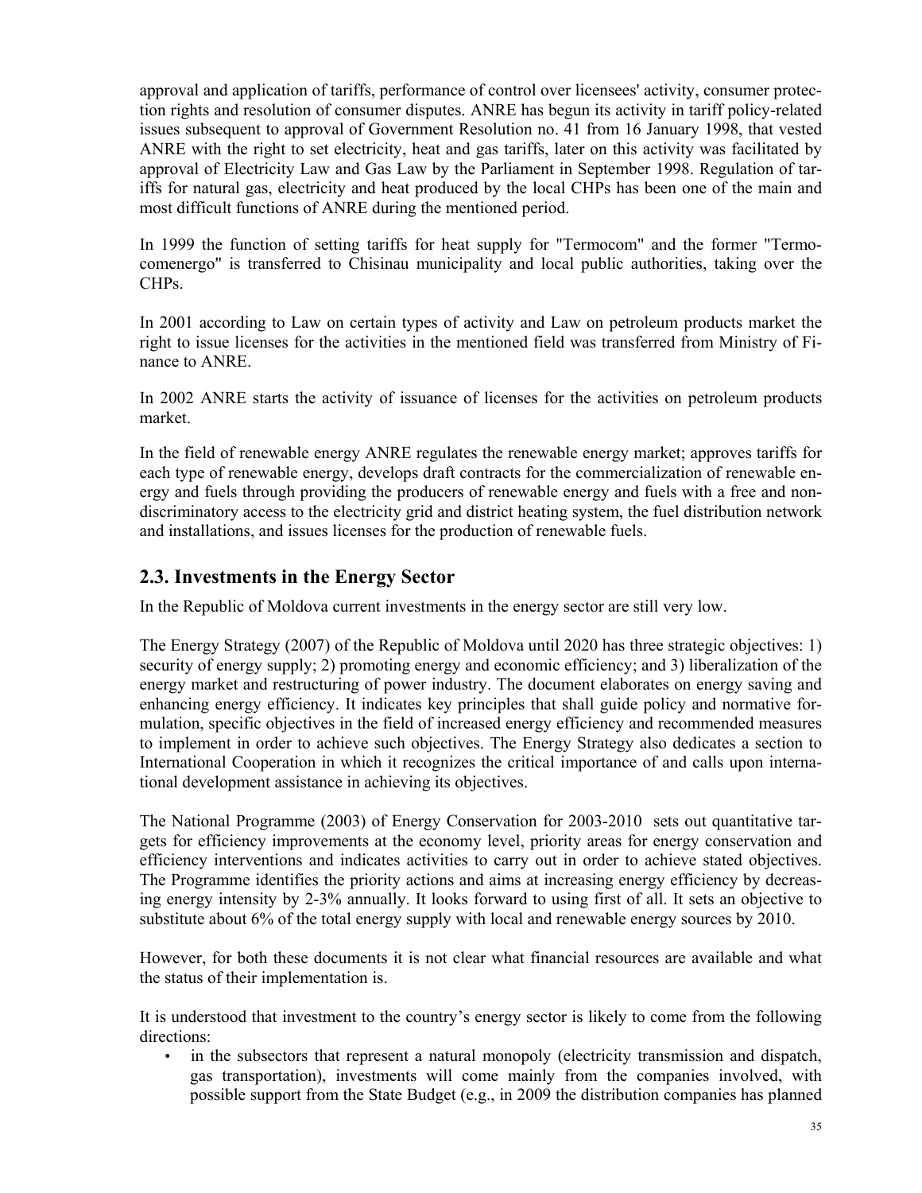approval and application of tariffs, performance of control over licensees' activity, consumer protection rights and resolution of consumer disputes. ANRE has begun its activity in tariff policy-related issues subsequent to approval of Government Resolution no. 41 from 16 January 1998, that vested ANRE with the right to set electricity, heat and gas tariffs, later on this activity was facilitated by approval of Electricity Law and Gas Law by the Parliament in September 1998. Regulation of tariffs for natural gas, electricity and heat produced by the local CHPs has been one of the main and most difficult functions of ANRE during the mentioned period.

In 1999 the function of setting tariffs for heat supply for "Termocom" and the former "Termocomenergo" is transferred to Chisinau municipality and local public authorities, taking over the CHPs.

In 2001 according to Law on certain types of activity and Law on petroleum products market the right to issue licenses for the activities in the mentioned field was transferred from Ministry of Finance to ANRE.

In 2002 ANRE starts the activity of issuance of licenses for the activities on petroleum products market.

In the field of renewable energy ANRE regulates the renewable energy market; approves tariffs for each type of renewable energy, develops draft contracts for the commercialization of renewable energy and fuels through providing the producers of renewable energy and fuels with a free and non-discriminatory access to the electricity grid and district heating system, the fuel distribution network and installations, and issues licenses for the production of renewable fuels.

## 2.3. Investments in the Energy Sector

In the Republic of Moldova current investments in the energy sector are still very low.

The Energy Strategy (2007) of the Republic of Moldova until 2020 has three strategic objectives: 1) security of energy supply; 2) promoting energy and economic efficiency; and 3) liberalization of the energy market and restructuring of power industry. The document elaborates on energy saving and enhancing energy efficiency. It indicates key principles that shall guide policy and normative formulation, specific objectives in the field of increased energy efficiency and recommended measures to implement in order to achieve such objectives. The Energy Strategy also dedicates a section to International Cooperation in which it recognizes the critical importance of and calls upon international development assistance in achieving its objectives.

The National Programme (2003) of Energy Conservation for 2003-2010 sets out quantitative targets for efficiency improvements at the economy level, priority areas for energy conservation and efficiency interventions and indicates activities to carry out in order to achieve stated objectives. The Programme identifies the priority actions and aims at increasing energy efficiency by decreasing energy intensity by 2-3% annually. It looks forward to using first of all. It sets an objective to substitute about 6% of the total energy supply with local and renewable energy sources by 2010.

However, for both these documents it is not clear what financial resources are available and what the status of their implementation is.

It is understood that investment to the country's energy sector is likely to come from the following directions:

- in the subsectors that represent a natural monopoly (electricity transmission and dispatch, gas transportation), investments will come mainly from the companies involved, with possible support from the State Budget (e.g., in 2009 the distribution companies has planned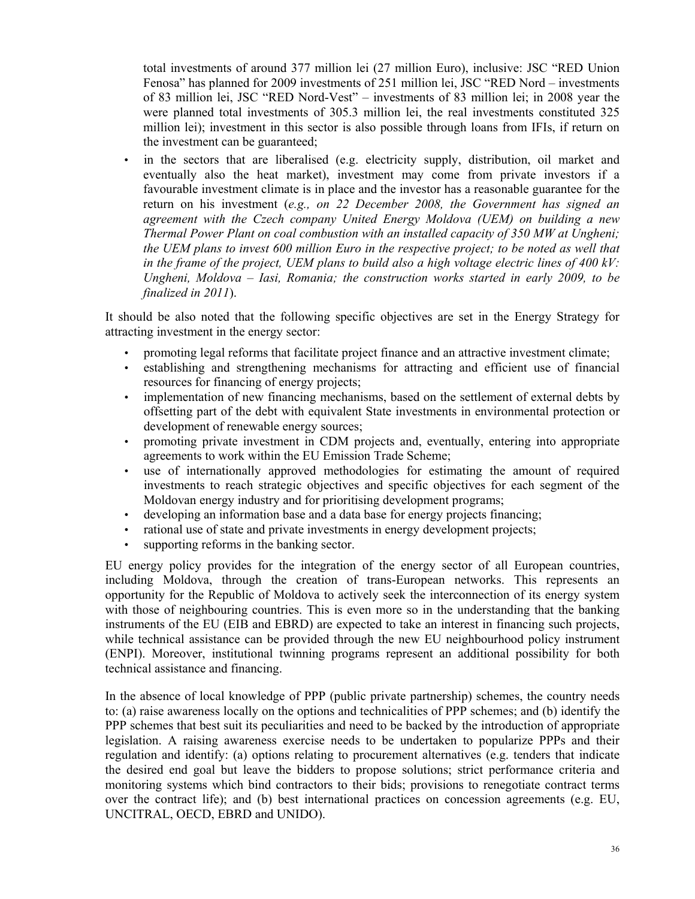total investments of around 377 million lei (27 million Euro), inclusive: JSC "RED Union Fenosa" has planned for 2009 investments of 251 million lei, JSC "RED Nord – investments of 83 million lei, JSC "RED Nord-Vest" – investments of 83 million lei; in 2008 year the were planned total investments of 305.3 million lei, the real investments constituted 325 million lei); investment in this sector is also possible through loans from IFIs, if return on the investment can be guaranteed;

- in the sectors that are liberalised (e.g. electricity supply, distribution, oil market and eventually also the heat market), investment may come from private investors if a favourable investment climate is in place and the investor has a reasonable guarantee for the return on his investment (*e.g., on 22 December 2008, the Government has signed an agreement with the Czech company United Energy Moldova (UEM) on building a new Thermal Power Plant on coal combustion with an installed capacity of 350 MW at Ungheni; the UEM plans to invest 600 million Euro in the respective project; to be noted as well that in the frame of the project, UEM plans to build also a high voltage electric lines of 400 kV: Ungheni, Moldova – Iasi, Romania; the construction works started in early 2009, to be finalized in 2011*).

It should be also noted that the following specific objectives are set in the Energy Strategy for attracting investment in the energy sector:

- promoting legal reforms that facilitate project finance and an attractive investment climate;
- establishing and strengthening mechanisms for attracting and efficient use of financial resources for financing of energy projects;
- implementation of new financing mechanisms, based on the settlement of external debts by offsetting part of the debt with equivalent State investments in environmental protection or development of renewable energy sources;
- promoting private investment in CDM projects and, eventually, entering into appropriate agreements to work within the EU Emission Trade Scheme;
- use of internationally approved methodologies for estimating the amount of required investments to reach strategic objectives and specific objectives for each segment of the Moldovan energy industry and for prioritising development programs;
- developing an information base and a data base for energy projects financing;
- rational use of state and private investments in energy development projects;
- supporting reforms in the banking sector.

EU energy policy provides for the integration of the energy sector of all European countries, including Moldova, through the creation of trans-European networks. This represents an opportunity for the Republic of Moldova to actively seek the interconnection of its energy system with those of neighbouring countries. This is even more so in the understanding that the banking instruments of the EU (EIB and EBRD) are expected to take an interest in financing such projects, while technical assistance can be provided through the new EU neighbourhood policy instrument (ENPI). Moreover, institutional twinning programs represent an additional possibility for both technical assistance and financing.

In the absence of local knowledge of PPP (public private partnership) schemes, the country needs to: (a) raise awareness locally on the options and technicalities of PPP schemes; and (b) identify the PPP schemes that best suit its peculiarities and need to be backed by the introduction of appropriate legislation. A raising awareness exercise needs to be undertaken to popularize PPPs and their regulation and identify: (a) options relating to procurement alternatives (e.g. tenders that indicate the desired end goal but leave the bidders to propose solutions; strict performance criteria and monitoring systems which bind contractors to their bids; provisions to renegotiate contract terms over the contract life); and (b) best international practices on concession agreements (e.g. EU, UNCITRAL, OECD, EBRD and UNIDO).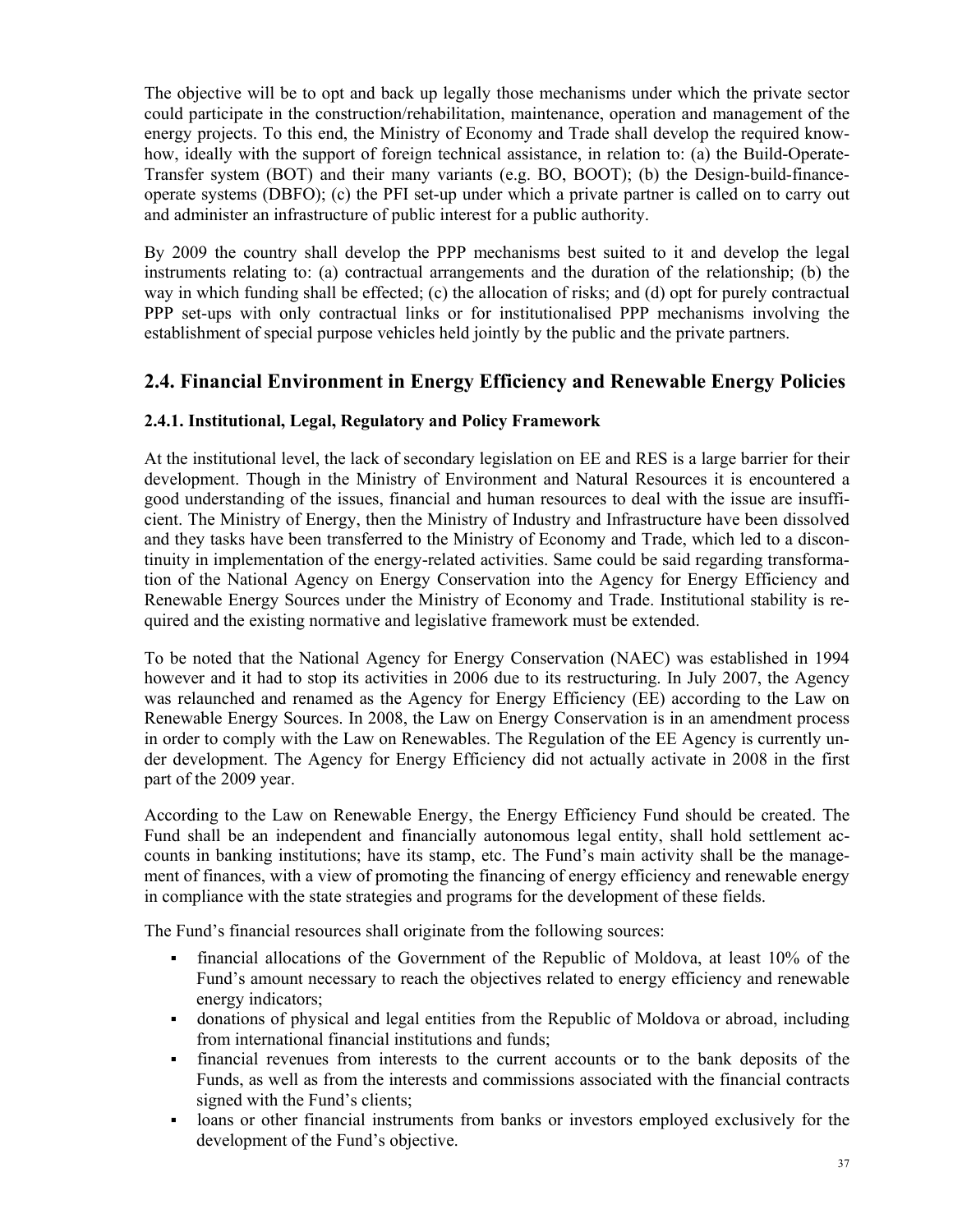The objective will be to opt and back up legally those mechanisms under which the private sector could participate in the construction/rehabilitation, maintenance, operation and management of the energy projects. To this end, the Ministry of Economy and Trade shall develop the required know-how, ideally with the support of foreign technical assistance, in relation to: (a) the Build-Operate-Transfer system (BOT) and their many variants (e.g. BO, BOOT); (b) the Design-build-finance-operate systems (DBFO); (c) the PFI set-up under which a private partner is called on to carry out and administer an infrastructure of public interest for a public authority.

By 2009 the country shall develop the PPP mechanisms best suited to it and develop the legal instruments relating to: (a) contractual arrangements and the duration of the relationship; (b) the way in which funding shall be effected; (c) the allocation of risks; and (d) opt for purely contractual PPP set-ups with only contractual links or for institutionalised PPP mechanisms involving the establishment of special purpose vehicles held jointly by the public and the private partners.

## 2.4. Financial Environment in Energy Efficiency and Renewable Energy Policies

### 2.4.1. Institutional, Legal, Regulatory and Policy Framework

At the institutional level, the lack of secondary legislation on EE and RES is a large barrier for their development. Though in the Ministry of Environment and Natural Resources it is encountered a good understanding of the issues, financial and human resources to deal with the issue are insufficient. The Ministry of Energy, then the Ministry of Industry and Infrastructure have been dissolved and they tasks have been transferred to the Ministry of Economy and Trade, which led to a discontinuity in implementation of the energy-related activities. Same could be said regarding transformation of the National Agency on Energy Conservation into the Agency for Energy Efficiency and Renewable Energy Sources under the Ministry of Economy and Trade. Institutional stability is required and the existing normative and legislative framework must be extended.

To be noted that the National Agency for Energy Conservation (NAEC) was established in 1994 however and it had to stop its activities in 2006 due to its restructuring. In July 2007, the Agency was relaunched and renamed as the Agency for Energy Efficiency (EE) according to the Law on Renewable Energy Sources. In 2008, the Law on Energy Conservation is in an amendment process in order to comply with the Law on Renewables. The Regulation of the EE Agency is currently under development. The Agency for Energy Efficiency did not actually activate in 2008 in the first part of the 2009 year.

According to the Law on Renewable Energy, the Energy Efficiency Fund should be created. The Fund shall be an independent and financially autonomous legal entity, shall hold settlement accounts in banking institutions; have its stamp, etc. The Fund's main activity shall be the management of finances, with a view of promoting the financing of energy efficiency and renewable energy in compliance with the state strategies and programs for the development of these fields.

The Fund's financial resources shall originate from the following sources:

- financial allocations of the Government of the Republic of Moldova, at least 10% of the Fund's amount necessary to reach the objectives related to energy efficiency and renewable energy indicators;
- donations of physical and legal entities from the Republic of Moldova or abroad, including from international financial institutions and funds;
- financial revenues from interests to the current accounts or to the bank deposits of the Funds, as well as from the interests and commissions associated with the financial contracts signed with the Fund's clients;
- loans or other financial instruments from banks or investors employed exclusively for the development of the Fund's objective.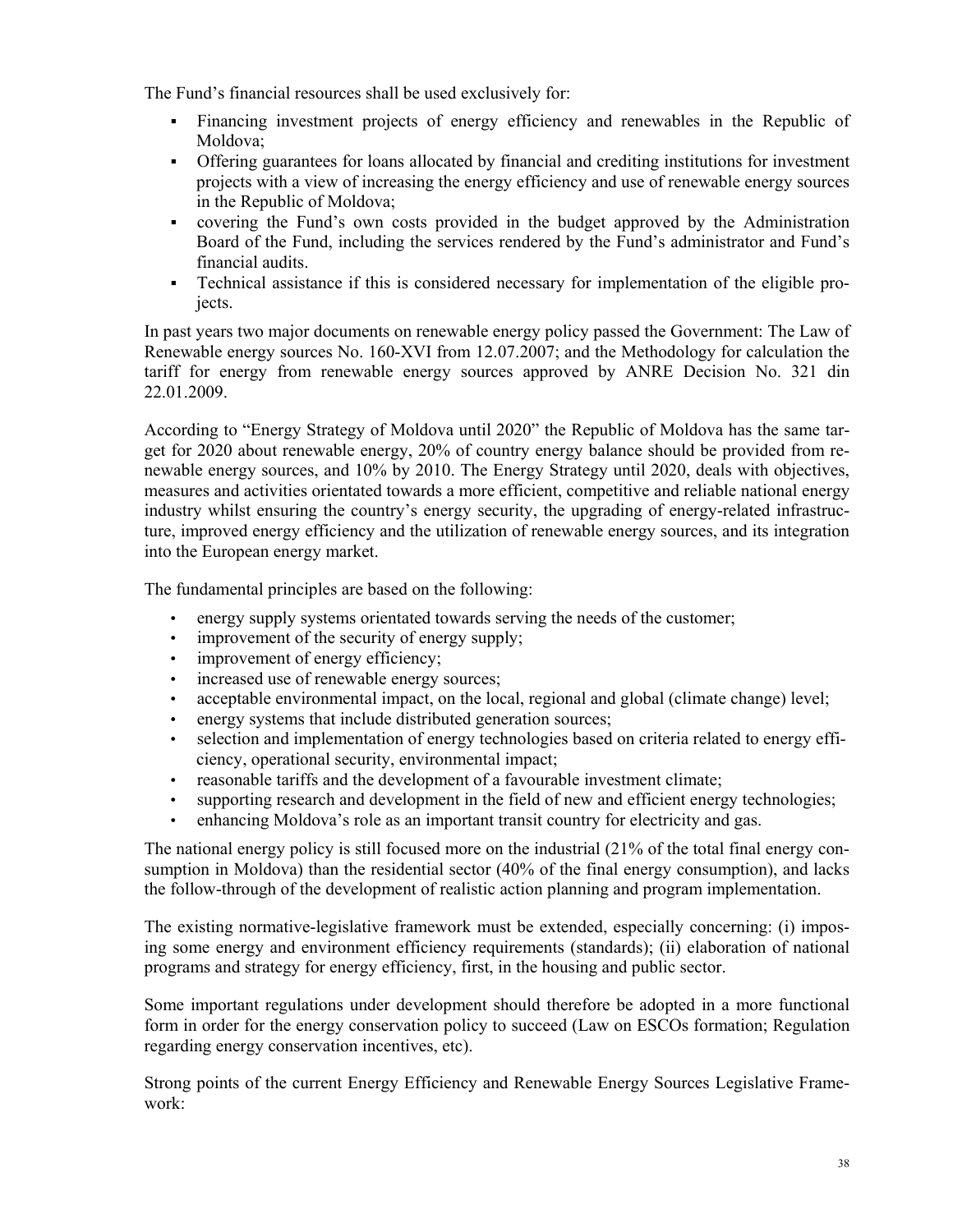The Fund's financial resources shall be used exclusively for:

- Financing investment projects of energy efficiency and renewables in the Republic of Moldova;
- Offering guarantees for loans allocated by financial and crediting institutions for investment projects with a view of increasing the energy efficiency and use of renewable energy sources in the Republic of Moldova;
- covering the Fund's own costs provided in the budget approved by the Administration Board of the Fund, including the services rendered by the Fund's administrator and Fund's financial audits.
- Technical assistance if this is considered necessary for implementation of the eligible projects.

In past years two major documents on renewable energy policy passed the Government: The Law of Renewable energy sources No. 160-XVI from 12.07.2007; and the Methodology for calculation the tariff for energy from renewable energy sources approved by ANRE Decision No. 321 din 22.01.2009.

According to "Energy Strategy of Moldova until 2020" the Republic of Moldova has the same target for 2020 about renewable energy, 20% of country energy balance should be provided from renewable energy sources, and 10% by 2010. The Energy Strategy until 2020, deals with objectives, measures and activities orientated towards a more efficient, competitive and reliable national energy industry whilst ensuring the country's energy security, the upgrading of energy-related infrastructure, improved energy efficiency and the utilization of renewable energy sources, and its integration into the European energy market.

The fundamental principles are based on the following:

- energy supply systems orientated towards serving the needs of the customer;
- improvement of the security of energy supply;
- improvement of energy efficiency;
- increased use of renewable energy sources;
- acceptable environmental impact, on the local, regional and global (climate change) level;
- energy systems that include distributed generation sources;
- selection and implementation of energy technologies based on criteria related to energy efficiency, operational security, environmental impact;
- reasonable tariffs and the development of a favourable investment climate;
- supporting research and development in the field of new and efficient energy technologies;
- enhancing Moldova's role as an important transit country for electricity and gas.

The national energy policy is still focused more on the industrial (21% of the total final energy consumption in Moldova) than the residential sector (40% of the final energy consumption), and lacks the follow-through of the development of realistic action planning and program implementation.

The existing normative-legislative framework must be extended, especially concerning: (i) imposing some energy and environment efficiency requirements (standards); (ii) elaboration of national programs and strategy for energy efficiency, first, in the housing and public sector.

Some important regulations under development should therefore be adopted in a more functional form in order for the energy conservation policy to succeed (Law on ESCOs formation; Regulation regarding energy conservation incentives, etc).

Strong points of the current Energy Efficiency and Renewable Energy Sources Legislative Framework: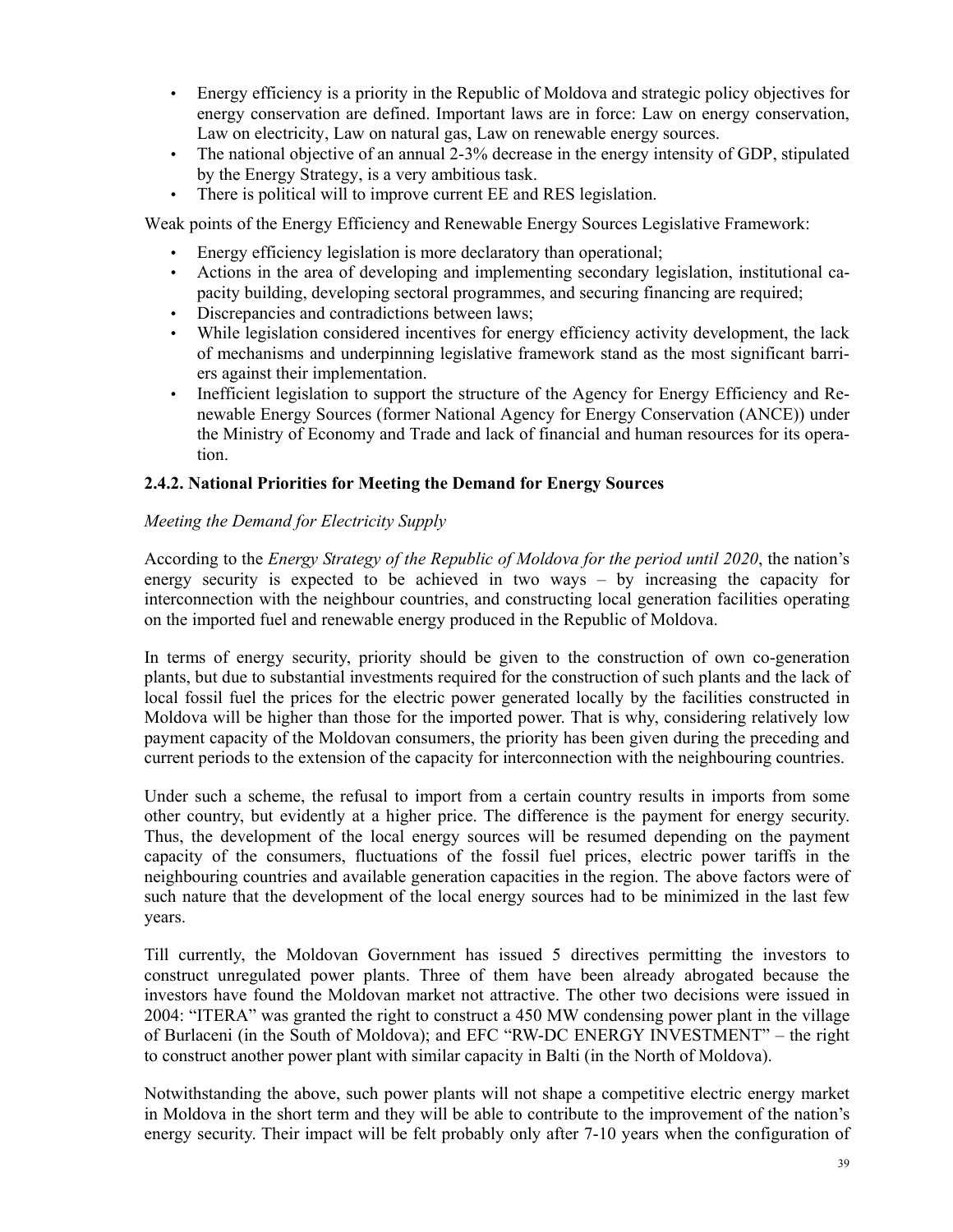- Energy efficiency is a priority in the Republic of Moldova and strategic policy objectives for energy conservation are defined. Important laws are in force: Law on energy conservation, Law on electricity, Law on natural gas, Law on renewable energy sources.
- The national objective of an annual 2-3% decrease in the energy intensity of GDP, stipulated by the Energy Strategy, is a very ambitious task.
- There is political will to improve current EE and RES legislation.

Weak points of the Energy Efficiency and Renewable Energy Sources Legislative Framework:

- Energy efficiency legislation is more declaratory than operational;
- Actions in the area of developing and implementing secondary legislation, institutional capacity building, developing sectoral programmes, and securing financing are required;
- Discrepancies and contradictions between laws;
- While legislation considered incentives for energy efficiency activity development, the lack of mechanisms and underpinning legislative framework stand as the most significant barriers against their implementation.
- Inefficient legislation to support the structure of the Agency for Energy Efficiency and Renewable Energy Sources (former National Agency for Energy Conservation (ANCE)) under the Ministry of Economy and Trade and lack of financial and human resources for its operation.

### 2.4.2. National Priorities for Meeting the Demand for Energy Sources

*Meeting the Demand for Electricity Supply*

According to the *Energy Strategy of the Republic of Moldova for the period until 2020*, the nation's energy security is expected to be achieved in two ways – by increasing the capacity for interconnection with the neighbour countries, and constructing local generation facilities operating on the imported fuel and renewable energy produced in the Republic of Moldova.

In terms of energy security, priority should be given to the construction of own co-generation plants, but due to substantial investments required for the construction of such plants and the lack of local fossil fuel the prices for the electric power generated locally by the facilities constructed in Moldova will be higher than those for the imported power. That is why, considering relatively low payment capacity of the Moldovan consumers, the priority has been given during the preceding and current periods to the extension of the capacity for interconnection with the neighbouring countries.

Under such a scheme, the refusal to import from a certain country results in imports from some other country, but evidently at a higher price. The difference is the payment for energy security. Thus, the development of the local energy sources will be resumed depending on the payment capacity of the consumers, fluctuations of the fossil fuel prices, electric power tariffs in the neighbouring countries and available generation capacities in the region. The above factors were of such nature that the development of the local energy sources had to be minimized in the last few years.

Till currently, the Moldovan Government has issued 5 directives permitting the investors to construct unregulated power plants. Three of them have been already abrogated because the investors have found the Moldovan market not attractive. The other two decisions were issued in 2004: "ITERA" was granted the right to construct a 450 MW condensing power plant in the village of Burlaceni (in the South of Moldova); and EFC "RW-DC ENERGY INVESTMENT" – the right to construct another power plant with similar capacity in Balti (in the North of Moldova).

Notwithstanding the above, such power plants will not shape a competitive electric energy market in Moldova in the short term and they will be able to contribute to the improvement of the nation's energy security. Their impact will be felt probably only after 7-10 years when the configuration of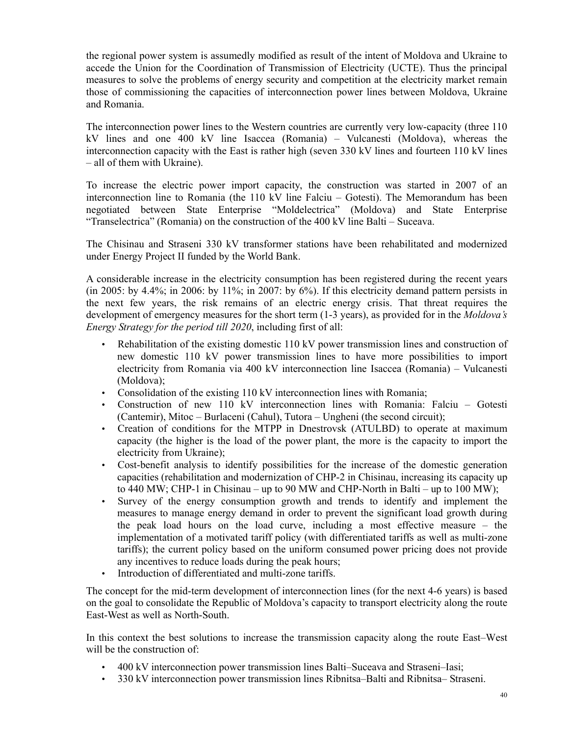the regional power system is assumedly modified as result of the intent of Moldova and Ukraine to accede the Union for the Coordination of Transmission of Electricity (UCTE). Thus the principal measures to solve the problems of energy security and competition at the electricity market remain those of commissioning the capacities of interconnection power lines between Moldova, Ukraine and Romania.

The interconnection power lines to the Western countries are currently very low-capacity (three 110 kV lines and one 400 kV line Isaccea (Romania) – Vulcanesti (Moldova), whereas the interconnection capacity with the East is rather high (seven 330 kV lines and fourteen 110 kV lines – all of them with Ukraine).

To increase the electric power import capacity, the construction was started in 2007 of an interconnection line to Romania (the 110 kV line Falciu – Gotesti). The Memorandum has been negotiated between State Enterprise "Moldelectrica" (Moldova) and State Enterprise "Transelectrica" (Romania) on the construction of the 400 kV line Balti – Suceava.

The Chisinau and Straseni 330 kV transformer stations have been rehabilitated and modernized under Energy Project II funded by the World Bank.

A considerable increase in the electricity consumption has been registered during the recent years (in 2005: by 4.4%; in 2006: by 11%; in 2007: by 6%). If this electricity demand pattern persists in the next few years, the risk remains of an electric energy crisis. That threat requires the development of emergency measures for the short term (1-3 years), as provided for in the *Moldova's Energy Strategy for the period till 2020*, including first of all:

- Rehabilitation of the existing domestic 110 kV power transmission lines and construction of new domestic 110 kV power transmission lines to have more possibilities to import electricity from Romania via 400 kV interconnection line Isaccea (Romania) – Vulcanesti (Moldova);
- Consolidation of the existing 110 kV interconnection lines with Romania;
- Construction of new 110 kV interconnection lines with Romania: Falciu – Gotesti (Cantemir), Mitoc – Burlaceni (Cahul), Tutora – Ungheni (the second circuit);
- Creation of conditions for the MTPP in Dnestrovsk (ATULBD) to operate at maximum capacity (the higher is the load of the power plant, the more is the capacity to import the electricity from Ukraine);
- Cost-benefit analysis to identify possibilities for the increase of the domestic generation capacities (rehabilitation and modernization of CHP-2 in Chisinau, increasing its capacity up to 440 MW; CHP-1 in Chisinau – up to 90 MW and CHP-North in Balti – up to 100 MW);
- Survey of the energy consumption growth and trends to identify and implement the measures to manage energy demand in order to prevent the significant load growth during the peak load hours on the load curve, including a most effective measure – the implementation of a motivated tariff policy (with differentiated tariffs as well as multi-zone tariffs); the current policy based on the uniform consumed power pricing does not provide any incentives to reduce loads during the peak hours;
- Introduction of differentiated and multi-zone tariffs.

The concept for the mid-term development of interconnection lines (for the next 4-6 years) is based on the goal to consolidate the Republic of Moldova's capacity to transport electricity along the route East-West as well as North-South.

In this context the best solutions to increase the transmission capacity along the route East–West will be the construction of:

- 400 kV interconnection power transmission lines Balti–Suceava and Straseni–Iasi;
- 330 kV interconnection power transmission lines Ribnitsa–Balti and Ribnitsa– Straseni.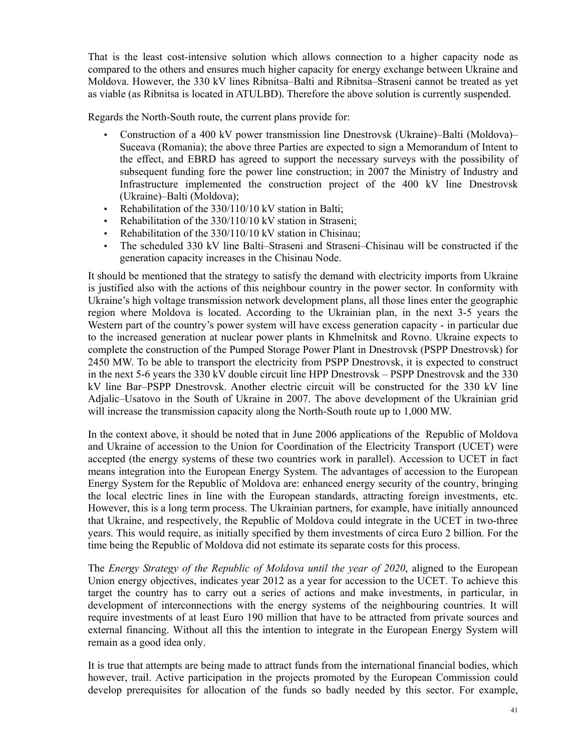That is the least cost-intensive solution which allows connection to a higher capacity node as compared to the others and ensures much higher capacity for energy exchange between Ukraine and Moldova. However, the 330 kV lines Ribnitsa–Balti and Ribnitsa–Straseni cannot be treated as yet as viable (as Ribnitsa is located in ATULBD). Therefore the above solution is currently suspended.

Regards the North-South route, the current plans provide for:

- Construction of a 400 kV power transmission line Dnestrovsk (Ukraine)–Balti (Moldova)–Suceava (Romania); the above three Parties are expected to sign a Memorandum of Intent to the effect, and EBRD has agreed to support the necessary surveys with the possibility of subsequent funding fore the power line construction; in 2007 the Ministry of Industry and Infrastructure implemented the construction project of the 400 kV line Dnestrovsk (Ukraine)–Balti (Moldova);
- Rehabilitation of the 330/110/10 kV station in Balti;
- Rehabilitation of the 330/110/10 kV station in Straseni;
- Rehabilitation of the 330/110/10 kV station in Chisinau;
- The scheduled 330 kV line Balti–Straseni and Straseni–Chisinau will be constructed if the generation capacity increases in the Chisinau Node.

It should be mentioned that the strategy to satisfy the demand with electricity imports from Ukraine is justified also with the actions of this neighbour country in the power sector. In conformity with Ukraine's high voltage transmission network development plans, all those lines enter the geographic region where Moldova is located. According to the Ukrainian plan, in the next 3-5 years the Western part of the country's power system will have excess generation capacity - in particular due to the increased generation at nuclear power plants in Khmelnitsk and Rovno. Ukraine expects to complete the construction of the Pumped Storage Power Plant in Dnestrovsk (PSPP Dnestrovsk) for 2450 MW. To be able to transport the electricity from PSPP Dnestrovsk, it is expected to construct in the next 5-6 years the 330 kV double circuit line HPP Dnestrovsk – PSPP Dnestrovsk and the 330 kV line Bar–PSPP Dnestrovsk. Another electric circuit will be constructed for the 330 kV line Adjalic–Usatovo in the South of Ukraine in 2007. The above development of the Ukrainian grid will increase the transmission capacity along the North-South route up to 1,000 MW.

In the context above, it should be noted that in June 2006 applications of the Republic of Moldova and Ukraine of accession to the Union for Coordination of the Electricity Transport (UCET) were accepted (the energy systems of these two countries work in parallel). Accession to UCET in fact means integration into the European Energy System. The advantages of accession to the European Energy System for the Republic of Moldova are: enhanced energy security of the country, bringing the local electric lines in line with the European standards, attracting foreign investments, etc. However, this is a long term process. The Ukrainian partners, for example, have initially announced that Ukraine, and respectively, the Republic of Moldova could integrate in the UCET in two-three years. This would require, as initially specified by them investments of circa Euro 2 billion. For the time being the Republic of Moldova did not estimate its separate costs for this process.

The *Energy Strategy of the Republic of Moldova until the year of 2020*, aligned to the European Union energy objectives, indicates year 2012 as a year for accession to the UCET. To achieve this target the country has to carry out a series of actions and make investments, in particular, in development of interconnections with the energy systems of the neighbouring countries. It will require investments of at least Euro 190 million that have to be attracted from private sources and external financing. Without all this the intention to integrate in the European Energy System will remain as a good idea only.

It is true that attempts are being made to attract funds from the international financial bodies, which however, trail. Active participation in the projects promoted by the European Commission could develop prerequisites for allocation of the funds so badly needed by this sector. For example,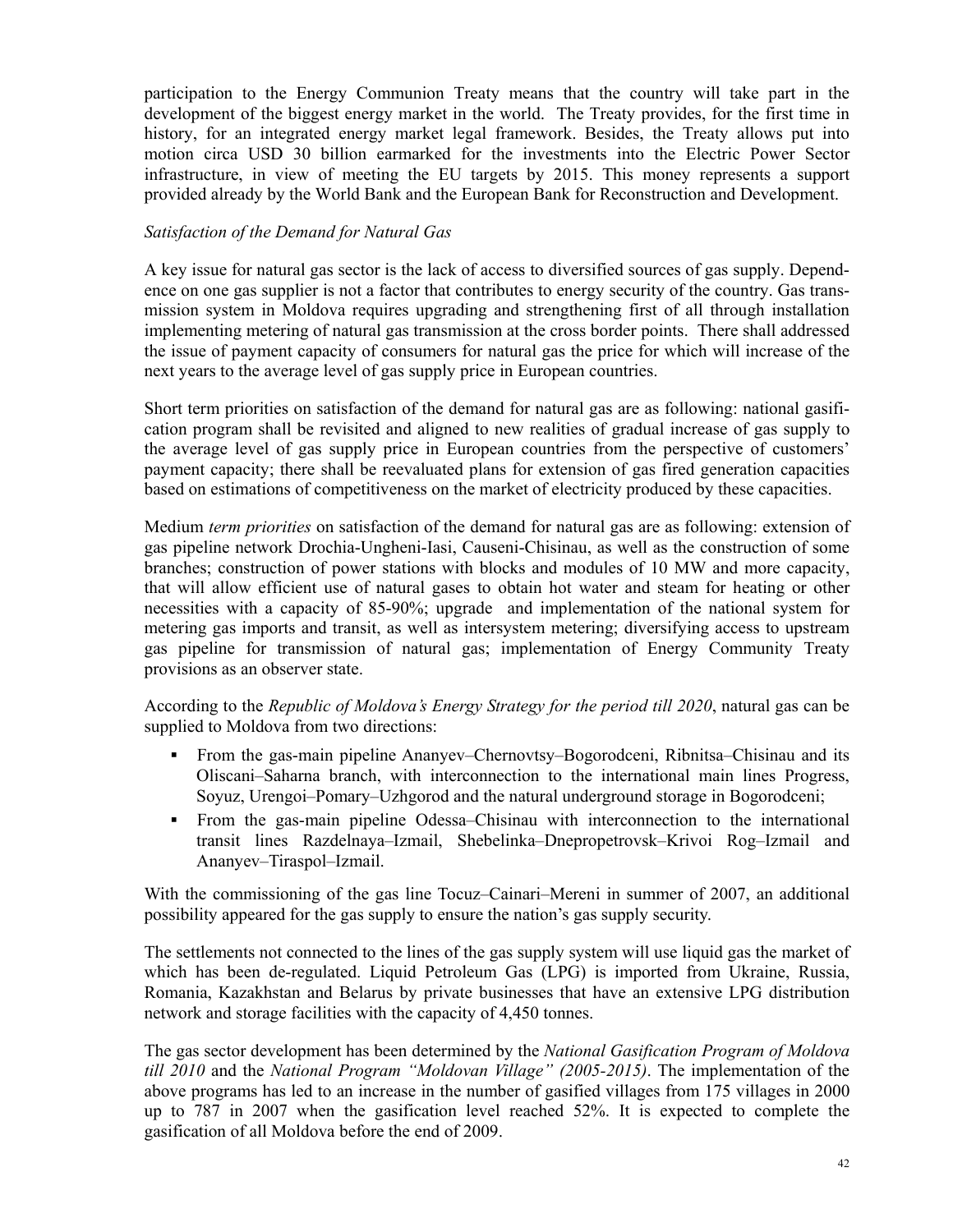participation to the Energy Communion Treaty means that the country will take part in the development of the biggest energy market in the world. The Treaty provides, for the first time in history, for an integrated energy market legal framework. Besides, the Treaty allows put into motion circa USD 30 billion earmarked for the investments into the Electric Power Sector infrastructure, in view of meeting the EU targets by 2015. This money represents a support provided already by the World Bank and the European Bank for Reconstruction and Development.

*Satisfaction of the Demand for Natural Gas*

A key issue for natural gas sector is the lack of access to diversified sources of gas supply. Dependence on one gas supplier is not a factor that contributes to energy security of the country. Gas transmission system in Moldova requires upgrading and strengthening first of all through installation implementing metering of natural gas transmission at the cross border points. There shall addressed the issue of payment capacity of consumers for natural gas the price for which will increase of the next years to the average level of gas supply price in European countries.

Short term priorities on satisfaction of the demand for natural gas are as following: national gasification program shall be revisited and aligned to new realities of gradual increase of gas supply to the average level of gas supply price in European countries from the perspective of customers' payment capacity; there shall be reevaluated plans for extension of gas fired generation capacities based on estimations of competitiveness on the market of electricity produced by these capacities.

Medium *term priorities* on satisfaction of the demand for natural gas are as following: extension of gas pipeline network Drochia-Ungheni-Iasi, Causeni-Chisinau, as well as the construction of some branches; construction of power stations with blocks and modules of 10 MW and more capacity, that will allow efficient use of natural gases to obtain hot water and steam for heating or other necessities with a capacity of 85-90%; upgrade and implementation of the national system for metering gas imports and transit, as well as intersystem metering; diversifying access to upstream gas pipeline for transmission of natural gas; implementation of Energy Community Treaty provisions as an observer state.

According to the *Republic of Moldova's Energy Strategy for the period till 2020*, natural gas can be supplied to Moldova from two directions:

- From the gas-main pipeline Ananyev–Chernovtsy–Bogorodceni, Ribnitsa–Chisinau and its Oliscani–Saharna branch, with interconnection to the international main lines Progress, Soyuz, Urengoi–Pomary–Uzhgorod and the natural underground storage in Bogorodceni;
- From the gas-main pipeline Odessa–Chisinau with interconnection to the international transit lines Razdelnaya–Izmail, Shebelinka–Dnepropetrovsk–Krivoi Rog–Izmail and Ananyev–Tiraspol–Izmail.

With the commissioning of the gas line Tocuz–Cainari–Mereni in summer of 2007, an additional possibility appeared for the gas supply to ensure the nation's gas supply security.

The settlements not connected to the lines of the gas supply system will use liquid gas the market of which has been de-regulated. Liquid Petroleum Gas (LPG) is imported from Ukraine, Russia, Romania, Kazakhstan and Belarus by private businesses that have an extensive LPG distribution network and storage facilities with the capacity of 4,450 tonnes.

The gas sector development has been determined by the *National Gasification Program of Moldova till 2010* and the *National Program "Moldovan Village" (2005-2015)*. The implementation of the above programs has led to an increase in the number of gasified villages from 175 villages in 2000 up to 787 in 2007 when the gasification level reached 52%. It is expected to complete the gasification of all Moldova before the end of 2009.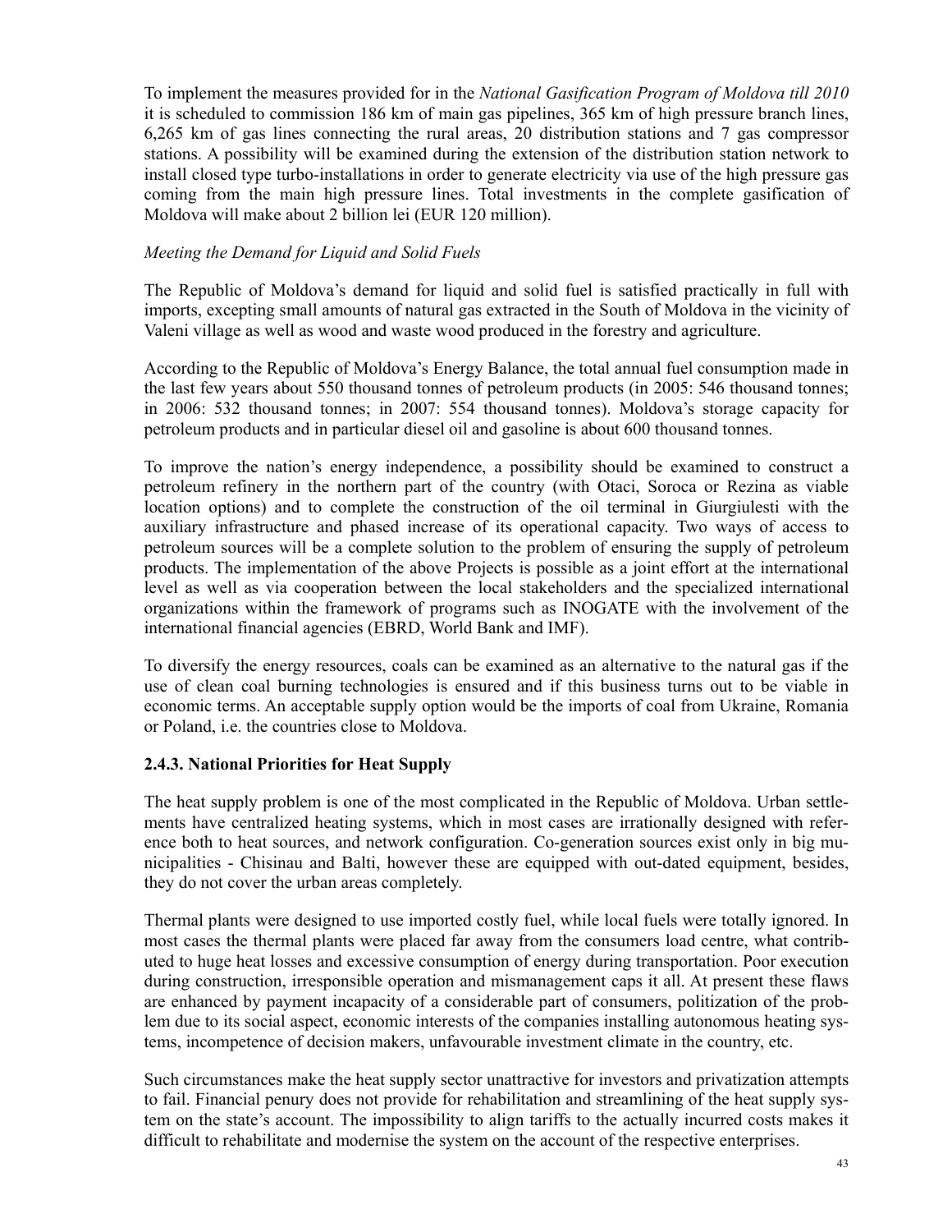To implement the measures provided for in the *National Gasification Program of Moldova till 2010* it is scheduled to commission 186 km of main gas pipelines, 365 km of high pressure branch lines, 6,265 km of gas lines connecting the rural areas, 20 distribution stations and 7 gas compressor stations. A possibility will be examined during the extension of the distribution station network to install closed type turbo-installations in order to generate electricity via use of the high pressure gas coming from the main high pressure lines. Total investments in the complete gasification of Moldova will make about 2 billion lei (EUR 120 million).

*Meeting the Demand for Liquid and Solid Fuels*

The Republic of Moldova's demand for liquid and solid fuel is satisfied practically in full with imports, excepting small amounts of natural gas extracted in the South of Moldova in the vicinity of Valeni village as well as wood and waste wood produced in the forestry and agriculture.

According to the Republic of Moldova's Energy Balance, the total annual fuel consumption made in the last few years about 550 thousand tonnes of petroleum products (in 2005: 546 thousand tonnes; in 2006: 532 thousand tonnes; in 2007: 554 thousand tonnes). Moldova's storage capacity for petroleum products and in particular diesel oil and gasoline is about 600 thousand tonnes.

To improve the nation's energy independence, a possibility should be examined to construct a petroleum refinery in the northern part of the country (with Otaci, Soroca or Rezina as viable location options) and to complete the construction of the oil terminal in Giurgiulesti with the auxiliary infrastructure and phased increase of its operational capacity. Two ways of access to petroleum sources will be a complete solution to the problem of ensuring the supply of petroleum products. The implementation of the above Projects is possible as a joint effort at the international level as well as via cooperation between the local stakeholders and the specialized international organizations within the framework of programs such as INOGATE with the involvement of the international financial agencies (EBRD, World Bank and IMF).

To diversify the energy resources, coals can be examined as an alternative to the natural gas if the use of clean coal burning technologies is ensured and if this business turns out to be viable in economic terms. An acceptable supply option would be the imports of coal from Ukraine, Romania or Poland, i.e. the countries close to Moldova.

### 2.4.3. National Priorities for Heat Supply

The heat supply problem is one of the most complicated in the Republic of Moldova. Urban settlements have centralized heating systems, which in most cases are irrationally designed with reference both to heat sources, and network configuration. Co-generation sources exist only in big municipalities - Chisinau and Balti, however these are equipped with out-dated equipment, besides, they do not cover the urban areas completely.

Thermal plants were designed to use imported costly fuel, while local fuels were totally ignored. In most cases the thermal plants were placed far away from the consumers load centre, what contributed to huge heat losses and excessive consumption of energy during transportation. Poor execution during construction, irresponsible operation and mismanagement caps it all. At present these flaws are enhanced by payment incapacity of a considerable part of consumers, politization of the problem due to its social aspect, economic interests of the companies installing autonomous heating systems, incompetence of decision makers, unfavourable investment climate in the country, etc.

Such circumstances make the heat supply sector unattractive for investors and privatization attempts to fail. Financial penury does not provide for rehabilitation and streamlining of the heat supply system on the state's account. The impossibility to align tariffs to the actually incurred costs makes it difficult to rehabilitate and modernise the system on the account of the respective enterprises.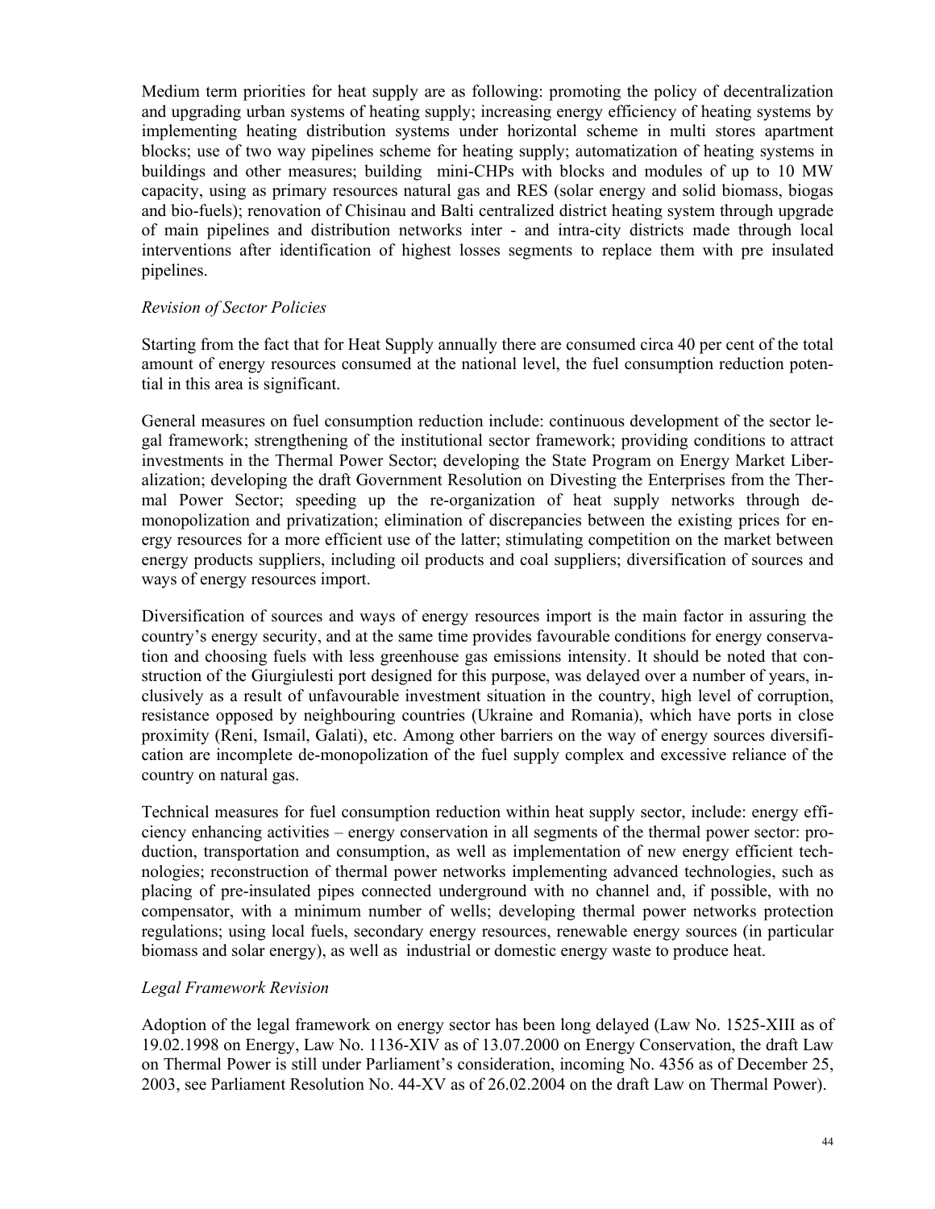Medium term priorities for heat supply are as following: promoting the policy of decentralization and upgrading urban systems of heating supply; increasing energy efficiency of heating systems by implementing heating distribution systems under horizontal scheme in multi stores apartment blocks; use of two way pipelines scheme for heating supply; automatization of heating systems in buildings and other measures; building mini-CHPs with blocks and modules of up to 10 MW capacity, using as primary resources natural gas and RES (solar energy and solid biomass, biogas and bio-fuels); renovation of Chisinau and Balti centralized district heating system through upgrade of main pipelines and distribution networks inter - and intra-city districts made through local interventions after identification of highest losses segments to replace them with pre insulated pipelines.

*Revision of Sector Policies*

Starting from the fact that for Heat Supply annually there are consumed circa 40 per cent of the total amount of energy resources consumed at the national level, the fuel consumption reduction potential in this area is significant.

General measures on fuel consumption reduction include: continuous development of the sector legal framework; strengthening of the institutional sector framework; providing conditions to attract investments in the Thermal Power Sector; developing the State Program on Energy Market Liberalization; developing the draft Government Resolution on Divesting the Enterprises from the Thermal Power Sector; speeding up the re-organization of heat supply networks through de-monopolization and privatization; elimination of discrepancies between the existing prices for energy resources for a more efficient use of the latter; stimulating competition on the market between energy products suppliers, including oil products and coal suppliers; diversification of sources and ways of energy resources import.

Diversification of sources and ways of energy resources import is the main factor in assuring the country's energy security, and at the same time provides favourable conditions for energy conservation and choosing fuels with less greenhouse gas emissions intensity. It should be noted that construction of the Giurgiulesti port designed for this purpose, was delayed over a number of years, inclusively as a result of unfavourable investment situation in the country, high level of corruption, resistance opposed by neighbouring countries (Ukraine and Romania), which have ports in close proximity (Reni, Ismail, Galati), etc. Among other barriers on the way of energy sources diversification are incomplete de-monopolization of the fuel supply complex and excessive reliance of the country on natural gas.

Technical measures for fuel consumption reduction within heat supply sector, include: energy efficiency enhancing activities – energy conservation in all segments of the thermal power sector: production, transportation and consumption, as well as implementation of new energy efficient technologies; reconstruction of thermal power networks implementing advanced technologies, such as placing of pre-insulated pipes connected underground with no channel and, if possible, with no compensator, with a minimum number of wells; developing thermal power networks protection regulations; using local fuels, secondary energy resources, renewable energy sources (in particular biomass and solar energy), as well as industrial or domestic energy waste to produce heat.

*Legal Framework Revision*

Adoption of the legal framework on energy sector has been long delayed (Law No. 1525-XIII as of 19.02.1998 on Energy, Law No. 1136-XIV as of 13.07.2000 on Energy Conservation, the draft Law on Thermal Power is still under Parliament's consideration, incoming No. 4356 as of December 25, 2003, see Parliament Resolution No. 44-XV as of 26.02.2004 on the draft Law on Thermal Power).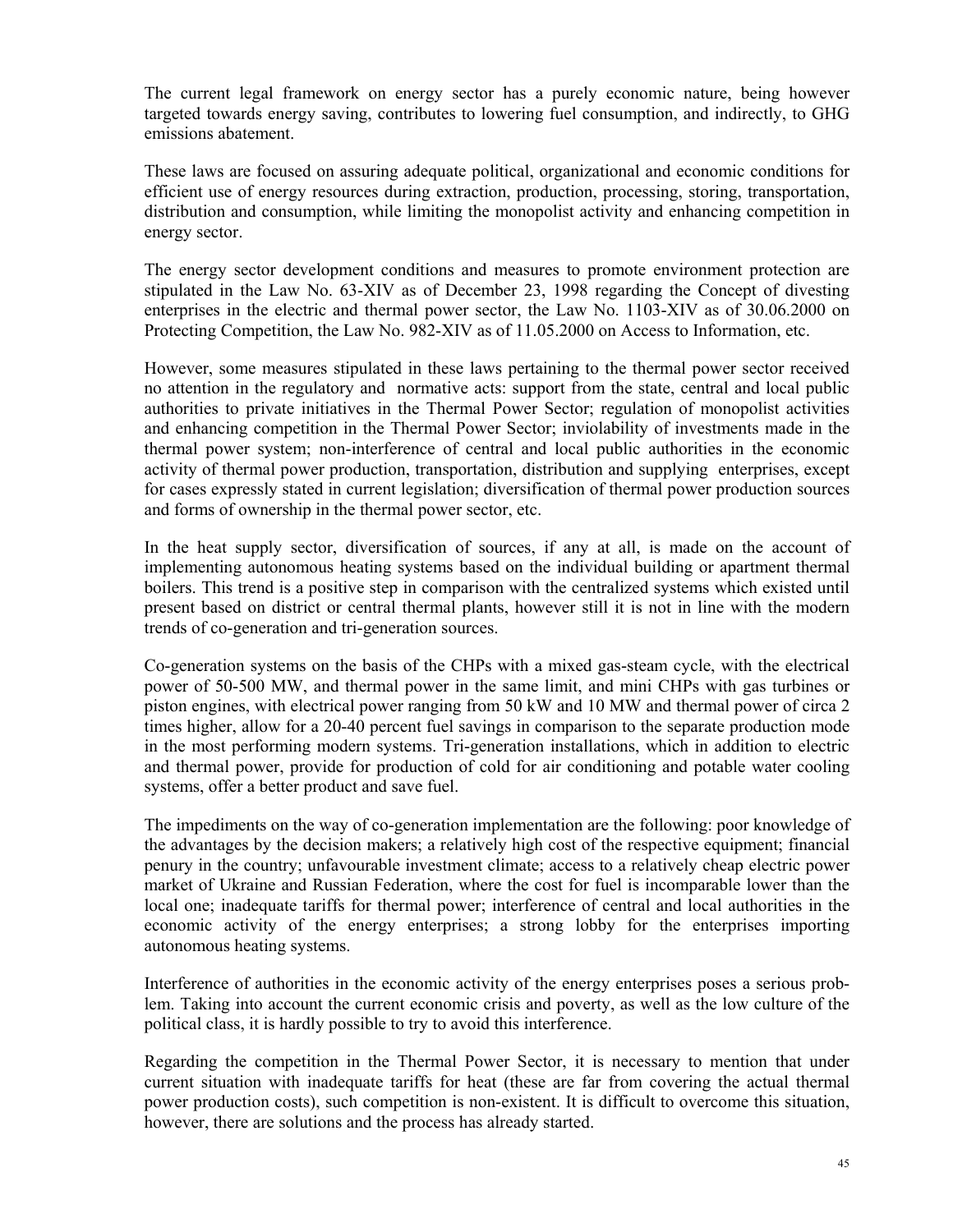The current legal framework on energy sector has a purely economic nature, being however targeted towards energy saving, contributes to lowering fuel consumption, and indirectly, to GHG emissions abatement.

These laws are focused on assuring adequate political, organizational and economic conditions for efficient use of energy resources during extraction, production, processing, storing, transportation, distribution and consumption, while limiting the monopolist activity and enhancing competition in energy sector.

The energy sector development conditions and measures to promote environment protection are stipulated in the Law No. 63-XIV as of December 23, 1998 regarding the Concept of divesting enterprises in the electric and thermal power sector, the Law No. 1103-XIV as of 30.06.2000 on Protecting Competition, the Law No. 982-XIV as of 11.05.2000 on Access to Information, etc.

However, some measures stipulated in these laws pertaining to the thermal power sector received no attention in the regulatory and normative acts: support from the state, central and local public authorities to private initiatives in the Thermal Power Sector; regulation of monopolist activities and enhancing competition in the Thermal Power Sector; inviolability of investments made in the thermal power system; non-interference of central and local public authorities in the economic activity of thermal power production, transportation, distribution and supplying enterprises, except for cases expressly stated in current legislation; diversification of thermal power production sources and forms of ownership in the thermal power sector, etc.

In the heat supply sector, diversification of sources, if any at all, is made on the account of implementing autonomous heating systems based on the individual building or apartment thermal boilers. This trend is a positive step in comparison with the centralized systems which existed until present based on district or central thermal plants, however still it is not in line with the modern trends of co-generation and tri-generation sources.

Co-generation systems on the basis of the CHPs with a mixed gas-steam cycle, with the electrical power of 50-500 MW, and thermal power in the same limit, and mini CHPs with gas turbines or piston engines, with electrical power ranging from 50 kW and 10 MW and thermal power of circa 2 times higher, allow for a 20-40 percent fuel savings in comparison to the separate production mode in the most performing modern systems. Tri-generation installations, which in addition to electric and thermal power, provide for production of cold for air conditioning and potable water cooling systems, offer a better product and save fuel.

The impediments on the way of co-generation implementation are the following: poor knowledge of the advantages by the decision makers; a relatively high cost of the respective equipment; financial penury in the country; unfavourable investment climate; access to a relatively cheap electric power market of Ukraine and Russian Federation, where the cost for fuel is incomparable lower than the local one; inadequate tariffs for thermal power; interference of central and local authorities in the economic activity of the energy enterprises; a strong lobby for the enterprises importing autonomous heating systems.

Interference of authorities in the economic activity of the energy enterprises poses a serious problem. Taking into account the current economic crisis and poverty, as well as the low culture of the political class, it is hardly possible to try to avoid this interference.

Regarding the competition in the Thermal Power Sector, it is necessary to mention that under current situation with inadequate tariffs for heat (these are far from covering the actual thermal power production costs), such competition is non-existent. It is difficult to overcome this situation, however, there are solutions and the process has already started.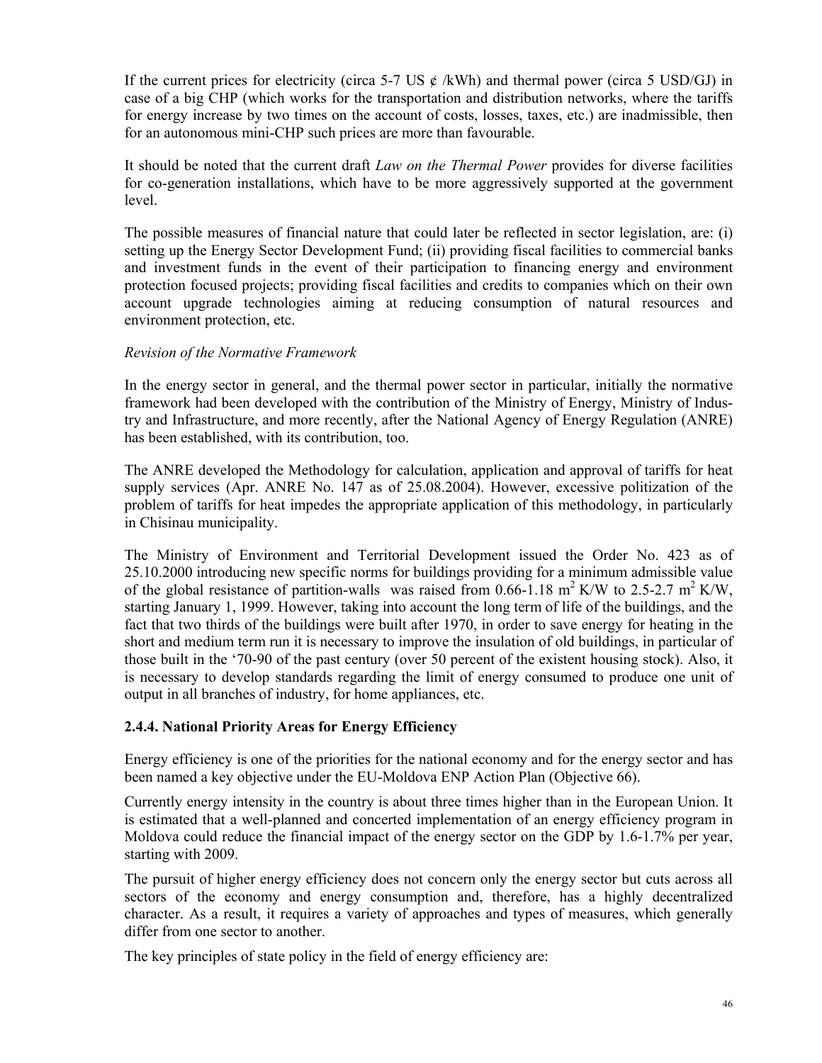If the current prices for electricity (circa 5-7 US ¢ /kWh) and thermal power (circa 5 USD/GJ) in case of a big CHP (which works for the transportation and distribution networks, where the tariffs for energy increase by two times on the account of costs, losses, taxes, etc.) are inadmissible, then for an autonomous mini-CHP such prices are more than favourable.

It should be noted that the current draft *Law on the Thermal Power* provides for diverse facilities for co-generation installations, which have to be more aggressively supported at the government level.

The possible measures of financial nature that could later be reflected in sector legislation, are: (i) setting up the Energy Sector Development Fund; (ii) providing fiscal facilities to commercial banks and investment funds in the event of their participation to financing energy and environment protection focused projects; providing fiscal facilities and credits to companies which on their own account upgrade technologies aiming at reducing consumption of natural resources and environment protection, etc.

*Revision of the Normative Framework*

In the energy sector in general, and the thermal power sector in particular, initially the normative framework had been developed with the contribution of the Ministry of Energy, Ministry of Industry and Infrastructure, and more recently, after the National Agency of Energy Regulation (ANRE) has been established, with its contribution, too.

The ANRE developed the Methodology for calculation, application and approval of tariffs for heat supply services (Apr. ANRE No. 147 as of 25.08.2004). However, excessive politization of the problem of tariffs for heat impedes the appropriate application of this methodology, in particularly in Chisinau municipality.

The Ministry of Environment and Territorial Development issued the Order No. 423 as of 25.10.2000 introducing new specific norms for buildings providing for a minimum admissible value of the global resistance of partition-walls was raised from 0.66-1.18 $m^2$ K/W to 2.5-2.7 $m^2$ K/W, starting January 1, 1999. However, taking into account the long term of life of the buildings, and the fact that two thirds of the buildings were built after 1970, in order to save energy for heating in the short and medium term run it is necessary to improve the insulation of old buildings, in particular of those built in the '70-90 of the past century (over 50 percent of the existent housing stock). Also, it is necessary to develop standards regarding the limit of energy consumed to produce one unit of output in all branches of industry, for home appliances, etc.

### 2.4.4. National Priority Areas for Energy Efficiency

Energy efficiency is one of the priorities for the national economy and for the energy sector and has been named a key objective under the EU-Moldova ENP Action Plan (Objective 66).

Currently energy intensity in the country is about three times higher than in the European Union. It is estimated that a well-planned and concerted implementation of an energy efficiency program in Moldova could reduce the financial impact of the energy sector on the GDP by 1.6-1.7% per year, starting with 2009.

The pursuit of higher energy efficiency does not concern only the energy sector but cuts across all sectors of the economy and energy consumption and, therefore, has a highly decentralized character. As a result, it requires a variety of approaches and types of measures, which generally differ from one sector to another.

The key principles of state policy in the field of energy efficiency are: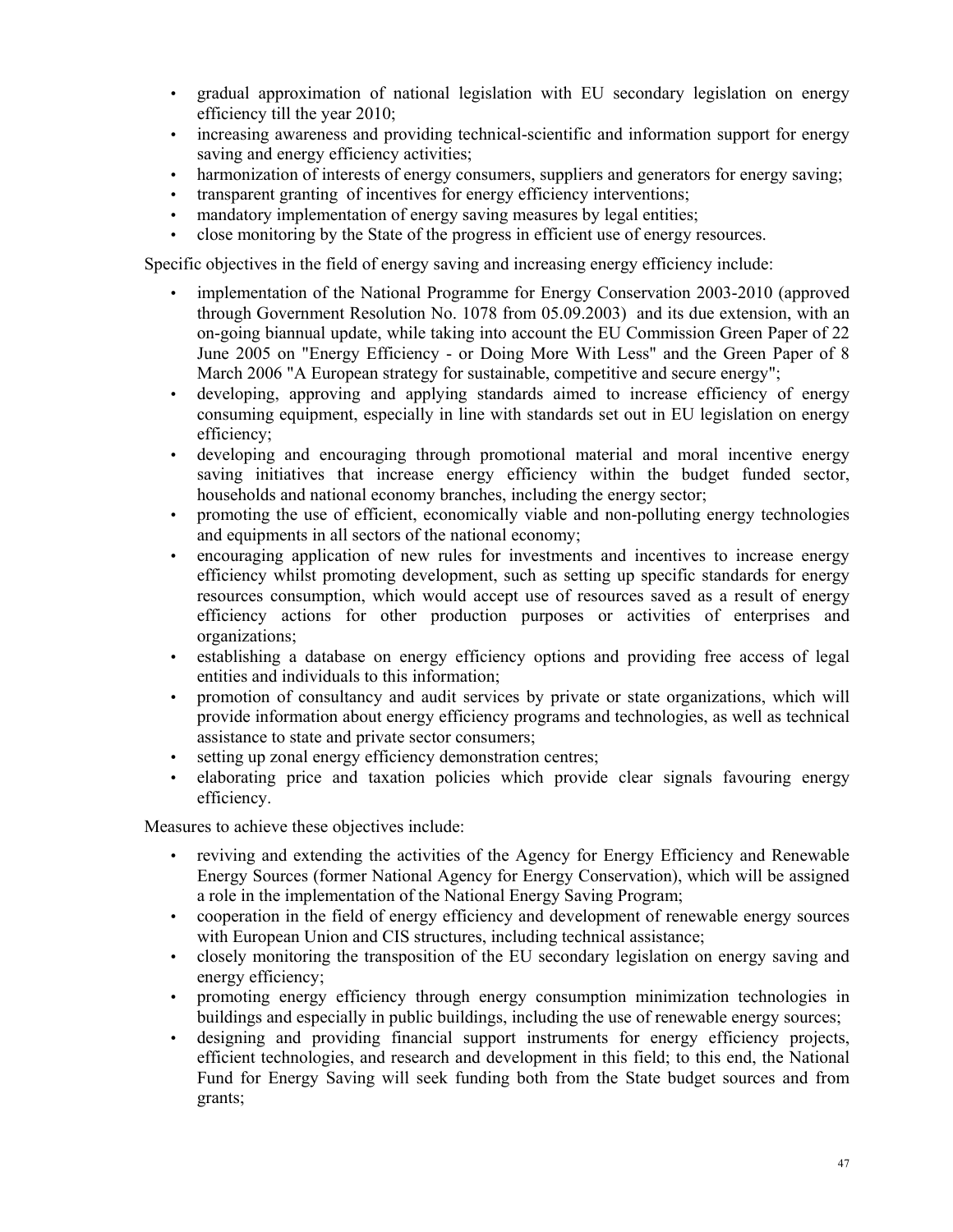- gradual approximation of national legislation with EU secondary legislation on energy efficiency till the year 2010;
- increasing awareness and providing technical-scientific and information support for energy saving and energy efficiency activities;
- harmonization of interests of energy consumers, suppliers and generators for energy saving;
- transparent granting of incentives for energy efficiency interventions;
- mandatory implementation of energy saving measures by legal entities;
- close monitoring by the State of the progress in efficient use of energy resources.

Specific objectives in the field of energy saving and increasing energy efficiency include:

- implementation of the National Programme for Energy Conservation 2003-2010 (approved through Government Resolution No. 1078 from 05.09.2003) and its due extension, with an on-going biannual update, while taking into account the EU Commission Green Paper of 22 June 2005 on "Energy Efficiency - or Doing More With Less" and the Green Paper of 8 March 2006 "A European strategy for sustainable, competitive and secure energy";
- developing, approving and applying standards aimed to increase efficiency of energy consuming equipment, especially in line with standards set out in EU legislation on energy efficiency;
- developing and encouraging through promotional material and moral incentive energy saving initiatives that increase energy efficiency within the budget funded sector, households and national economy branches, including the energy sector;
- promoting the use of efficient, economically viable and non-polluting energy technologies and equipments in all sectors of the national economy;
- encouraging application of new rules for investments and incentives to increase energy efficiency whilst promoting development, such as setting up specific standards for energy resources consumption, which would accept use of resources saved as a result of energy efficiency actions for other production purposes or activities of enterprises and organizations;
- establishing a database on energy efficiency options and providing free access of legal entities and individuals to this information;
- promotion of consultancy and audit services by private or state organizations, which will provide information about energy efficiency programs and technologies, as well as technical assistance to state and private sector consumers;
- setting up zonal energy efficiency demonstration centres;
- elaborating price and taxation policies which provide clear signals favouring energy efficiency.

Measures to achieve these objectives include:

- reviving and extending the activities of the Agency for Energy Efficiency and Renewable Energy Sources (former National Agency for Energy Conservation), which will be assigned a role in the implementation of the National Energy Saving Program;
- cooperation in the field of energy efficiency and development of renewable energy sources with European Union and CIS structures, including technical assistance;
- closely monitoring the transposition of the EU secondary legislation on energy saving and energy efficiency;
- promoting energy efficiency through energy consumption minimization technologies in buildings and especially in public buildings, including the use of renewable energy sources;
- designing and providing financial support instruments for energy efficiency projects, efficient technologies, and research and development in this field; to this end, the National Fund for Energy Saving will seek funding both from the State budget sources and from grants;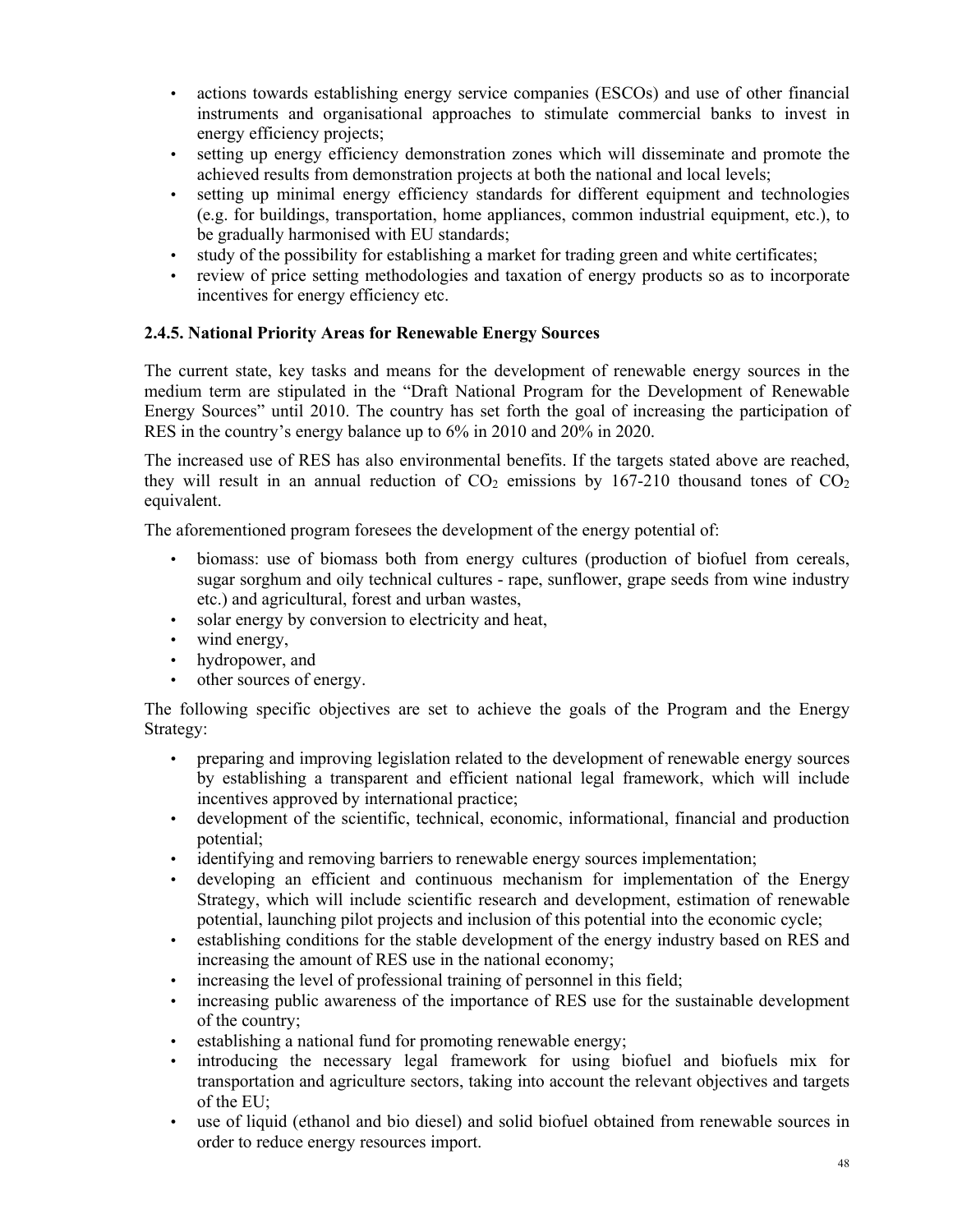- actions towards establishing energy service companies (ESCOs) and use of other financial instruments and organisational approaches to stimulate commercial banks to invest in energy efficiency projects;
- setting up energy efficiency demonstration zones which will disseminate and promote the achieved results from demonstration projects at both the national and local levels;
- setting up minimal energy efficiency standards for different equipment and technologies (e.g. for buildings, transportation, home appliances, common industrial equipment, etc.), to be gradually harmonised with EU standards;
- study of the possibility for establishing a market for trading green and white certificates;
- review of price setting methodologies and taxation of energy products so as to incorporate incentives for energy efficiency etc.

### 2.4.5. National Priority Areas for Renewable Energy Sources

The current state, key tasks and means for the development of renewable energy sources in the medium term are stipulated in the "Draft National Program for the Development of Renewable Energy Sources" until 2010. The country has set forth the goal of increasing the participation of RES in the country's energy balance up to 6% in 2010 and 20% in 2020.

The increased use of RES has also environmental benefits. If the targets stated above are reached, they will result in an annual reduction of $CO_2$ emissions by 167-210 thousand tones of $CO_2$ equivalent.

The aforementioned program foresees the development of the energy potential of:

- biomass: use of biomass both from energy cultures (production of biofuel from cereals, sugar sorghum and oily technical cultures - rape, sunflower, grape seeds from wine industry etc.) and agricultural, forest and urban wastes,
- solar energy by conversion to electricity and heat,
- wind energy,
- hydropower, and
- other sources of energy.

The following specific objectives are set to achieve the goals of the Program and the Energy Strategy:

- preparing and improving legislation related to the development of renewable energy sources by establishing a transparent and efficient national legal framework, which will include incentives approved by international practice;
- development of the scientific, technical, economic, informational, financial and production potential;
- identifying and removing barriers to renewable energy sources implementation;
- developing an efficient and continuous mechanism for implementation of the Energy Strategy, which will include scientific research and development, estimation of renewable potential, launching pilot projects and inclusion of this potential into the economic cycle;
- establishing conditions for the stable development of the energy industry based on RES and increasing the amount of RES use in the national economy;
- increasing the level of professional training of personnel in this field;
- increasing public awareness of the importance of RES use for the sustainable development of the country;
- establishing a national fund for promoting renewable energy;
- introducing the necessary legal framework for using biofuel and biofuels mix for transportation and agriculture sectors, taking into account the relevant objectives and targets of the EU;
- use of liquid (ethanol and bio diesel) and solid biofuel obtained from renewable sources in order to reduce energy resources import.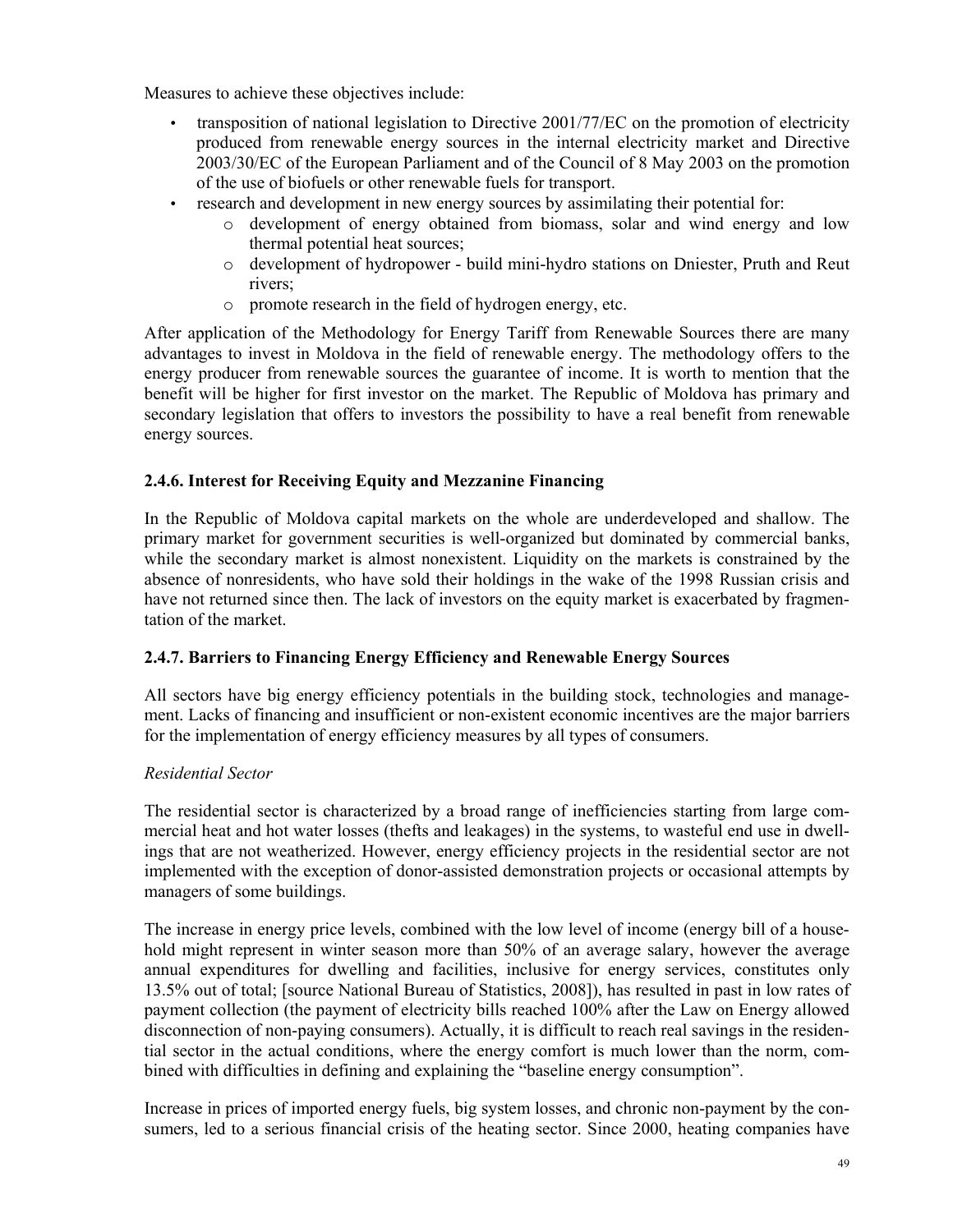Measures to achieve these objectives include:

- transposition of national legislation to Directive 2001/77/EC on the promotion of electricity produced from renewable energy sources in the internal electricity market and Directive 2003/30/EC of the European Parliament and of the Council of 8 May 2003 on the promotion of the use of biofuels or other renewable fuels for transport.
- research and development in new energy sources by assimilating their potential for:
  - development of energy obtained from biomass, solar and wind energy and low thermal potential heat sources;
  - development of hydropower - build mini-hydro stations on Dniester, Pruth and Reut rivers;
  - promote research in the field of hydrogen energy, etc.

After application of the Methodology for Energy Tariff from Renewable Sources there are many advantages to invest in Moldova in the field of renewable energy. The methodology offers to the energy producer from renewable sources the guarantee of income. It is worth to mention that the benefit will be higher for first investor on the market. The Republic of Moldova has primary and secondary legislation that offers to investors the possibility to have a real benefit from renewable energy sources.

### 2.4.6. Interest for Receiving Equity and Mezzanine Financing

In the Republic of Moldova capital markets on the whole are underdeveloped and shallow. The primary market for government securities is well-organized but dominated by commercial banks, while the secondary market is almost nonexistent. Liquidity on the markets is constrained by the absence of nonresidents, who have sold their holdings in the wake of the 1998 Russian crisis and have not returned since then. The lack of investors on the equity market is exacerbated by fragmentation of the market.

### 2.4.7. Barriers to Financing Energy Efficiency and Renewable Energy Sources

All sectors have big energy efficiency potentials in the building stock, technologies and management. Lacks of financing and insufficient or non-existent economic incentives are the major barriers for the implementation of energy efficiency measures by all types of consumers.

*Residential Sector*

The residential sector is characterized by a broad range of inefficiencies starting from large commercial heat and hot water losses (thefts and leakages) in the systems, to wasteful end use in dwellings that are not weatherized. However, energy efficiency projects in the residential sector are not implemented with the exception of donor-assisted demonstration projects or occasional attempts by managers of some buildings.

The increase in energy price levels, combined with the low level of income (energy bill of a household might represent in winter season more than 50% of an average salary, however the average annual expenditures for dwelling and facilities, inclusive for energy services, constitutes only 13.5% out of total; [source National Bureau of Statistics, 2008]), has resulted in past in low rates of payment collection (the payment of electricity bills reached 100% after the Law on Energy allowed disconnection of non-paying consumers). Actually, it is difficult to reach real savings in the residential sector in the actual conditions, where the energy comfort is much lower than the norm, combined with difficulties in defining and explaining the "baseline energy consumption".

Increase in prices of imported energy fuels, big system losses, and chronic non-payment by the consumers, led to a serious financial crisis of the heating sector. Since 2000, heating companies have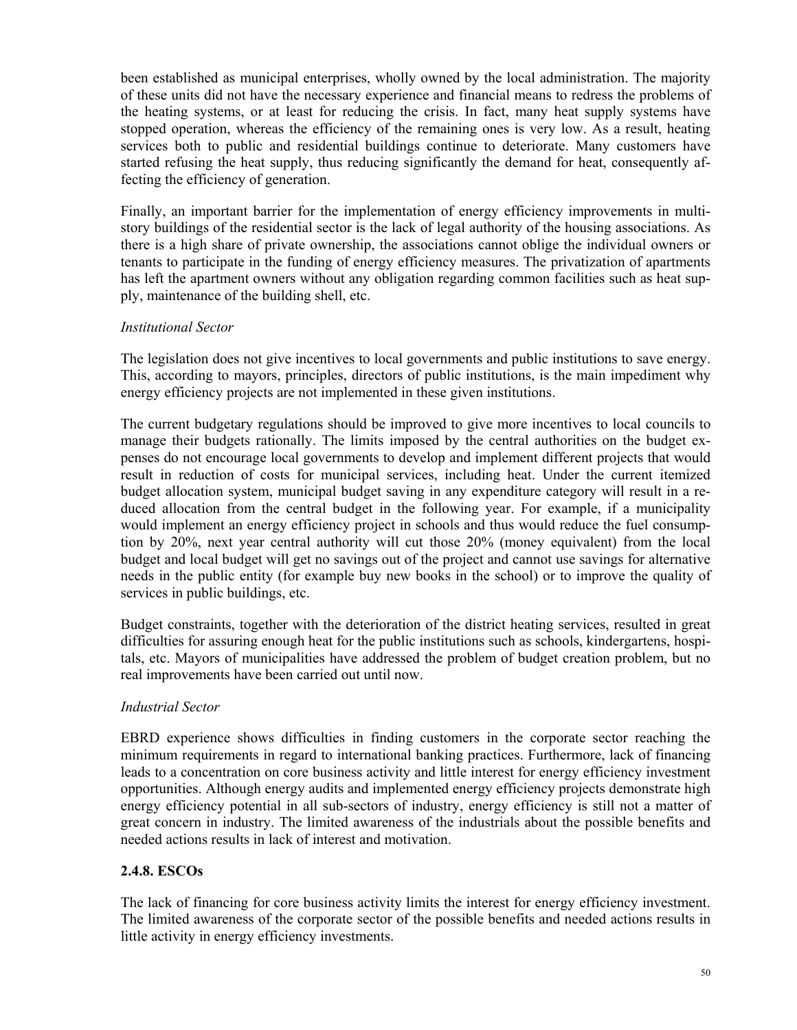been established as municipal enterprises, wholly owned by the local administration. The majority of these units did not have the necessary experience and financial means to redress the problems of the heating systems, or at least for reducing the crisis. In fact, many heat supply systems have stopped operation, whereas the efficiency of the remaining ones is very low. As a result, heating services both to public and residential buildings continue to deteriorate. Many customers have started refusing the heat supply, thus reducing significantly the demand for heat, consequently affecting the efficiency of generation.

Finally, an important barrier for the implementation of energy efficiency improvements in multi-story buildings of the residential sector is the lack of legal authority of the housing associations. As there is a high share of private ownership, the associations cannot oblige the individual owners or tenants to participate in the funding of energy efficiency measures. The privatization of apartments has left the apartment owners without any obligation regarding common facilities such as heat supply, maintenance of the building shell, etc.

*Institutional Sector*

The legislation does not give incentives to local governments and public institutions to save energy. This, according to mayors, principles, directors of public institutions, is the main impediment why energy efficiency projects are not implemented in these given institutions.

The current budgetary regulations should be improved to give more incentives to local councils to manage their budgets rationally. The limits imposed by the central authorities on the budget expenses do not encourage local governments to develop and implement different projects that would result in reduction of costs for municipal services, including heat. Under the current itemized budget allocation system, municipal budget saving in any expenditure category will result in a reduced allocation from the central budget in the following year. For example, if a municipality would implement an energy efficiency project in schools and thus would reduce the fuel consumption by 20%, next year central authority will cut those 20% (money equivalent) from the local budget and local budget will get no savings out of the project and cannot use savings for alternative needs in the public entity (for example buy new books in the school) or to improve the quality of services in public buildings, etc.

Budget constraints, together with the deterioration of the district heating services, resulted in great difficulties for assuring enough heat for the public institutions such as schools, kindergartens, hospitals, etc. Mayors of municipalities have addressed the problem of budget creation problem, but no real improvements have been carried out until now.

*Industrial Sector*

EBRD experience shows difficulties in finding customers in the corporate sector reaching the minimum requirements in regard to international banking practices. Furthermore, lack of financing leads to a concentration on core business activity and little interest for energy efficiency investment opportunities. Although energy audits and implemented energy efficiency projects demonstrate high energy efficiency potential in all sub-sectors of industry, energy efficiency is still not a matter of great concern in industry. The limited awareness of the industrials about the possible benefits and needed actions results in lack of interest and motivation.

### 2.4.8. ESCOs

The lack of financing for core business activity limits the interest for energy efficiency investment. The limited awareness of the corporate sector of the possible benefits and needed actions results in little activity in energy efficiency investments.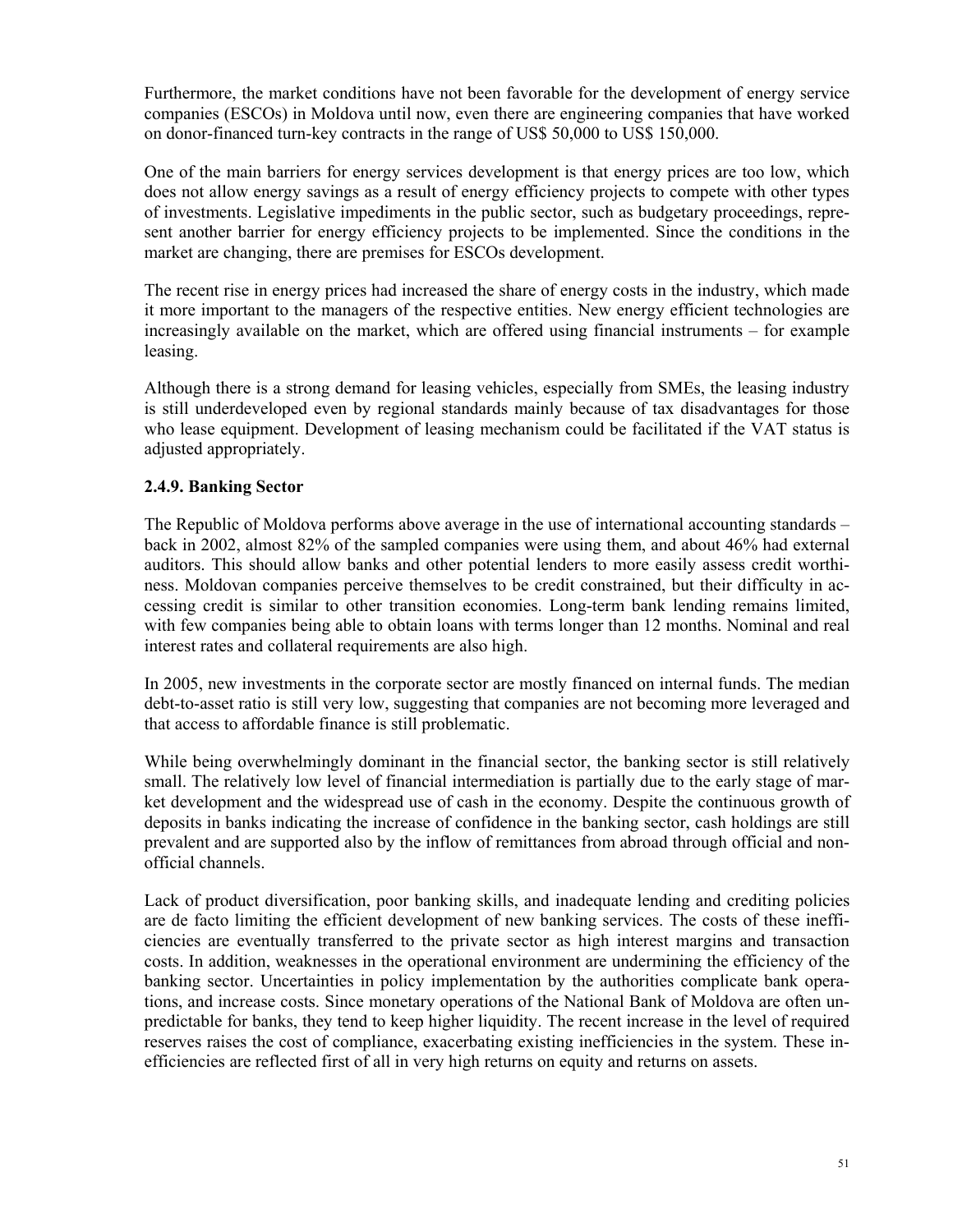Furthermore, the market conditions have not been favorable for the development of energy service companies (ESCOs) in Moldova until now, even there are engineering companies that have worked on donor-financed turn-key contracts in the range of US$ 50,000 to US$ 150,000.

One of the main barriers for energy services development is that energy prices are too low, which does not allow energy savings as a result of energy efficiency projects to compete with other types of investments. Legislative impediments in the public sector, such as budgetary proceedings, represent another barrier for energy efficiency projects to be implemented. Since the conditions in the market are changing, there are premises for ESCOs development.

The recent rise in energy prices had increased the share of energy costs in the industry, which made it more important to the managers of the respective entities. New energy efficient technologies are increasingly available on the market, which are offered using financial instruments – for example leasing.

Although there is a strong demand for leasing vehicles, especially from SMEs, the leasing industry is still underdeveloped even by regional standards mainly because of tax disadvantages for those who lease equipment. Development of leasing mechanism could be facilitated if the VAT status is adjusted appropriately.

### 2.4.9. Banking Sector

The Republic of Moldova performs above average in the use of international accounting standards – back in 2002, almost 82% of the sampled companies were using them, and about 46% had external auditors. This should allow banks and other potential lenders to more easily assess credit worthiness. Moldovan companies perceive themselves to be credit constrained, but their difficulty in accessing credit is similar to other transition economies. Long-term bank lending remains limited, with few companies being able to obtain loans with terms longer than 12 months. Nominal and real interest rates and collateral requirements are also high.

In 2005, new investments in the corporate sector are mostly financed on internal funds. The median debt-to-asset ratio is still very low, suggesting that companies are not becoming more leveraged and that access to affordable finance is still problematic.

While being overwhelmingly dominant in the financial sector, the banking sector is still relatively small. The relatively low level of financial intermediation is partially due to the early stage of market development and the widespread use of cash in the economy. Despite the continuous growth of deposits in banks indicating the increase of confidence in the banking sector, cash holdings are still prevalent and are supported also by the inflow of remittances from abroad through official and non-official channels.

Lack of product diversification, poor banking skills, and inadequate lending and crediting policies are de facto limiting the efficient development of new banking services. The costs of these inefficiencies are eventually transferred to the private sector as high interest margins and transaction costs. In addition, weaknesses in the operational environment are undermining the efficiency of the banking sector. Uncertainties in policy implementation by the authorities complicate bank operations, and increase costs. Since monetary operations of the National Bank of Moldova are often unpredictable for banks, they tend to keep higher liquidity. The recent increase in the level of required reserves raises the cost of compliance, exacerbating existing inefficiencies in the system. These inefficiencies are reflected first of all in very high returns on equity and returns on assets.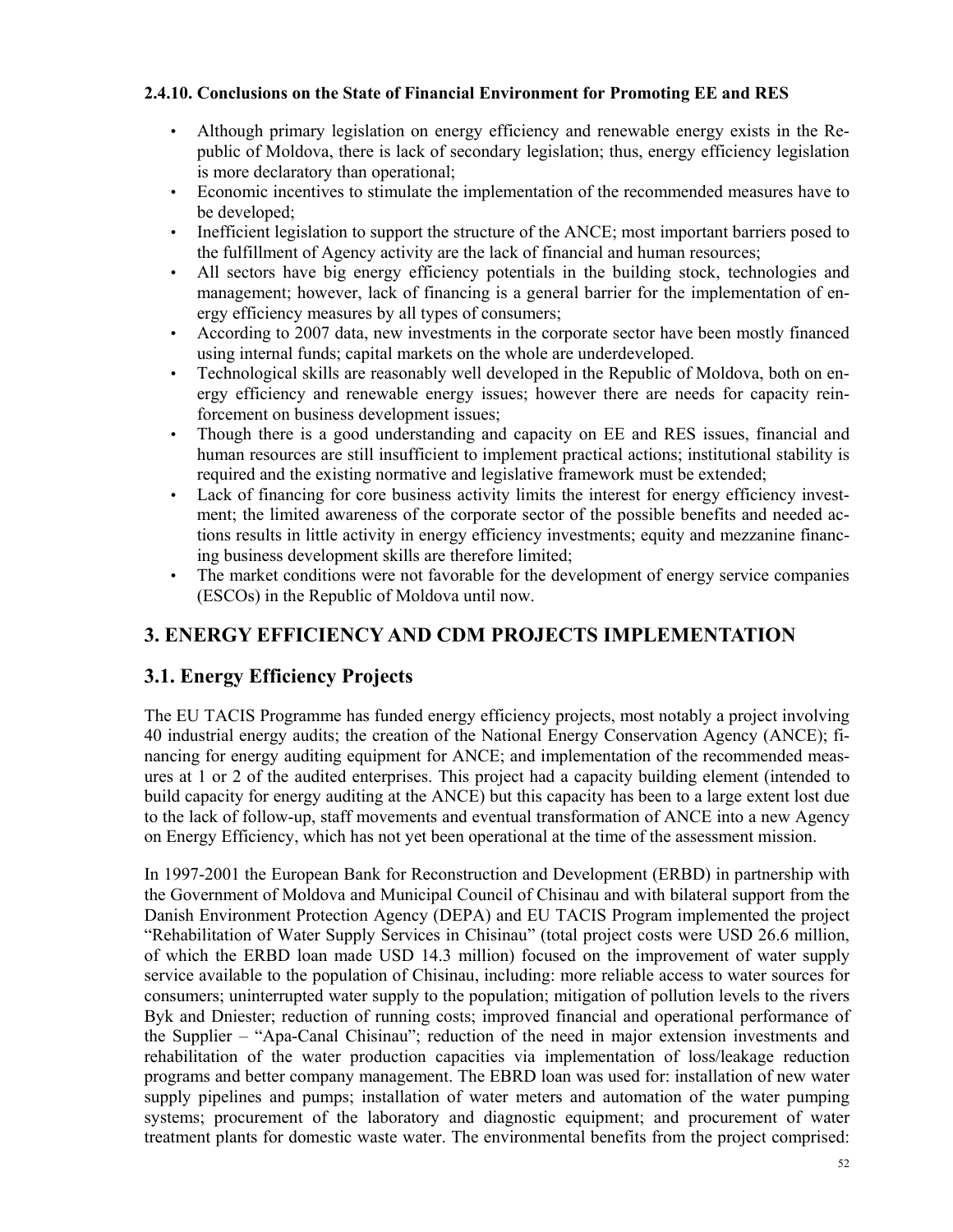#### 2.4.10. Conclusions on the State of Financial Environment for Promoting EE and RES

- Although primary legislation on energy efficiency and renewable energy exists in the Republic of Moldova, there is lack of secondary legislation; thus, energy efficiency legislation is more declaratory than operational;
- Economic incentives to stimulate the implementation of the recommended measures have to be developed;
- Inefficient legislation to support the structure of the ANCE; most important barriers posed to the fulfillment of Agency activity are the lack of financial and human resources;
- All sectors have big energy efficiency potentials in the building stock, technologies and management; however, lack of financing is a general barrier for the implementation of energy efficiency measures by all types of consumers;
- According to 2007 data, new investments in the corporate sector have been mostly financed using internal funds; capital markets on the whole are underdeveloped.
- Technological skills are reasonably well developed in the Republic of Moldova, both on energy efficiency and renewable energy issues; however there are needs for capacity reinforcement on business development issues;
- Though there is a good understanding and capacity on EE and RES issues, financial and human resources are still insufficient to implement practical actions; institutional stability is required and the existing normative and legislative framework must be extended;
- Lack of financing for core business activity limits the interest for energy efficiency investment; the limited awareness of the corporate sector of the possible benefits and needed actions results in little activity in energy efficiency investments; equity and mezzanine financing business development skills are therefore limited;
- The market conditions were not favorable for the development of energy service companies (ESCOs) in the Republic of Moldova until now.

## 3. ENERGY EFFICIENCY AND CDM PROJECTS IMPLEMENTATION

## 3.1. Energy Efficiency Projects

The EU TACIS Programme has funded energy efficiency projects, most notably a project involving 40 industrial energy audits; the creation of the National Energy Conservation Agency (ANCE); financing for energy auditing equipment for ANCE; and implementation of the recommended measures at 1 or 2 of the audited enterprises. This project had a capacity building element (intended to build capacity for energy auditing at the ANCE) but this capacity has been to a large extent lost due to the lack of follow-up, staff movements and eventual transformation of ANCE into a new Agency on Energy Efficiency, which has not yet been operational at the time of the assessment mission.

In 1997-2001 the European Bank for Reconstruction and Development (ERBD) in partnership with the Government of Moldova and Municipal Council of Chisinau and with bilateral support from the Danish Environment Protection Agency (DEPA) and EU TACIS Program implemented the project "Rehabilitation of Water Supply Services in Chisinau" (total project costs were USD 26.6 million, of which the ERBD loan made USD 14.3 million) focused on the improvement of water supply service available to the population of Chisinau, including: more reliable access to water sources for consumers; uninterrupted water supply to the population; mitigation of pollution levels to the rivers Byk and Dniester; reduction of running costs; improved financial and operational performance of the Supplier – "Apa-Canal Chisinau"; reduction of the need in major extension investments and rehabilitation of the water production capacities via implementation of loss/leakage reduction programs and better company management. The EBRD loan was used for: installation of new water supply pipelines and pumps; installation of water meters and automation of the water pumping systems; procurement of the laboratory and diagnostic equipment; and procurement of water treatment plants for domestic waste water. The environmental benefits from the project comprised: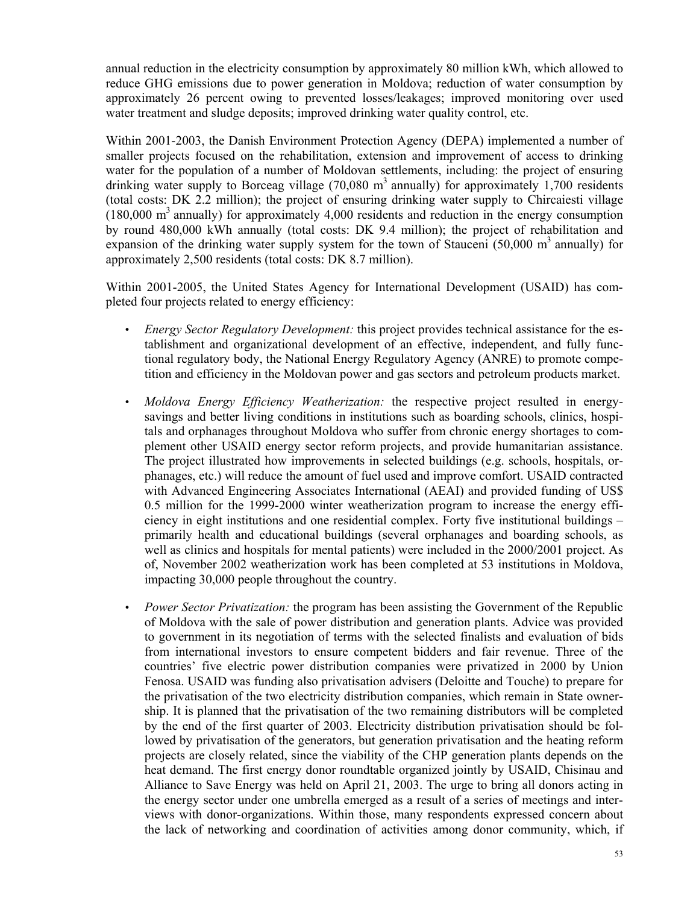annual reduction in the electricity consumption by approximately 80 million kWh, which allowed to reduce GHG emissions due to power generation in Moldova; reduction of water consumption by approximately 26 percent owing to prevented losses/leakages; improved monitoring over used water treatment and sludge deposits; improved drinking water quality control, etc.

Within 2001-2003, the Danish Environment Protection Agency (DEPA) implemented a number of smaller projects focused on the rehabilitation, extension and improvement of access to drinking water for the population of a number of Moldovan settlements, including: the project of ensuring drinking water supply to Borceag village (70,080 $m^3$ annually) for approximately 1,700 residents (total costs: DK 2.2 million); the project of ensuring drinking water supply to Chircaiesti village (180,000 $m^3$ annually) for approximately 4,000 residents and reduction in the energy consumption by round 480,000 kWh annually (total costs: DK 9.4 million); the project of rehabilitation and expansion of the drinking water supply system for the town of Stauceni (50,000 $m^3$ annually) for approximately 2,500 residents (total costs: DK 8.7 million).

Within 2001-2005, the United States Agency for International Development (USAID) has completed four projects related to energy efficiency:

- *Energy Sector Regulatory Development:* this project provides technical assistance for the establishment and organizational development of an effective, independent, and fully functional regulatory body, the National Energy Regulatory Agency (ANRE) to promote competition and efficiency in the Moldovan power and gas sectors and petroleum products market.

- *Moldova Energy Efficiency Weatherization:* the respective project resulted in energy-savings and better living conditions in institutions such as boarding schools, clinics, hospitals and orphanages throughout Moldova who suffer from chronic energy shortages to complement other USAID energy sector reform projects, and provide humanitarian assistance. The project illustrated how improvements in selected buildings (e.g. schools, hospitals, orphanages, etc.) will reduce the amount of fuel used and improve comfort. USAID contracted with Advanced Engineering Associates International (AEAI) and provided funding of US$ 0.5 million for the 1999-2000 winter weatherization program to increase the energy efficiency in eight institutions and one residential complex. Forty five institutional buildings – primarily health and educational buildings (several orphanages and boarding schools, as well as clinics and hospitals for mental patients) were included in the 2000/2001 project. As of, November 2002 weatherization work has been completed at 53 institutions in Moldova, impacting 30,000 people throughout the country.

- *Power Sector Privatization:* the program has been assisting the Government of the Republic of Moldova with the sale of power distribution and generation plants. Advice was provided to government in its negotiation of terms with the selected finalists and evaluation of bids from international investors to ensure competent bidders and fair revenue. Three of the countries' five electric power distribution companies were privatized in 2000 by Union Fenosa. USAID was funding also privatisation advisers (Deloitte and Touche) to prepare for the privatisation of the two electricity distribution companies, which remain in State ownership. It is planned that the privatisation of the two remaining distributors will be completed by the end of the first quarter of 2003. Electricity distribution privatisation should be followed by privatisation of the generators, but generation privatisation and the heating reform projects are closely related, since the viability of the CHP generation plants depends on the heat demand. The first energy donor roundtable organized jointly by USAID, Chisinau and Alliance to Save Energy was held on April 21, 2003. The urge to bring all donors acting in the energy sector under one umbrella emerged as a result of a series of meetings and interviews with donor-organizations. Within those, many respondents expressed concern about the lack of networking and coordination of activities among donor community, which, if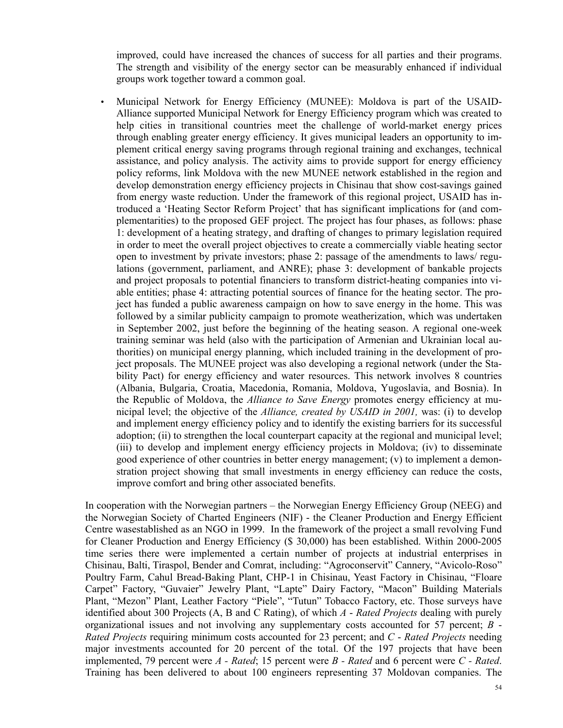improved, could have increased the chances of success for all parties and their programs. The strength and visibility of the energy sector can be measurably enhanced if individual groups work together toward a common goal.

- Municipal Network for Energy Efficiency (MUNEE): Moldova is part of the USAID-Alliance supported Municipal Network for Energy Efficiency program which was created to help cities in transitional countries meet the challenge of world-market energy prices through enabling greater energy efficiency. It gives municipal leaders an opportunity to implement critical energy saving programs through regional training and exchanges, technical assistance, and policy analysis. The activity aims to provide support for energy efficiency policy reforms, link Moldova with the new MUNEE network established in the region and develop demonstration energy efficiency projects in Chisinau that show cost-savings gained from energy waste reduction. Under the framework of this regional project, USAID has introduced a 'Heating Sector Reform Project' that has significant implications for (and complementarities) to the proposed GEF project. The project has four phases, as follows: phase 1: development of a heating strategy, and drafting of changes to primary legislation required in order to meet the overall project objectives to create a commercially viable heating sector open to investment by private investors; phase 2: passage of the amendments to laws/ regulations (government, parliament, and ANRE); phase 3: development of bankable projects and project proposals to potential financiers to transform district-heating companies into viable entities; phase 4: attracting potential sources of finance for the heating sector. The project has funded a public awareness campaign on how to save energy in the home. This was followed by a similar publicity campaign to promote weatherization, which was undertaken in September 2002, just before the beginning of the heating season. A regional one-week training seminar was held (also with the participation of Armenian and Ukrainian local authorities) on municipal energy planning, which included training in the development of project proposals. The MUNEE project was also developing a regional network (under the Stability Pact) for energy efficiency and water resources. This network involves 8 countries (Albania, Bulgaria, Croatia, Macedonia, Romania, Moldova, Yugoslavia, and Bosnia). In the Republic of Moldova, the *Alliance to Save Energy* promotes energy efficiency at municipal level; the objective of the *Alliance, created by USAID in 2001,* was: (i) to develop and implement energy efficiency policy and to identify the existing barriers for its successful adoption; (ii) to strengthen the local counterpart capacity at the regional and municipal level; (iii) to develop and implement energy efficiency projects in Moldova; (iv) to disseminate good experience of other countries in better energy management; (v) to implement a demonstration project showing that small investments in energy efficiency can reduce the costs, improve comfort and bring other associated benefits.

In cooperation with the Norwegian partners – the Norwegian Energy Efficiency Group (NEEG) and the Norwegian Society of Charted Engineers (NIF) - the Cleaner Production and Energy Efficient Centre wasestablished as an NGO in 1999. In the framework of the project a small revolving Fund for Cleaner Production and Energy Efficiency ($ 30,000) has been established. Within 2000-2005 time series there were implemented a certain number of projects at industrial enterprises in Chisinau, Balti, Tiraspol, Bender and Comrat, including: "Agroconservit" Cannery, "Avicolo-Roso" Poultry Farm, Cahul Bread-Baking Plant, CHP-1 in Chisinau, Yeast Factory in Chisinau, "Floare Carpet" Factory, "Guvaier" Jewelry Plant, "Lapte" Dairy Factory, "Macon" Building Materials Plant, "Mezon" Plant, Leather Factory "Piele", "Tutun" Tobacco Factory, etc. Those surveys have identified about 300 Projects (A, B and C Rating), of which *A - Rated Projects* dealing with purely organizational issues and not involving any supplementary costs accounted for 57 percent; *B - Rated Projects* requiring minimum costs accounted for 23 percent; and *C - Rated Projects* needing major investments accounted for 20 percent of the total. Of the 197 projects that have been implemented, 79 percent were *A - Rated*; 15 percent were *B - Rated* and 6 percent were *C - Rated*. Training has been delivered to about 100 engineers representing 37 Moldovan companies. The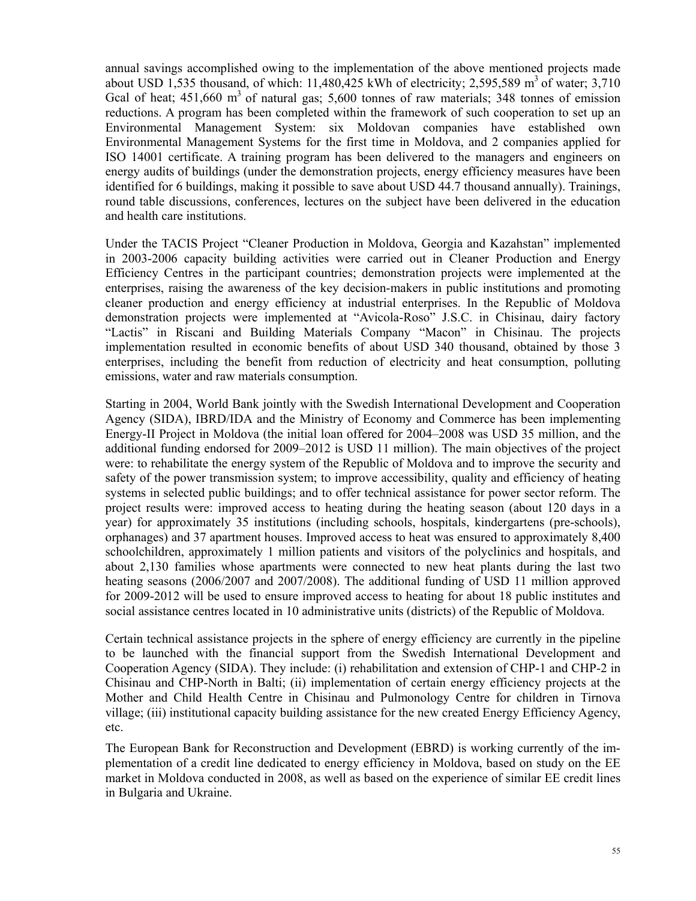annual savings accomplished owing to the implementation of the above mentioned projects made about USD 1,535 thousand, of which: 11,480,425 kWh of electricity; 2,595,589 $m^3$ of water; 3,710 Gcal of heat; 451,660 $m^3$ of natural gas; 5,600 tonnes of raw materials; 348 tonnes of emission reductions. A program has been completed within the framework of such cooperation to set up an Environmental Management System: six Moldovan companies have established own Environmental Management Systems for the first time in Moldova, and 2 companies applied for ISO 14001 certificate. A training program has been delivered to the managers and engineers on energy audits of buildings (under the demonstration projects, energy efficiency measures have been identified for 6 buildings, making it possible to save about USD 44.7 thousand annually). Trainings, round table discussions, conferences, lectures on the subject have been delivered in the education and health care institutions.

Under the TACIS Project "Cleaner Production in Moldova, Georgia and Kazahstan" implemented in 2003-2006 capacity building activities were carried out in Cleaner Production and Energy Efficiency Centres in the participant countries; demonstration projects were implemented at the enterprises, raising the awareness of the key decision-makers in public institutions and promoting cleaner production and energy efficiency at industrial enterprises. In the Republic of Moldova demonstration projects were implemented at "Avicola-Roso" J.S.C. in Chisinau, dairy factory "Lactis" in Riscani and Building Materials Company "Macon" in Chisinau. The projects implementation resulted in economic benefits of about USD 340 thousand, obtained by those 3 enterprises, including the benefit from reduction of electricity and heat consumption, polluting emissions, water and raw materials consumption.

Starting in 2004, World Bank jointly with the Swedish International Development and Cooperation Agency (SIDA), IBRD/IDA and the Ministry of Economy and Commerce has been implementing Energy-II Project in Moldova (the initial loan offered for 2004–2008 was USD 35 million, and the additional funding endorsed for 2009–2012 is USD 11 million). The main objectives of the project were: to rehabilitate the energy system of the Republic of Moldova and to improve the security and safety of the power transmission system; to improve accessibility, quality and efficiency of heating systems in selected public buildings; and to offer technical assistance for power sector reform. The project results were: improved access to heating during the heating season (about 120 days in a year) for approximately 35 institutions (including schools, hospitals, kindergartens (pre-schools), orphanages) and 37 apartment houses. Improved access to heat was ensured to approximately 8,400 schoolchildren, approximately 1 million patients and visitors of the polyclinics and hospitals, and about 2,130 families whose apartments were connected to new heat plants during the last two heating seasons (2006/2007 and 2007/2008). The additional funding of USD 11 million approved for 2009-2012 will be used to ensure improved access to heating for about 18 public institutes and social assistance centres located in 10 administrative units (districts) of the Republic of Moldova.

Certain technical assistance projects in the sphere of energy efficiency are currently in the pipeline to be launched with the financial support from the Swedish International Development and Cooperation Agency (SIDA). They include: (i) rehabilitation and extension of CHP-1 and CHP-2 in Chisinau and CHP-North in Balti; (ii) implementation of certain energy efficiency projects at the Mother and Child Health Centre in Chisinau and Pulmonology Centre for children in Tirnova village; (iii) institutional capacity building assistance for the new created Energy Efficiency Agency, etc.

The European Bank for Reconstruction and Development (EBRD) is working currently of the implementation of a credit line dedicated to energy efficiency in Moldova, based on study on the EE market in Moldova conducted in 2008, as well as based on the experience of similar EE credit lines in Bulgaria and Ukraine.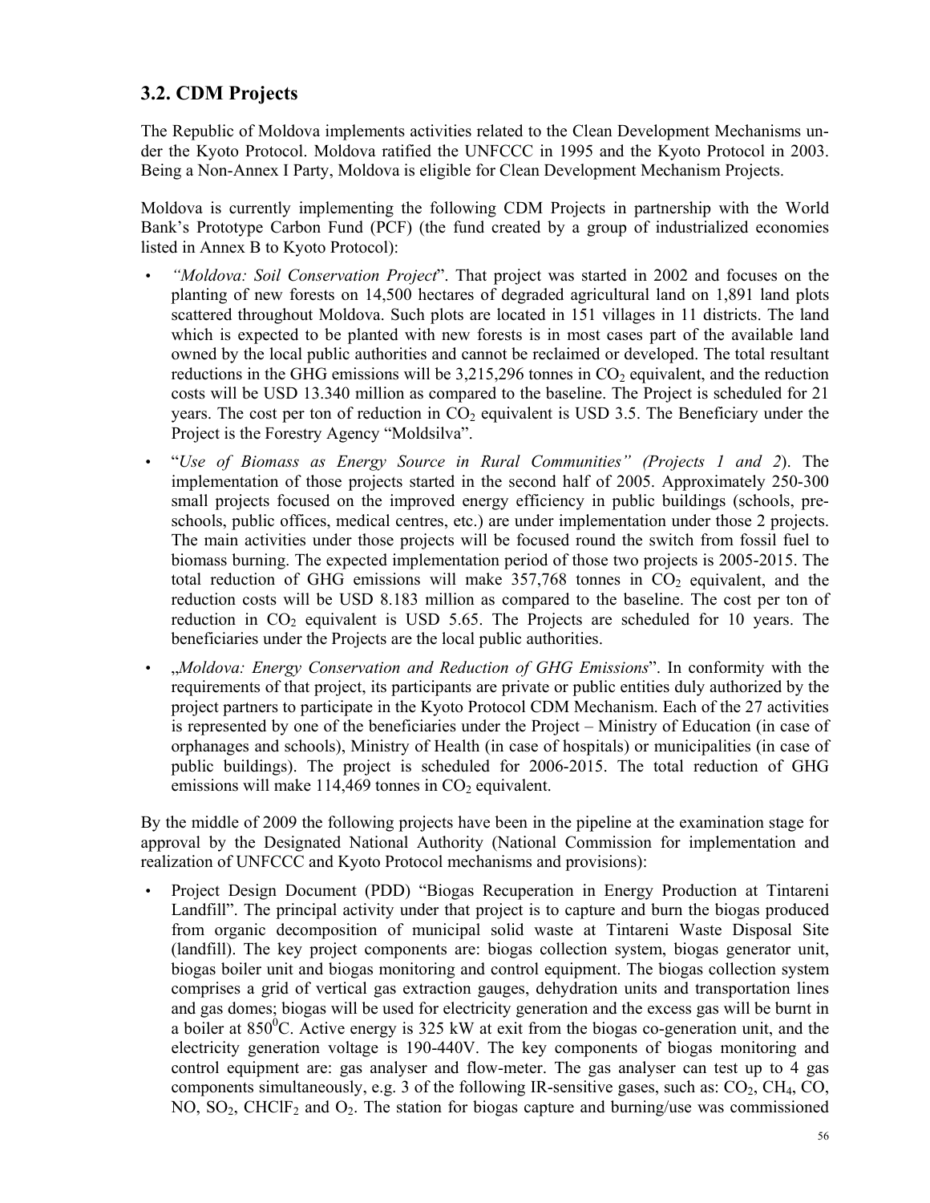### 3.2. CDM Projects

The Republic of Moldova implements activities related to the Clean Development Mechanisms under the Kyoto Protocol. Moldova ratified the UNFCCC in 1995 and the Kyoto Protocol in 2003. Being a Non-Annex I Party, Moldova is eligible for Clean Development Mechanism Projects.

Moldova is currently implementing the following CDM Projects in partnership with the World Bank's Prototype Carbon Fund (PCF) (the fund created by a group of industrialized economies listed in Annex B to Kyoto Protocol):

- *"Moldova: Soil Conservation Project*". That project was started in 2002 and focuses on the planting of new forests on 14,500 hectares of degraded agricultural land on 1,891 land plots scattered throughout Moldova. Such plots are located in 151 villages in 11 districts. The land which is expected to be planted with new forests is in most cases part of the available land owned by the local public authorities and cannot be reclaimed or developed. The total resultant reductions in the GHG emissions will be 3,215,296 tonnes in $CO_2$ equivalent, and the reduction costs will be USD 13.340 million as compared to the baseline. The Project is scheduled for 21 years. The cost per ton of reduction in $CO_2$ equivalent is USD 3.5. The Beneficiary under the Project is the Forestry Agency "Moldsilva".
- "*Use of Biomass as Energy Source in Rural Communities" (Projects 1 and 2*). The implementation of those projects started in the second half of 2005. Approximately 250-300 small projects focused on the improved energy efficiency in public buildings (schools, pre-schools, public offices, medical centres, etc.) are under implementation under those 2 projects. The main activities under those projects will be focused round the switch from fossil fuel to biomass burning. The expected implementation period of those two projects is 2005-2015. The total reduction of GHG emissions will make 357,768 tonnes in $CO_2$ equivalent, and the reduction costs will be USD 8.183 million as compared to the baseline. The cost per ton of reduction in $CO_2$ equivalent is USD 5.65. The Projects are scheduled for 10 years. The beneficiaries under the Projects are the local public authorities.
- „*Moldova: Energy Conservation and Reduction of GHG Emissions*". In conformity with the requirements of that project, its participants are private or public entities duly authorized by the project partners to participate in the Kyoto Protocol CDM Mechanism. Each of the 27 activities is represented by one of the beneficiaries under the Project – Ministry of Education (in case of orphanages and schools), Ministry of Health (in case of hospitals) or municipalities (in case of public buildings). The project is scheduled for 2006-2015. The total reduction of GHG emissions will make 114,469 tonnes in $CO_2$ equivalent.

By the middle of 2009 the following projects have been in the pipeline at the examination stage for approval by the Designated National Authority (National Commission for implementation and realization of UNFCCC and Kyoto Protocol mechanisms and provisions):

- Project Design Document (PDD) "Biogas Recuperation in Energy Production at Tintareni Landfill". The principal activity under that project is to capture and burn the biogas produced from organic decomposition of municipal solid waste at Tintareni Waste Disposal Site (landfill). The key project components are: biogas collection system, biogas generator unit, biogas boiler unit and biogas monitoring and control equipment. The biogas collection system comprises a grid of vertical gas extraction gauges, dehydration units and transportation lines and gas domes; biogas will be used for electricity generation and the excess gas will be burnt in a boiler at $850^0$C. Active energy is 325 kW at exit from the biogas co-generation unit, and the electricity generation voltage is 190-440V. The key components of biogas monitoring and control equipment are: gas analyser and flow-meter. The gas analyser can test up to 4 gas components simultaneously, e.g. 3 of the following IR-sensitive gases, such as: $CO_2$, $CH_4$, CO, NO, $SO_2$, $CHClF_2$ and $O_2$. The station for biogas capture and burning/use was commissioned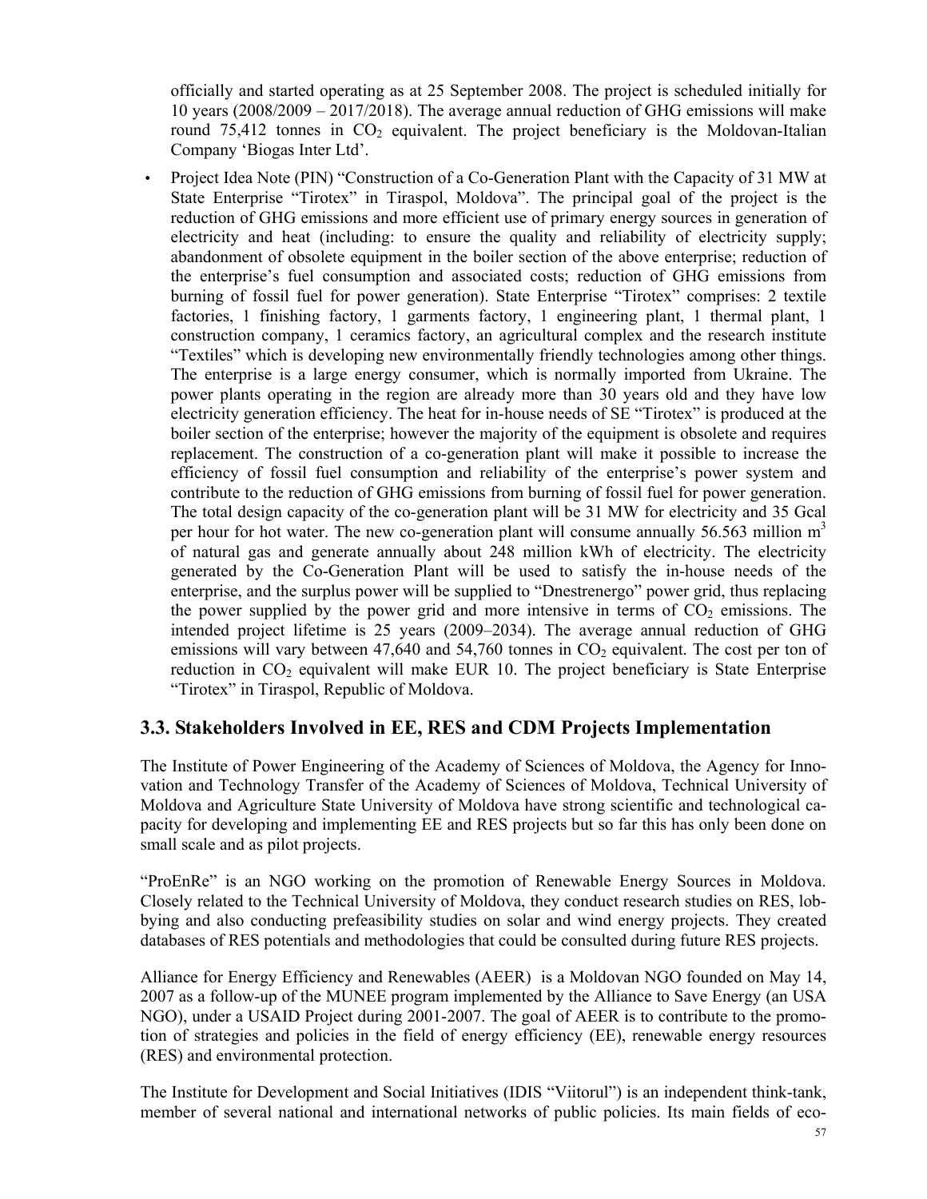officially and started operating as at 25 September 2008. The project is scheduled initially for 10 years (2008/2009 – 2017/2018). The average annual reduction of GHG emissions will make round 75,412 tonnes in $CO_2$ equivalent. The project beneficiary is the Moldovan-Italian Company 'Biogas Inter Ltd'.

- Project Idea Note (PIN) "Construction of a Co-Generation Plant with the Capacity of 31 MW at State Enterprise "Tirotex" in Tiraspol, Moldova". The principal goal of the project is the reduction of GHG emissions and more efficient use of primary energy sources in generation of electricity and heat (including: to ensure the quality and reliability of electricity supply; abandonment of obsolete equipment in the boiler section of the above enterprise; reduction of the enterprise's fuel consumption and associated costs; reduction of GHG emissions from burning of fossil fuel for power generation). State Enterprise "Tirotex" comprises: 2 textile factories, 1 finishing factory, 1 garments factory, 1 engineering plant, 1 thermal plant, 1 construction company, 1 ceramics factory, an agricultural complex and the research institute "Textiles" which is developing new environmentally friendly technologies among other things. The enterprise is a large energy consumer, which is normally imported from Ukraine. The power plants operating in the region are already more than 30 years old and they have low electricity generation efficiency. The heat for in-house needs of SE "Tirotex" is produced at the boiler section of the enterprise; however the majority of the equipment is obsolete and requires replacement. The construction of a co-generation plant will make it possible to increase the efficiency of fossil fuel consumption and reliability of the enterprise's power system and contribute to the reduction of GHG emissions from burning of fossil fuel for power generation. The total design capacity of the co-generation plant will be 31 MW for electricity and 35 Gcal per hour for hot water. The new co-generation plant will consume annually 56.563 million $m^3$ of natural gas and generate annually about 248 million kWh of electricity. The electricity generated by the Co-Generation Plant will be used to satisfy the in-house needs of the enterprise, and the surplus power will be supplied to "Dnestrenergo" power grid, thus replacing the power supplied by the power grid and more intensive in terms of $CO_2$ emissions. The intended project lifetime is 25 years (2009–2034). The average annual reduction of GHG emissions will vary between 47,640 and 54,760 tonnes in $CO_2$ equivalent. The cost per ton of reduction in $CO_2$ equivalent will make EUR 10. The project beneficiary is State Enterprise "Tirotex" in Tiraspol, Republic of Moldova.

## 3.3. Stakeholders Involved in EE, RES and CDM Projects Implementation

The Institute of Power Engineering of the Academy of Sciences of Moldova, the Agency for Innovation and Technology Transfer of the Academy of Sciences of Moldova, Technical University of Moldova and Agriculture State University of Moldova have strong scientific and technological capacity for developing and implementing EE and RES projects but so far this has only been done on small scale and as pilot projects.

"ProEnRe" is an NGO working on the promotion of Renewable Energy Sources in Moldova. Closely related to the Technical University of Moldova, they conduct research studies on RES, lobbying and also conducting prefeasibility studies on solar and wind energy projects. They created databases of RES potentials and methodologies that could be consulted during future RES projects.

Alliance for Energy Efficiency and Renewables (AEER) is a Moldovan NGO founded on May 14, 2007 as a follow-up of the MUNEE program implemented by the Alliance to Save Energy (an USA NGO), under a USAID Project during 2001-2007. The goal of AEER is to contribute to the promotion of strategies and policies in the field of energy efficiency (EE), renewable energy resources (RES) and environmental protection.

The Institute for Development and Social Initiatives (IDIS "Viitorul") is an independent think-tank, member of several national and international networks of public policies. Its main fields of eco-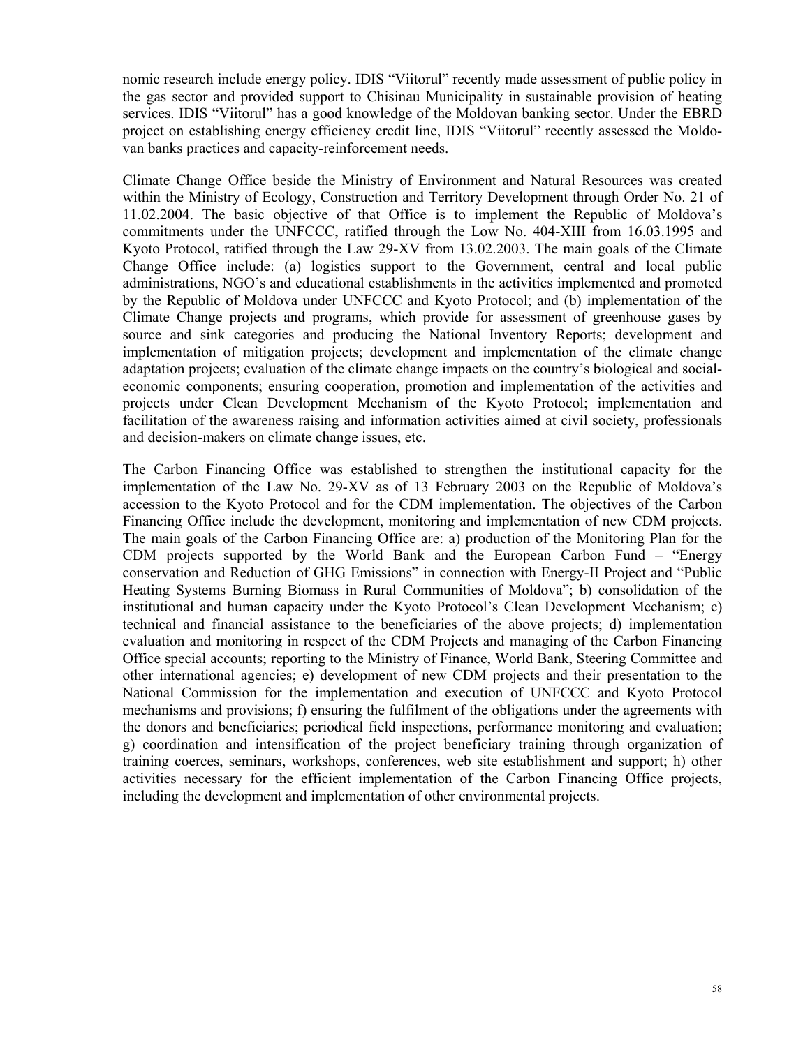nomic research include energy policy. IDIS "Viitorul" recently made assessment of public policy in the gas sector and provided support to Chisinau Municipality in sustainable provision of heating services. IDIS "Viitorul" has a good knowledge of the Moldovan banking sector. Under the EBRD project on establishing energy efficiency credit line, IDIS "Viitorul" recently assessed the Moldovan banks practices and capacity-reinforcement needs.

Climate Change Office beside the Ministry of Environment and Natural Resources was created within the Ministry of Ecology, Construction and Territory Development through Order No. 21 of 11.02.2004. The basic objective of that Office is to implement the Republic of Moldova's commitments under the UNFCCC, ratified through the Low No. 404-XIII from 16.03.1995 and Kyoto Protocol, ratified through the Law 29-XV from 13.02.2003. The main goals of the Climate Change Office include: (a) logistics support to the Government, central and local public administrations, NGO's and educational establishments in the activities implemented and promoted by the Republic of Moldova under UNFCCC and Kyoto Protocol; and (b) implementation of the Climate Change projects and programs, which provide for assessment of greenhouse gases by source and sink categories and producing the National Inventory Reports; development and implementation of mitigation projects; development and implementation of the climate change adaptation projects; evaluation of the climate change impacts on the country's biological and social-economic components; ensuring cooperation, promotion and implementation of the activities and projects under Clean Development Mechanism of the Kyoto Protocol; implementation and facilitation of the awareness raising and information activities aimed at civil society, professionals and decision-makers on climate change issues, etc.

The Carbon Financing Office was established to strengthen the institutional capacity for the implementation of the Law No. 29-XV as of 13 February 2003 on the Republic of Moldova's accession to the Kyoto Protocol and for the CDM implementation. The objectives of the Carbon Financing Office include the development, monitoring and implementation of new CDM projects. The main goals of the Carbon Financing Office are: a) production of the Monitoring Plan for the CDM projects supported by the World Bank and the European Carbon Fund – "Energy conservation and Reduction of GHG Emissions" in connection with Energy-II Project and "Public Heating Systems Burning Biomass in Rural Communities of Moldova"; b) consolidation of the institutional and human capacity under the Kyoto Protocol's Clean Development Mechanism; c) technical and financial assistance to the beneficiaries of the above projects; d) implementation evaluation and monitoring in respect of the CDM Projects and managing of the Carbon Financing Office special accounts; reporting to the Ministry of Finance, World Bank, Steering Committee and other international agencies; e) development of new CDM projects and their presentation to the National Commission for the implementation and execution of UNFCCC and Kyoto Protocol mechanisms and provisions; f) ensuring the fulfilment of the obligations under the agreements with the donors and beneficiaries; periodical field inspections, performance monitoring and evaluation; g) coordination and intensification of the project beneficiary training through organization of training coerces, seminars, workshops, conferences, web site establishment and support; h) other activities necessary for the efficient implementation of the Carbon Financing Office projects, including the development and implementation of other environmental projects.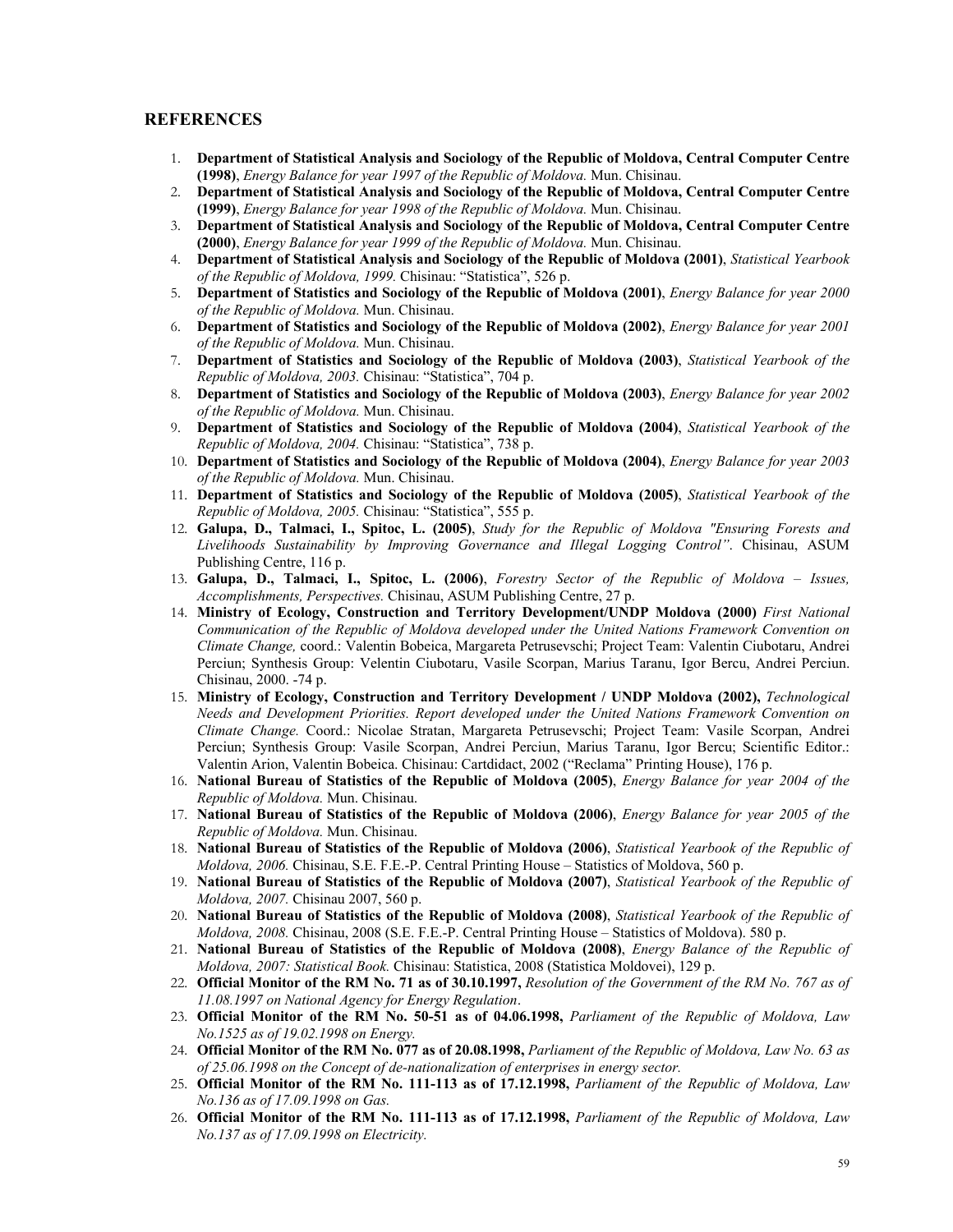## REFERENCES

1. **Department of Statistical Analysis and Sociology of the Republic of Moldova, Central Computer Centre (1998)**, *Energy Balance for year 1997 of the Republic of Moldova.* Mun. Chisinau.
2. **Department of Statistical Analysis and Sociology of the Republic of Moldova, Central Computer Centre (1999)**, *Energy Balance for year 1998 of the Republic of Moldova.* Mun. Chisinau.
3. **Department of Statistical Analysis and Sociology of the Republic of Moldova, Central Computer Centre (2000)**, *Energy Balance for year 1999 of the Republic of Moldova.* Mun. Chisinau.
4. **Department of Statistical Analysis and Sociology of the Republic of Moldova (2001)**, *Statistical Yearbook of the Republic of Moldova, 1999.* Chisinau: "Statistica", 526 p.
5. **Department of Statistics and Sociology of the Republic of Moldova (2001)**, *Energy Balance for year 2000 of the Republic of Moldova.* Mun. Chisinau.
6. **Department of Statistics and Sociology of the Republic of Moldova (2002)**, *Energy Balance for year 2001 of the Republic of Moldova.* Mun. Chisinau.
7. **Department of Statistics and Sociology of the Republic of Moldova (2003)**, *Statistical Yearbook of the Republic of Moldova, 2003.* Chisinau: "Statistica", 704 p.
8. **Department of Statistics and Sociology of the Republic of Moldova (2003)**, *Energy Balance for year 2002 of the Republic of Moldova.* Mun. Chisinau.
9. **Department of Statistics and Sociology of the Republic of Moldova (2004)**, *Statistical Yearbook of the Republic of Moldova, 2004.* Chisinau: "Statistica", 738 p.
10. **Department of Statistics and Sociology of the Republic of Moldova (2004)**, *Energy Balance for year 2003 of the Republic of Moldova.* Mun. Chisinau.
11. **Department of Statistics and Sociology of the Republic of Moldova (2005)**, *Statistical Yearbook of the Republic of Moldova, 2005.* Chisinau: "Statistica", 555 p.
12. **Galupa, D., Talmaci, I., Spitoc, L. (2005)**, *Study for the Republic of Moldova "Ensuring Forests and Livelihoods Sustainability by Improving Governance and Illegal Logging Control"*. Chisinau, ASUM Publishing Centre, 116 p.
13. **Galupa, D., Talmaci, I., Spitoc, L. (2006)**, *Forestry Sector of the Republic of Moldova – Issues, Accomplishments, Perspectives.* Chisinau, ASUM Publishing Centre, 27 p.
14. **Ministry of Ecology, Construction and Territory Development/UNDP Moldova (2000)** *First National Communication of the Republic of Moldova developed under the United Nations Framework Convention on Climate Change,* coord.: Valentin Bobeica, Margareta Petrusevschi; Project Team: Valentin Ciubotaru, Andrei Perciun; Synthesis Group: Velentin Ciubotaru, Vasile Scorpan, Marius Taranu, Igor Bercu, Andrei Perciun. Chisinau, 2000. -74 p.
15. **Ministry of Ecology, Construction and Territory Development / UNDP Moldova (2002),** *Technological Needs and Development Priorities. Report developed under the United Nations Framework Convention on Climate Change.* Coord.: Nicolae Stratan, Margareta Petrusevschi; Project Team: Vasile Scorpan, Andrei Perciun; Synthesis Group: Vasile Scorpan, Andrei Perciun, Marius Taranu, Igor Bercu; Scientific Editor.: Valentin Arion, Valentin Bobeica. Chisinau: Cartdidact, 2002 ("Reclama" Printing House), 176 p.
16. **National Bureau of Statistics of the Republic of Moldova (2005)**, *Energy Balance for year 2004 of the Republic of Moldova.* Mun. Chisinau.
17. **National Bureau of Statistics of the Republic of Moldova (2006)**, *Energy Balance for year 2005 of the Republic of Moldova.* Mun. Chisinau.
18. **National Bureau of Statistics of the Republic of Moldova (2006)**, *Statistical Yearbook of the Republic of Moldova, 2006.* Chisinau, S.E. F.E.-P. Central Printing House – Statistics of Moldova, 560 p.
19. **National Bureau of Statistics of the Republic of Moldova (2007)**, *Statistical Yearbook of the Republic of Moldova, 2007.* Chisinau 2007, 560 p.
20. **National Bureau of Statistics of the Republic of Moldova (2008)**, *Statistical Yearbook of the Republic of Moldova, 2008.* Chisinau, 2008 (S.E. F.E.-P. Central Printing House – Statistics of Moldova). 580 p.
21. **National Bureau of Statistics of the Republic of Moldova (2008)**, *Energy Balance of the Republic of Moldova, 2007: Statistical Book.* Chisinau: Statistica, 2008 (Statistica Moldovei), 129 p.
22. **Official Monitor of the RM No. 71 as of 30.10.1997,** *Resolution of the Government of the RM No. 767 as of 11.08.1997 on National Agency for Energy Regulation*.
23. **Official Monitor of the RM No. 50-51 as of 04.06.1998,** *Parliament of the Republic of Moldova, Law No.1525 as of 19.02.1998 on Energy.*
24. **Official Monitor of the RM No. 077 as of 20.08.1998,** *Parliament of the Republic of Moldova, Law No. 63 as of 25.06.1998 on the Concept of de-nationalization of enterprises in energy sector.*
25. **Official Monitor of the RM No. 111-113 as of 17.12.1998,** *Parliament of the Republic of Moldova, Law No.136 as of 17.09.1998 on Gas.*
26. **Official Monitor of the RM No. 111-113 as of 17.12.1998,** *Parliament of the Republic of Moldova, Law No.137 as of 17.09.1998 on Electricity.*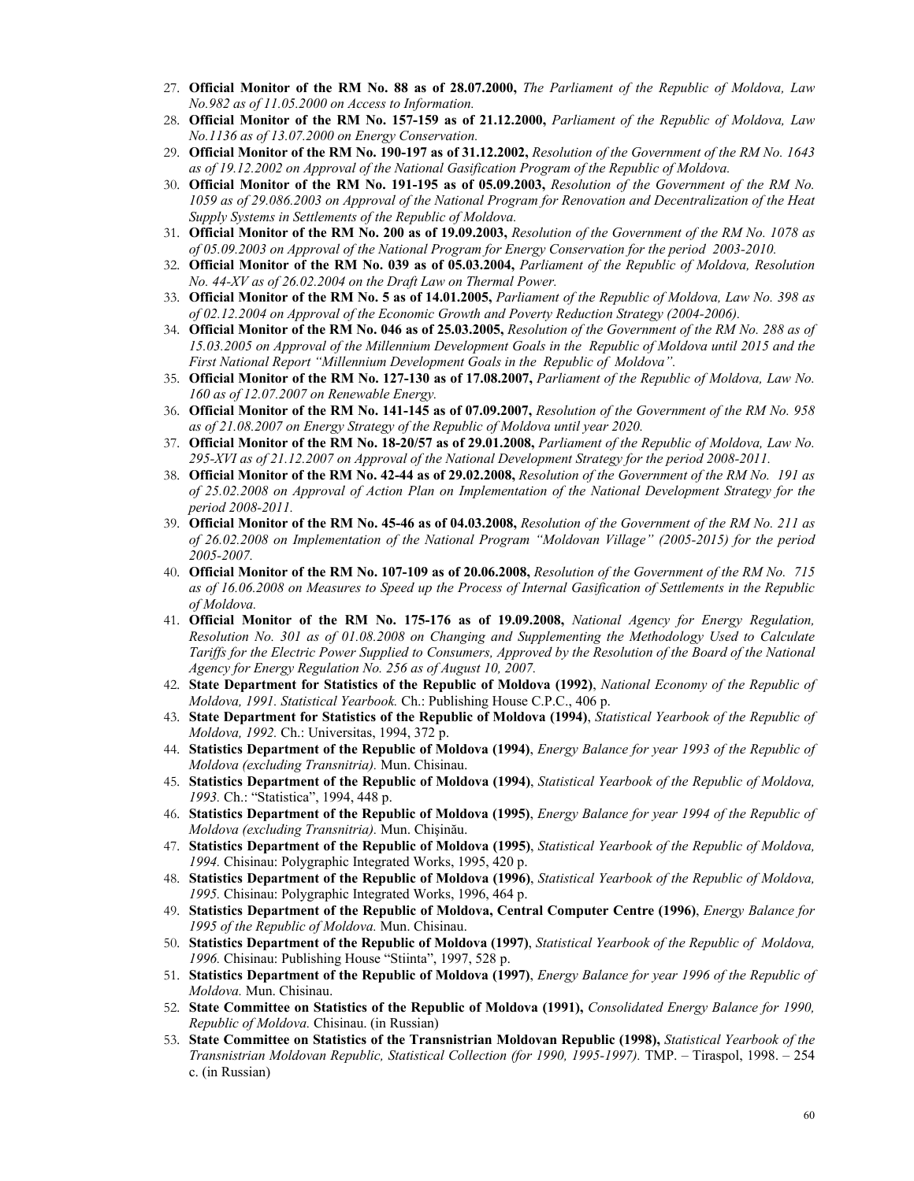27. **Official Monitor of the RM No. 88 as of 28.07.2000,** *The Parliament of the Republic of Moldova, Law No.982 as of 11.05.2000 on Access to Information.*
28. **Official Monitor of the RM No. 157-159 as of 21.12.2000,** *Parliament of the Republic of Moldova, Law No.1136 as of 13.07.2000 on Energy Conservation.*
29. **Official Monitor of the RM No. 190-197 as of 31.12.2002,** *Resolution of the Government of the RM No. 1643 as of 19.12.2002 on Approval of the National Gasification Program of the Republic of Moldova.*
30. **Official Monitor of the RM No. 191-195 as of 05.09.2003,** *Resolution of the Government of the RM No. 1059 as of 29.086.2003 on Approval of the National Program for Renovation and Decentralization of the Heat Supply Systems in Settlements of the Republic of Moldova.*
31. **Official Monitor of the RM No. 200 as of 19.09.2003,** *Resolution of the Government of the RM No. 1078 as of 05.09.2003 on Approval of the National Program for Energy Conservation for the period 2003-2010.*
32. **Official Monitor of the RM No. 039 as of 05.03.2004,** *Parliament of the Republic of Moldova, Resolution No. 44-XV as of 26.02.2004 on the Draft Law on Thermal Power.*
33. **Official Monitor of the RM No. 5 as of 14.01.2005,** *Parliament of the Republic of Moldova, Law No. 398 as of 02.12.2004 on Approval of the Economic Growth and Poverty Reduction Strategy (2004-2006).*
34. **Official Monitor of the RM No. 046 as of 25.03.2005,** *Resolution of the Government of the RM No. 288 as of 15.03.2005 on Approval of the Millennium Development Goals in the Republic of Moldova until 2015 and the First National Report "Millennium Development Goals in the Republic of Moldova".*
35. **Official Monitor of the RM No. 127-130 as of 17.08.2007,** *Parliament of the Republic of Moldova, Law No. 160 as of 12.07.2007 on Renewable Energy.*
36. **Official Monitor of the RM No. 141-145 as of 07.09.2007,** *Resolution of the Government of the RM No. 958 as of 21.08.2007 on Energy Strategy of the Republic of Moldova until year 2020.*
37. **Official Monitor of the RM No. 18-20/57 as of 29.01.2008,** *Parliament of the Republic of Moldova, Law No. 295-XVI as of 21.12.2007 on Approval of the National Development Strategy for the period 2008-2011.*
38. **Official Monitor of the RM No. 42-44 as of 29.02.2008,** *Resolution of the Government of the RM No. 191 as of 25.02.2008 on Approval of Action Plan on Implementation of the National Development Strategy for the period 2008-2011.*
39. **Official Monitor of the RM No. 45-46 as of 04.03.2008,** *Resolution of the Government of the RM No. 211 as of 26.02.2008 on Implementation of the National Program "Moldovan Village" (2005-2015) for the period 2005-2007.*
40. **Official Monitor of the RM No. 107-109 as of 20.06.2008,** *Resolution of the Government of the RM No. 715 as of 16.06.2008 on Measures to Speed up the Process of Internal Gasification of Settlements in the Republic of Moldova.*
41. **Official Monitor of the RM No. 175-176 as of 19.09.2008,** *National Agency for Energy Regulation, Resolution No. 301 as of 01.08.2008 on Changing and Supplementing the Methodology Used to Calculate Tariffs for the Electric Power Supplied to Consumers, Approved by the Resolution of the Board of the National Agency for Energy Regulation No. 256 as of August 10, 2007.*
42. **State Department for Statistics of the Republic of Moldova (1992)**, *National Economy of the Republic of Moldova, 1991. Statistical Yearbook.* Ch.: Publishing House C.P.C., 406 p.
43. **State Department for Statistics of the Republic of Moldova (1994)**, *Statistical Yearbook of the Republic of Moldova, 1992.* Ch.: Universitas, 1994, 372 p.
44. **Statistics Department of the Republic of Moldova (1994)**, *Energy Balance for year 1993 of the Republic of Moldova (excluding Transnitria).* Mun. Chisinau.
45. **Statistics Department of the Republic of Moldova (1994)**, *Statistical Yearbook of the Republic of Moldova, 1993.* Ch.: "Statistica", 1994, 448 p.
46. **Statistics Department of the Republic of Moldova (1995)**, *Energy Balance for year 1994 of the Republic of Moldova (excluding Transnitria).* Mun. Chişinău.
47. **Statistics Department of the Republic of Moldova (1995)**, *Statistical Yearbook of the Republic of Moldova, 1994.* Chisinau: Polygraphic Integrated Works, 1995, 420 p.
48. **Statistics Department of the Republic of Moldova (1996)**, *Statistical Yearbook of the Republic of Moldova, 1995.* Chisinau: Polygraphic Integrated Works, 1996, 464 p.
49. **Statistics Department of the Republic of Moldova, Central Computer Centre (1996)**, *Energy Balance for 1995 of the Republic of Moldova.* Mun. Chisinau.
50. **Statistics Department of the Republic of Moldova (1997)**, *Statistical Yearbook of the Republic of Moldova, 1996.* Chisinau: Publishing House "Stiinta", 1997, 528 p.
51. **Statistics Department of the Republic of Moldova (1997)**, *Energy Balance for year 1996 of the Republic of Moldova.* Mun. Chisinau.
52. **State Committee on Statistics of the Republic of Moldova (1991),** *Consolidated Energy Balance for 1990, Republic of Moldova.* Chisinau. (in Russian)
53. **State Committee on Statistics of the Transnistrian Moldovan Republic (1998),** *Statistical Yearbook of the Transnistrian Moldovan Republic, Statistical Collection (for 1990, 1995-1997).* TMP. – Tiraspol, 1998. – 254 c. (in Russian)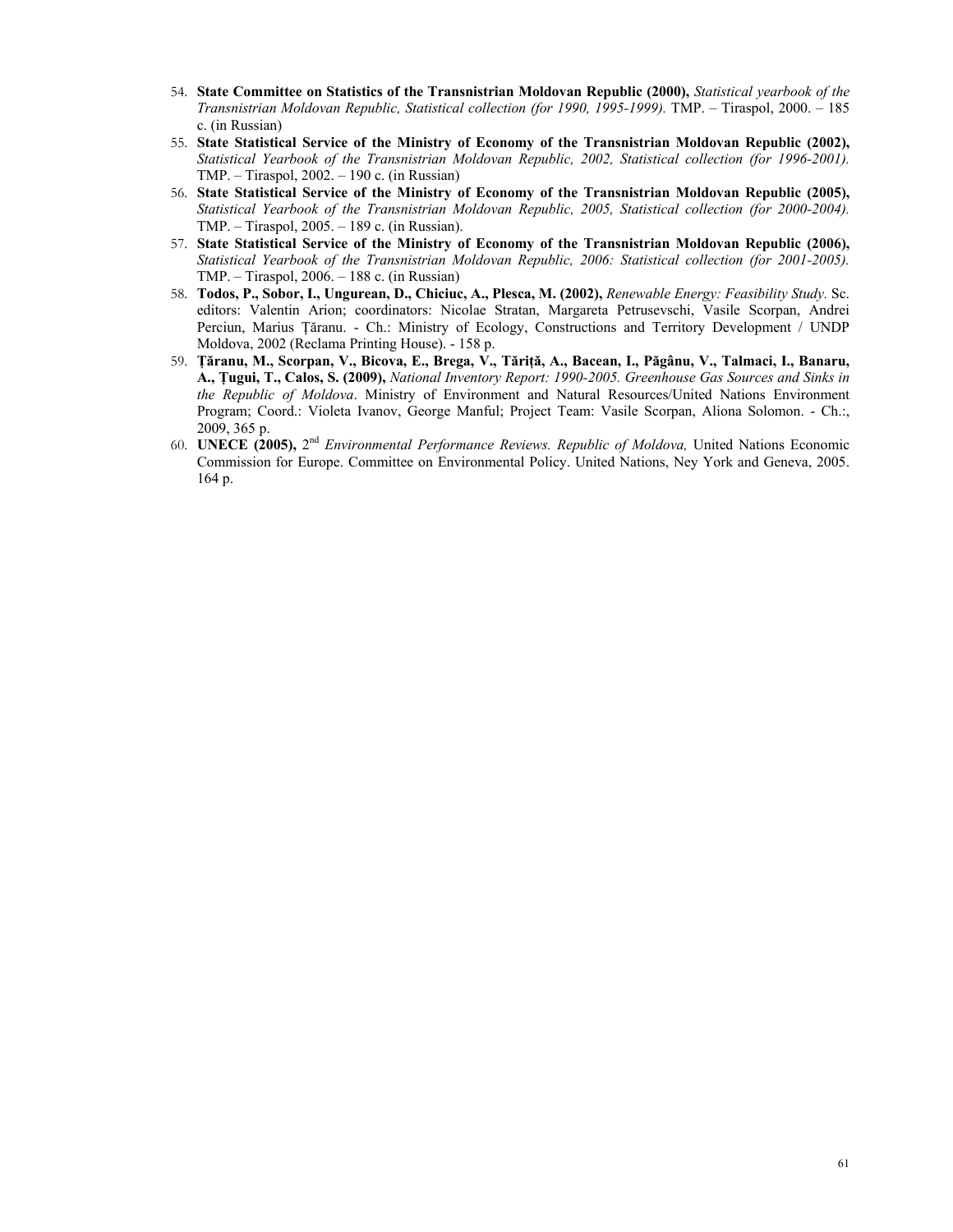54. **State Committee on Statistics of the Transnistrian Moldovan Republic (2000),** *Statistical yearbook of the Transnistrian Moldovan Republic, Statistical collection (for 1990, 1995-1999).* TMP. – Tiraspol, 2000. – 185 c. (in Russian)
55. **State Statistical Service of the Ministry of Economy of the Transnistrian Moldovan Republic (2002),** *Statistical Yearbook of the Transnistrian Moldovan Republic, 2002, Statistical collection (for 1996-2001).* TMP. – Tiraspol, 2002. – 190 c. (in Russian)
56. **State Statistical Service of the Ministry of Economy of the Transnistrian Moldovan Republic (2005),** *Statistical Yearbook of the Transnistrian Moldovan Republic, 2005, Statistical collection (for 2000-2004).* TMP. – Tiraspol, 2005. – 189 c. (in Russian).
57. **State Statistical Service of the Ministry of Economy of the Transnistrian Moldovan Republic (2006),** *Statistical Yearbook of the Transnistrian Moldovan Republic, 2006: Statistical collection (for 2001-2005).* TMP. – Tiraspol, 2006. – 188 c. (in Russian)
58. **Todos, P., Sobor, I., Ungurean, D., Chiciuc, A., Plesca, M. (2002),** *Renewable Energy: Feasibility Study.* Sc. editors: Valentin Arion; coordinators: Nicolae Stratan, Margareta Petrusevschi, Vasile Scorpan, Andrei Perciun, Marius Ţăranu. - Ch.: Ministry of Ecology, Constructions and Territory Development / UNDP Moldova, 2002 (Reclama Printing House). - 158 p.
59. **Ţăranu, M., Scorpan, V., Bicova, E., Brega, V., Tăriţă, A., Bacean, I., Păgânu, V., Talmaci, I., Banaru, A., Ţugui, T., Calos, S. (2009),** *National Inventory Report: 1990-2005. Greenhouse Gas Sources and Sinks in the Republic of Moldova*. Ministry of Environment and Natural Resources/United Nations Environment Program; Coord.: Violeta Ivanov, George Manful; Project Team: Vasile Scorpan, Aliona Solomon. - Ch.:, 2009, 365 p.
60. **UNECE (2005),** 2nd *Environmental Performance Reviews. Republic of Moldova,* United Nations Economic Commission for Europe. Committee on Environmental Policy. United Nations, Ney York and Geneva, 2005. 164 p.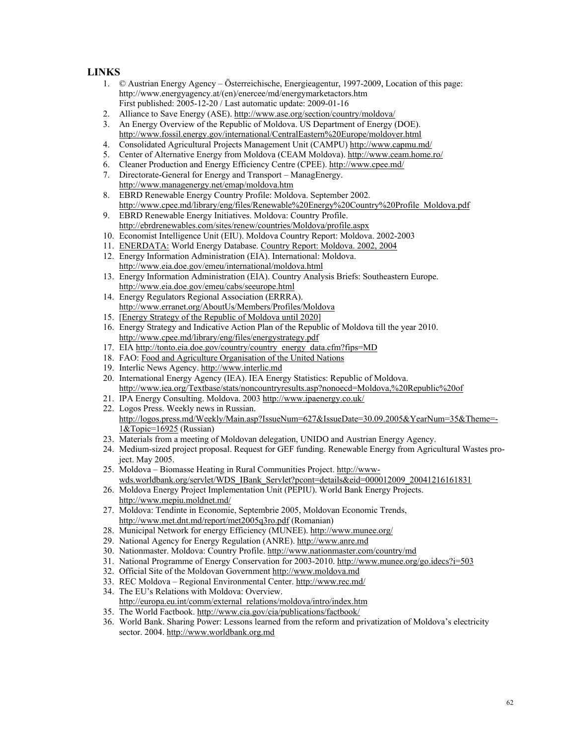## LINKS

1. © Austrian Energy Agency – Österreichische, Energieagentur, 1997-2009, Location of this page: http://www.energyagency.at/(en)/enercee/md/energymarketactors.htm
   First published: 2005-12-20 / Last automatic update: 2009-01-16
2. Alliance to Save Energy (ASE). http://www.ase.org/section/country/moldova/
3. An Energy Overview of the Republic of Moldova. US Department of Energy (DOE). http://www.fossil.energy.gov/international/CentralEastern%20Europe/moldover.html
4. Consolidated Agricultural Projects Management Unit (CAMPU) http://www.capmu.md/
5. Center of Alternative Energy from Moldova (CEAM Moldova). http://www.ceam.home.ro/
6. Cleaner Production and Energy Efficiency Centre (CPEE). http://www.cpee.md/
7. Directorate-General for Energy and Transport – ManagEnergy. http://www.managenergy.net/emap/moldova.htm
8. EBRD Renewable Energy Country Profile: Moldova. September 2002. http://www.cpee.md/library/eng/files/Renewable%20Energy%20Country%20Profile_Moldova.pdf
9. EBRD Renewable Energy Initiatives. Moldova: Country Profile. http://ebrdrenewables.com/sites/renew/countries/Moldova/profile.aspx
10. Economist Intelligence Unit (EIU). Moldova Country Report: Moldova. 2002-2003
11. ENERDATA: World Energy Database. Country Report: Moldova. 2002, 2004
12. Energy Information Administration (EIA). International: Moldova. http://www.eia.doe.gov/emeu/international/moldova.html
13. Energy Information Administration (EIA). Country Analysis Briefs: Southeastern Europe. http://www.eia.doe.gov/emeu/cabs/seeurope.html
14. Energy Regulators Regional Association (ERRRA). http://www.erranet.org/AboutUs/Members/Profiles/Moldova
15. [Energy Strategy of the Republic of Moldova until 2020]
16. Energy Strategy and Indicative Action Plan of the Republic of Moldova till the year 2010. http://www.cpee.md/library/eng/files/energystrategy.pdf
17. EIA http://tonto.eia.doe.gov/country/country_energy_data.cfm?fips=MD
18. FAO: Food and Agriculture Organisation of the United Nations
19. Interlic News Agency. http://www.interlic.md
20. International Energy Agency (IEA). IEA Energy Statistics: Republic of Moldova. http://www.iea.org/Textbase/stats/noncountryresults.asp?nonoecd=Moldova,%20Republic%20of
21. IPA Energy Consulting. Moldova. 2003 http://www.ipaenergy.co.uk/
22. Logos Press. Weekly news in Russian. http://logos.press.md/Weekly/Main.asp?IssueNum=627&IssueDate=30.09.2005&YearNum=35&Theme=-1&Topic=16925 (Russian)
23. Materials from a meeting of Moldovan delegation, UNIDO and Austrian Energy Agency.
24. Medium-sized project proposal. Request for GEF funding. Renewable Energy from Agricultural Wastes project. May 2005.
25. Moldova – Biomasse Heating in Rural Communities Project. http://www-wds.worldbank.org/servlet/WDS_IBank_Servlet?pcont=details&eid=000012009_20041216161831
26. Moldova Energy Project Implementation Unit (PEPIU). World Bank Energy Projects. http://www.mepiu.moldnet.md/
27. Moldova: Tendinte in Economie, Septembrie 2005, Moldovan Economic Trends, http://www.met.dnt.md/report/met2005q3ro.pdf (Romanian)
28. Municipal Network for energy Efficiency (MUNEE). http://www.munee.org/
29. National Agency for Energy Regulation (ANRE). http://www.anre.md
30. Nationmaster. Moldova: Country Profile. http://www.nationmaster.com/country/md
31. National Programme of Energy Conservation for 2003-2010. http://www.munee.org/go.idecs?i=503
32. Official Site of the Moldovan Government http://www.moldova.md
33. REC Moldova – Regional Environmental Center. http://www.rec.md/
34. The EU's Relations with Moldova: Overview. http://europa.eu.int/comm/external_relations/moldova/intro/index.htm
35. The World Factbook. http://www.cia.gov/cia/publications/factbook/
36. World Bank. Sharing Power: Lessons learned from the reform and privatization of Moldova's electricity sector. 2004. http://www.worldbank.org.md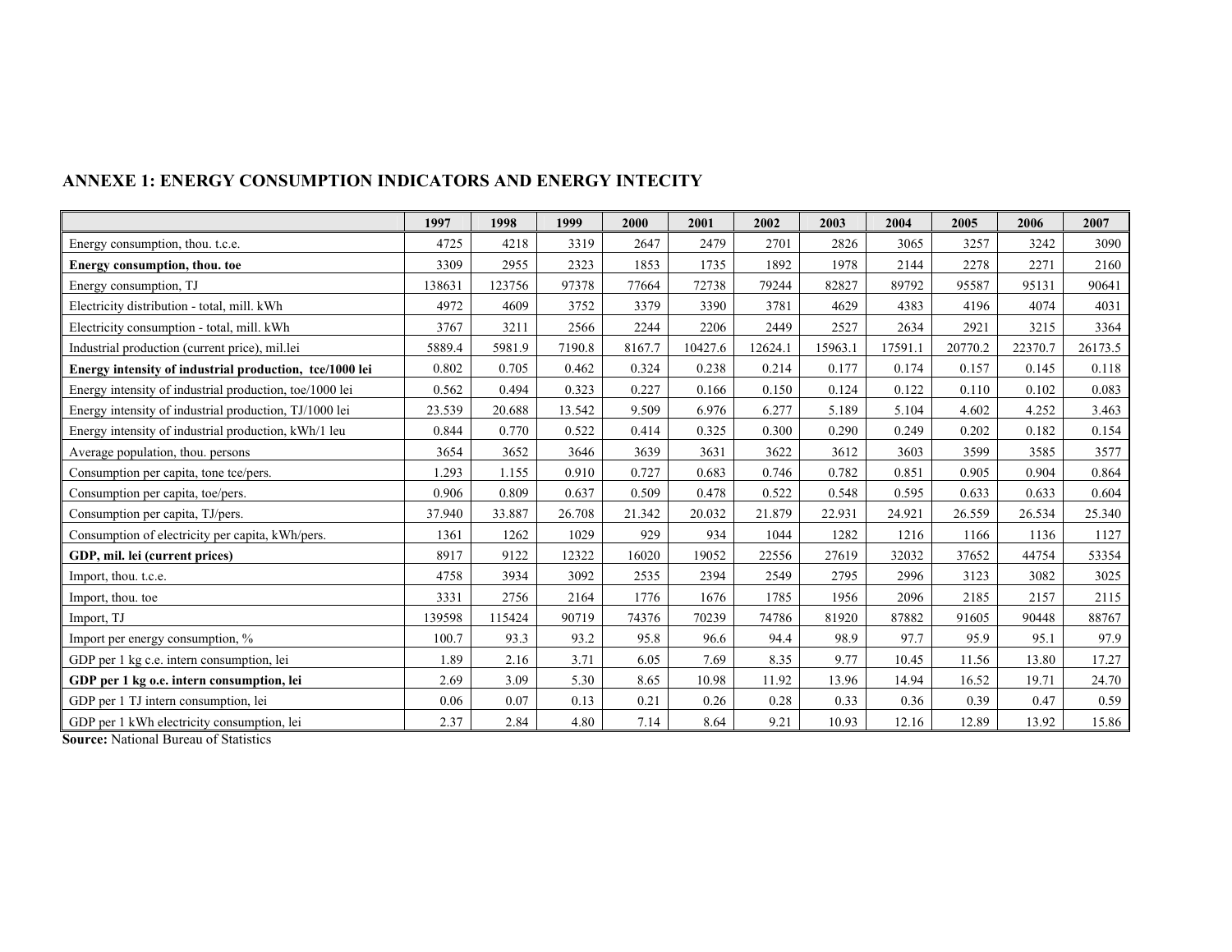## ANNEXE 1: ENERGY CONSUMPTION INDICATORS AND ENERGY INTECITY

| | 1997 | 1998 | 1999 | 2000 | 2001 | 2002 | 2003 | 2004 | 2005 | 2006 | 2007 |
|---|---|---|---|---|---|---|---|---|---|---|---|
| Energy consumption, thou. t.c.e. | 4725 | 4218 | 3319 | 2647 | 2479 | 2701 | 2826 | 3065 | 3257 | 3242 | 3090 |
| **Energy consumption, thou. toe** | 3309 | 2955 | 2323 | 1853 | 1735 | 1892 | 1978 | 2144 | 2278 | 2271 | 2160 |
| Energy consumption, TJ | 138631 | 123756 | 97378 | 77664 | 72738 | 79244 | 82827 | 89792 | 95587 | 95131 | 90641 |
| Electricity distribution - total, mill. kWh | 4972 | 4609 | 3752 | 3379 | 3390 | 3781 | 4629 | 4383 | 4196 | 4074 | 4031 |
| Electricity consumption - total, mill. kWh | 3767 | 3211 | 2566 | 2244 | 2206 | 2449 | 2527 | 2634 | 2921 | 3215 | 3364 |
| Industrial production (current price), mil.lei | 5889.4 | 5981.9 | 7190.8 | 8167.7 | 10427.6 | 12624.1 | 15963.1 | 17591.1 | 20770.2 | 22370.7 | 26173.5 |
| **Energy intensity of industrial production, tce/1000 lei** | 0.802 | 0.705 | 0.462 | 0.324 | 0.238 | 0.214 | 0.177 | 0.174 | 0.157 | 0.145 | 0.118 |
| Energy intensity of industrial production, toe/1000 lei | 0.562 | 0.494 | 0.323 | 0.227 | 0.166 | 0.150 | 0.124 | 0.122 | 0.110 | 0.102 | 0.083 |
| Energy intensity of industrial production, TJ/1000 lei | 23.539 | 20.688 | 13.542 | 9.509 | 6.976 | 6.277 | 5.189 | 5.104 | 4.602 | 4.252 | 3.463 |
| Energy intensity of industrial production, kWh/1 leu | 0.844 | 0.770 | 0.522 | 0.414 | 0.325 | 0.300 | 0.290 | 0.249 | 0.202 | 0.182 | 0.154 |
| Average population, thou. persons | 3654 | 3652 | 3646 | 3639 | 3631 | 3622 | 3612 | 3603 | 3599 | 3585 | 3577 |
| Consumption per capita, tone tce/pers. | 1.293 | 1.155 | 0.910 | 0.727 | 0.683 | 0.746 | 0.782 | 0.851 | 0.905 | 0.904 | 0.864 |
| Consumption per capita, toe/pers. | 0.906 | 0.809 | 0.637 | 0.509 | 0.478 | 0.522 | 0.548 | 0.595 | 0.633 | 0.633 | 0.604 |
| Consumption per capita, TJ/pers. | 37.940 | 33.887 | 26.708 | 21.342 | 20.032 | 21.879 | 22.931 | 24.921 | 26.559 | 26.534 | 25.340 |
| Consumption of electricity per capita, kWh/pers. | 1361 | 1262 | 1029 | 929 | 934 | 1044 | 1282 | 1216 | 1166 | 1136 | 1127 |
| **GDP, mil. lei (current prices)** | 8917 | 9122 | 12322 | 16020 | 19052 | 22556 | 27619 | 32032 | 37652 | 44754 | 53354 |
| Import, thou. t.c.e. | 4758 | 3934 | 3092 | 2535 | 2394 | 2549 | 2795 | 2996 | 3123 | 3082 | 3025 |
| Import, thou. toe | 3331 | 2756 | 2164 | 1776 | 1676 | 1785 | 1956 | 2096 | 2185 | 2157 | 2115 |
| Import, TJ | 139598 | 115424 | 90719 | 74376 | 70239 | 74786 | 81920 | 87882 | 91605 | 90448 | 88767 |
| Import per energy consumption, % | 100.7 | 93.3 | 93.2 | 95.8 | 96.6 | 94.4 | 98.9 | 97.7 | 95.9 | 95.1 | 97.9 |
| GDP per 1 kg c.e. intern consumption, lei | 1.89 | 2.16 | 3.71 | 6.05 | 7.69 | 8.35 | 9.77 | 10.45 | 11.56 | 13.80 | 17.27 |
| **GDP per 1 kg o.e. intern consumption, lei** | 2.69 | 3.09 | 5.30 | 8.65 | 10.98 | 11.92 | 13.96 | 14.94 | 16.52 | 19.71 | 24.70 |
| GDP per 1 TJ intern consumption, lei | 0.06 | 0.07 | 0.13 | 0.21 | 0.26 | 0.28 | 0.33 | 0.36 | 0.39 | 0.47 | 0.59 |
| GDP per 1 kWh electricity consumption, lei | 2.37 | 2.84 | 4.80 | 7.14 | 8.64 | 9.21 | 10.93 | 12.16 | 12.89 | 13.92 | 15.86 |

**Source:** National Bureau of Statistics